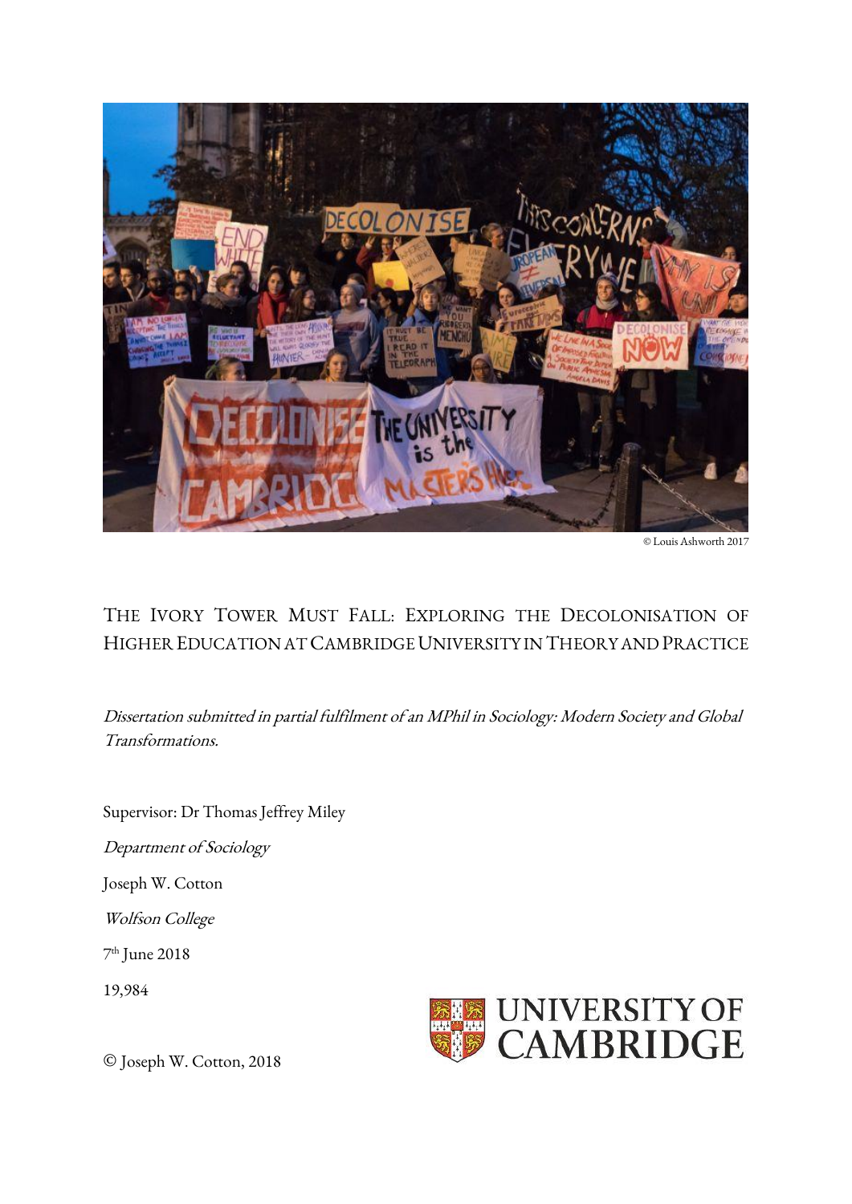© Louis Ashworth 2017

# The Ivory Tower Must Fall: Exploring the Decolonisation of Higher Education at Cambridge University in Theory and Practice

*Dissertation submitted in partial fulfilment of an MPhil in Sociology: Modern Society and Global Transformations.*

Supervisor: Dr Thomas Jeffrey Miley

*Department of Sociology*

Joseph W. Cotton

*Wolfson College*

7th June 2018

19,984

© Joseph W. Cotton, 2018

University of Cambridge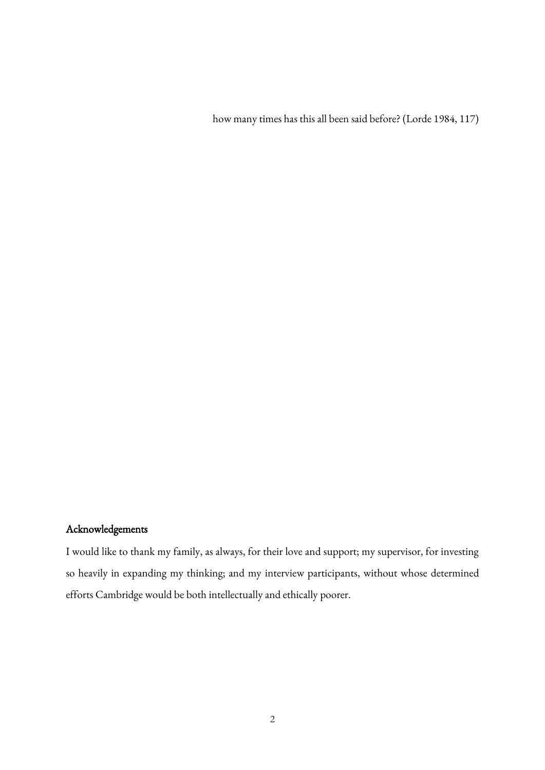how many times has this all been said before? (Lorde 1984, 117)

## Acknowledgements

I would like to thank my family, as always, for their love and support; my supervisor, for investing so heavily in expanding my thinking; and my interview participants, without whose determined efforts Cambridge would be both intellectually and ethically poorer.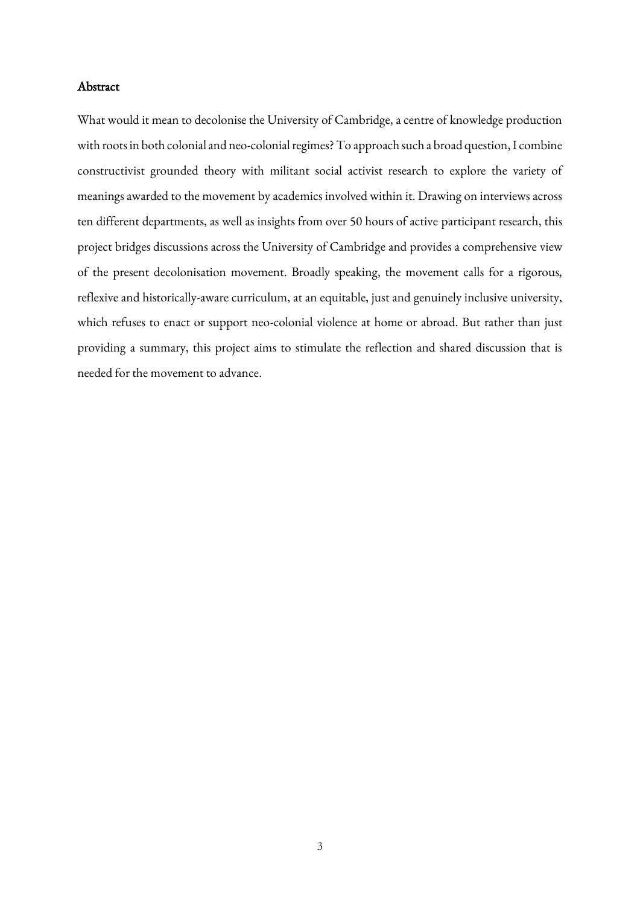## Abstract

What would it mean to decolonise the University of Cambridge, a centre of knowledge production with roots in both colonial and neo-colonial regimes? To approach such a broad question, I combine constructivist grounded theory with militant social activist research to explore the variety of meanings awarded to the movement by academics involved within it. Drawing on interviews across ten different departments, as well as insights from over 50 hours of active participant research, this project bridges discussions across the University of Cambridge and provides a comprehensive view of the present decolonisation movement. Broadly speaking, the movement calls for a rigorous, reflexive and historically-aware curriculum, at an equitable, just and genuinely inclusive university, which refuses to enact or support neo-colonial violence at home or abroad. But rather than just providing a summary, this project aims to stimulate the reflection and shared discussion that is needed for the movement to advance.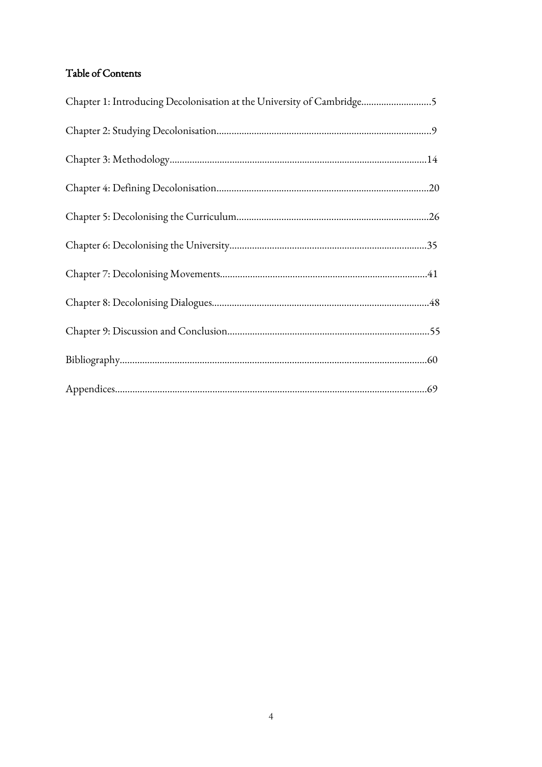## Table of Contents

Chapter 1: Introducing Decolonisation at the University of Cambridge............................5

Chapter 2: Studying Decolonisation.....................................................................................9

Chapter 3: Methodology......................................................................................................14

Chapter 4: Defining Decolonisation....................................................................................20

Chapter 5: Decolonising the Curriculum............................................................................26

Chapter 6: Decolonising the University..............................................................................35

Chapter 7: Decolonising Movements..................................................................................41

Chapter 8: Decolonising Dialogues......................................................................................48

Chapter 9: Discussion and Conclusion................................................................................55

Bibliography..........................................................................................................................60

Appendices............................................................................................................................69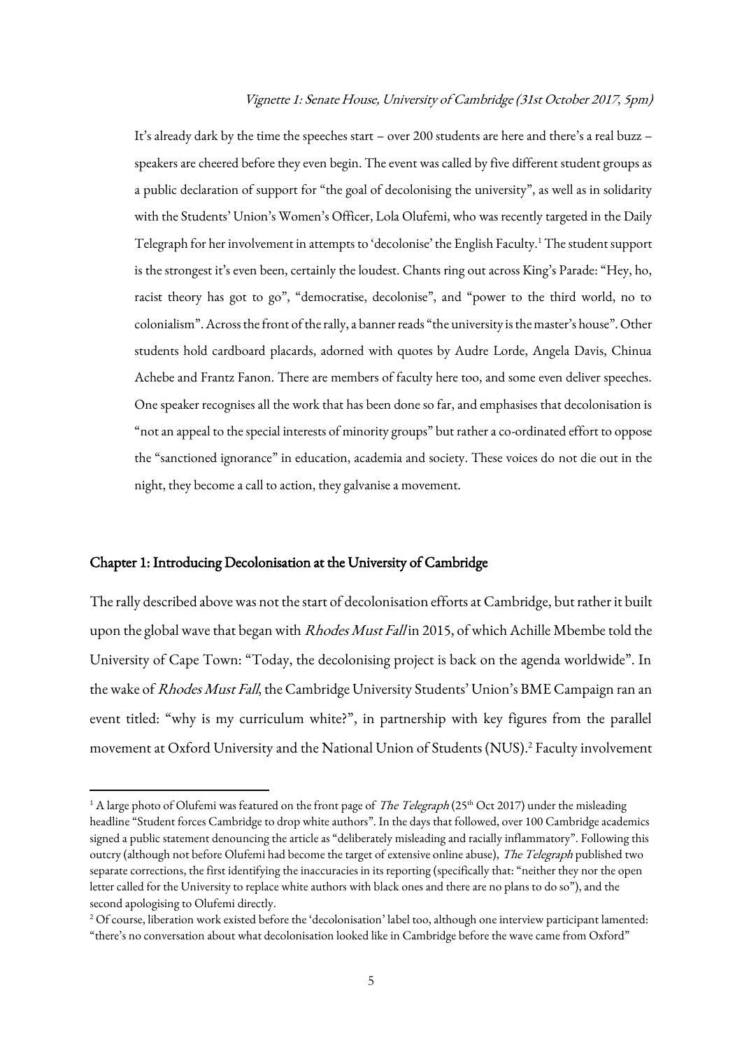*Vignette 1: Senate House, University of Cambridge (31st October 2017, 5pm)*

It's already dark by the time the speeches start – over 200 students are here and there's a real buzz – speakers are cheered before they even begin. The event was called by five different student groups as a public declaration of support for "the goal of decolonising the university", as well as in solidarity with the Students' Union's Women's Officer, Lola Olufemi, who was recently targeted in the Daily Telegraph for her involvement in attempts to 'decolonise' the English Faculty.[1] The student support is the strongest it's even been, certainly the loudest. Chants ring out across King's Parade: "Hey, ho, racist theory has got to go", "democratise, decolonise", and "power to the third world, no to colonialism". Across the front of the rally, a banner reads "the university is the master's house". Other students hold cardboard placards, adorned with quotes by Audre Lorde, Angela Davis, Chinua Achebe and Frantz Fanon. There are members of faculty here too, and some even deliver speeches. One speaker recognises all the work that has been done so far, and emphasises that decolonisation is "not an appeal to the special interests of minority groups" but rather a co-ordinated effort to oppose the "sanctioned ignorance" in education, academia and society. These voices do not die out in the night, they become a call to action, they galvanise a movement.

## Chapter 1: Introducing Decolonisation at the University of Cambridge

The rally described above was not the start of decolonisation efforts at Cambridge, but rather it built upon the global wave that began with *Rhodes Must Fall* in 2015, of which Achille Mbembe told the University of Cape Town: "Today, the decolonising project is back on the agenda worldwide". In the wake of *Rhodes Must Fall*, the Cambridge University Students' Union's BME Campaign ran an event titled: "why is my curriculum white?", in partnership with key figures from the parallel movement at Oxford University and the National Union of Students (NUS).[2] Faculty involvement

---

[1] A large photo of Olufemi was featured on the front page of *The Telegraph* (25th Oct 2017) under the misleading headline "Student forces Cambridge to drop white authors". In the days that followed, over 100 Cambridge academics signed a public statement denouncing the article as "deliberately misleading and racially inflammatory". Following this outcry (although not before Olufemi had become the target of extensive online abuse), *The Telegraph* published two separate corrections, the first identifying the inaccuracies in its reporting (specifically that: "neither they nor the open letter called for the University to replace white authors with black ones and there are no plans to do so"), and the second apologising to Olufemi directly.

[2] Of course, liberation work existed before the 'decolonisation' label too, although one interview participant lamented: "there's no conversation about what decolonisation looked like in Cambridge before the wave came from Oxford"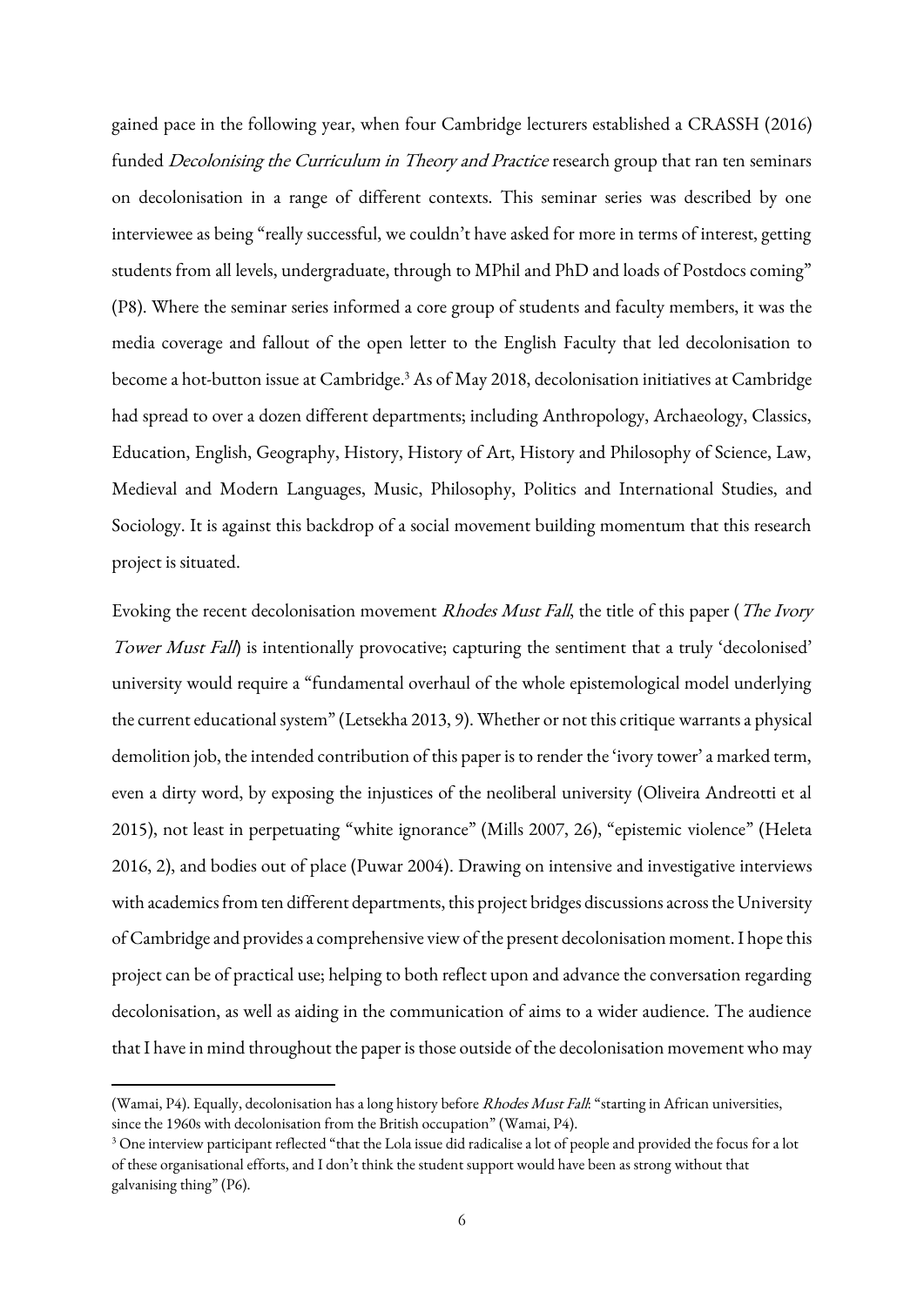gained pace in the following year, when four Cambridge lecturers established a CRASSH (2016) funded *Decolonising the Curriculum in Theory and Practice* research group that ran ten seminars on decolonisation in a range of different contexts. This seminar series was described by one interviewee as being "really successful, we couldn't have asked for more in terms of interest, getting students from all levels, undergraduate, through to MPhil and PhD and loads of Postdocs coming" (P8). Where the seminar series informed a core group of students and faculty members, it was the media coverage and fallout of the open letter to the English Faculty that led decolonisation to become a hot-button issue at Cambridge.[3] As of May 2018, decolonisation initiatives at Cambridge had spread to over a dozen different departments; including Anthropology, Archaeology, Classics, Education, English, Geography, History, History of Art, History and Philosophy of Science, Law, Medieval and Modern Languages, Music, Philosophy, Politics and International Studies, and Sociology. It is against this backdrop of a social movement building momentum that this research project is situated.

Evoking the recent decolonisation movement *Rhodes Must Fall*, the title of this paper (*The Ivory Tower Must Fall*) is intentionally provocative; capturing the sentiment that a truly 'decolonised' university would require a "fundamental overhaul of the whole epistemological model underlying the current educational system" (Letsekha 2013, 9). Whether or not this critique warrants a physical demolition job, the intended contribution of this paper is to render the 'ivory tower' a marked term, even a dirty word, by exposing the injustices of the neoliberal university (Oliveira Andreotti et al 2015), not least in perpetuating "white ignorance" (Mills 2007, 26), "epistemic violence" (Heleta 2016, 2), and bodies out of place (Puwar 2004). Drawing on intensive and investigative interviews with academics from ten different departments, this project bridges discussions across the University of Cambridge and provides a comprehensive view of the present decolonisation moment. I hope this project can be of practical use; helping to both reflect upon and advance the conversation regarding decolonisation, as well as aiding in the communication of aims to a wider audience. The audience that I have in mind throughout the paper is those outside of the decolonisation movement who may

---

(Wamai, P4). Equally, decolonisation has a long history before *Rhodes Must Fall*: "starting in African universities, since the 1960s with decolonisation from the British occupation" (Wamai, P4).

[3] One interview participant reflected "that the Lola issue did radicalise a lot of people and provided the focus for a lot of these organisational efforts, and I don't think the student support would have been as strong without that galvanising thing" (P6).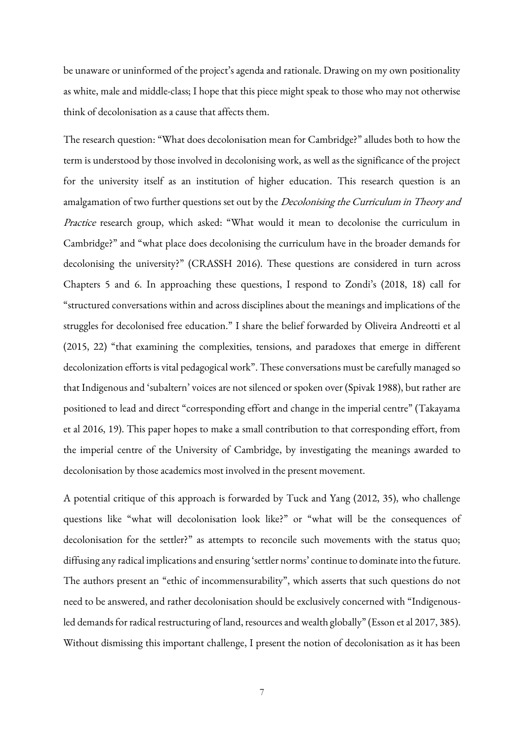be unaware or uninformed of the project's agenda and rationale. Drawing on my own positionality as white, male and middle-class; I hope that this piece might speak to those who may not otherwise think of decolonisation as a cause that affects them.

The research question: "What does decolonisation mean for Cambridge?" alludes both to how the term is understood by those involved in decolonising work, as well as the significance of the project for the university itself as an institution of higher education. This research question is an amalgamation of two further questions set out by the *Decolonising the Curriculum in Theory and Practice* research group, which asked: "What would it mean to decolonise the curriculum in Cambridge?" and "what place does decolonising the curriculum have in the broader demands for decolonising the university?" (CRASSH 2016). These questions are considered in turn across Chapters 5 and 6. In approaching these questions, I respond to Zondi's (2018, 18) call for "structured conversations within and across disciplines about the meanings and implications of the struggles for decolonised free education." I share the belief forwarded by Oliveira Andreotti et al (2015, 22) "that examining the complexities, tensions, and paradoxes that emerge in different decolonization efforts is vital pedagogical work". These conversations must be carefully managed so that Indigenous and 'subaltern' voices are not silenced or spoken over (Spivak 1988), but rather are positioned to lead and direct "corresponding effort and change in the imperial centre" (Takayama et al 2016, 19). This paper hopes to make a small contribution to that corresponding effort, from the imperial centre of the University of Cambridge, by investigating the meanings awarded to decolonisation by those academics most involved in the present movement.

A potential critique of this approach is forwarded by Tuck and Yang (2012, 35), who challenge questions like "what will decolonisation look like?" or "what will be the consequences of decolonisation for the settler?" as attempts to reconcile such movements with the status quo; diffusing any radical implications and ensuring 'settler norms' continue to dominate into the future. The authors present an "ethic of incommensurability", which asserts that such questions do not need to be answered, and rather decolonisation should be exclusively concerned with "Indigenous-led demands for radical restructuring of land, resources and wealth globally" (Esson et al 2017, 385). Without dismissing this important challenge, I present the notion of decolonisation as it has been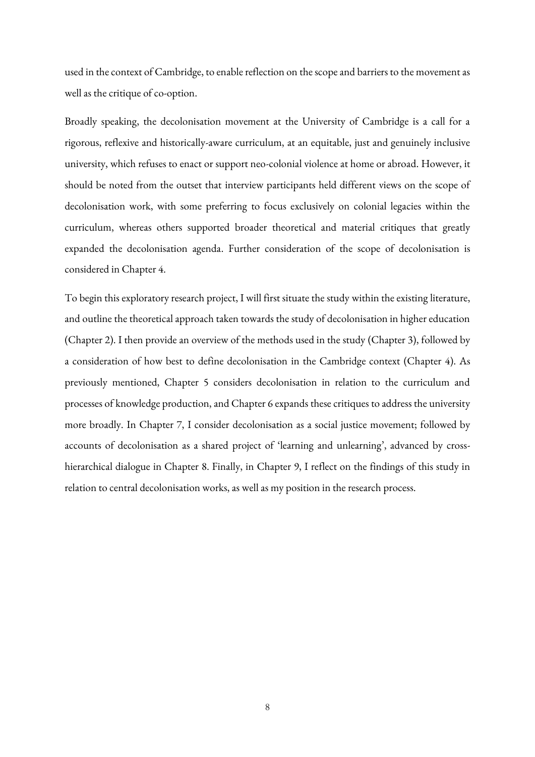used in the context of Cambridge, to enable reflection on the scope and barriers to the movement as well as the critique of co-option.

Broadly speaking, the decolonisation movement at the University of Cambridge is a call for a rigorous, reflexive and historically-aware curriculum, at an equitable, just and genuinely inclusive university, which refuses to enact or support neo-colonial violence at home or abroad. However, it should be noted from the outset that interview participants held different views on the scope of decolonisation work, with some preferring to focus exclusively on colonial legacies within the curriculum, whereas others supported broader theoretical and material critiques that greatly expanded the decolonisation agenda. Further consideration of the scope of decolonisation is considered in Chapter 4.

To begin this exploratory research project, I will first situate the study within the existing literature, and outline the theoretical approach taken towards the study of decolonisation in higher education (Chapter 2). I then provide an overview of the methods used in the study (Chapter 3), followed by a consideration of how best to define decolonisation in the Cambridge context (Chapter 4). As previously mentioned, Chapter 5 considers decolonisation in relation to the curriculum and processes of knowledge production, and Chapter 6 expands these critiques to address the university more broadly. In Chapter 7, I consider decolonisation as a social justice movement; followed by accounts of decolonisation as a shared project of 'learning and unlearning', advanced by cross-hierarchical dialogue in Chapter 8. Finally, in Chapter 9, I reflect on the findings of this study in relation to central decolonisation works, as well as my position in the research process.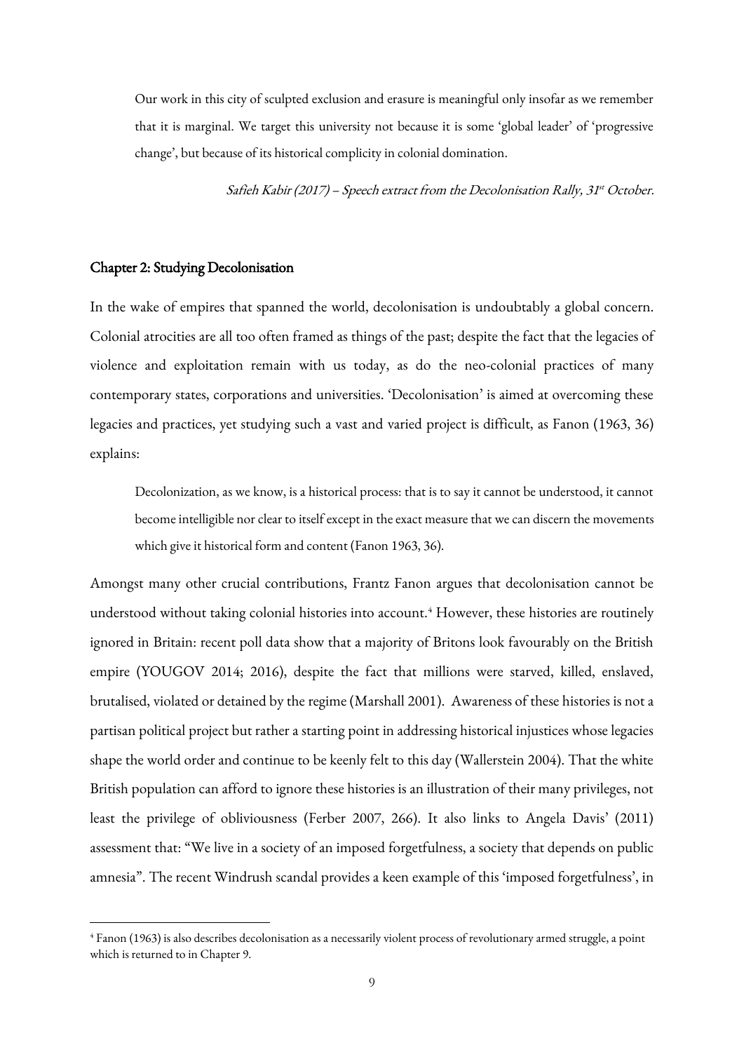> Our work in this city of sculpted exclusion and erasure is meaningful only insofar as we remember that it is marginal. We target this university not because it is some 'global leader' of 'progressive change', but because of its historical complicity in colonial domination.
>
> *Safieh Kabir (2017) – Speech extract from the Decolonisation Rally, 31st October.*

## Chapter 2: Studying Decolonisation

In the wake of empires that spanned the world, decolonisation is undoubtably a global concern. Colonial atrocities are all too often framed as things of the past; despite the fact that the legacies of violence and exploitation remain with us today, as do the neo-colonial practices of many contemporary states, corporations and universities. 'Decolonisation' is aimed at overcoming these legacies and practices, yet studying such a vast and varied project is difficult, as Fanon (1963, 36) explains:

> Decolonization, as we know, is a historical process: that is to say it cannot be understood, it cannot become intelligible nor clear to itself except in the exact measure that we can discern the movements which give it historical form and content (Fanon 1963, 36).

Amongst many other crucial contributions, Frantz Fanon argues that decolonisation cannot be understood without taking colonial histories into account.[4] However, these histories are routinely ignored in Britain: recent poll data show that a majority of Britons look favourably on the British empire (YOUGOV 2014; 2016), despite the fact that millions were starved, killed, enslaved, brutalised, violated or detained by the regime (Marshall 2001). Awareness of these histories is not a partisan political project but rather a starting point in addressing historical injustices whose legacies shape the world order and continue to be keenly felt to this day (Wallerstein 2004). That the white British population can afford to ignore these histories is an illustration of their many privileges, not least the privilege of obliviousness (Ferber 2007, 266). It also links to Angela Davis' (2011) assessment that: "We live in a society of an imposed forgetfulness, a society that depends on public amnesia". The recent Windrush scandal provides a keen example of this 'imposed forgetfulness', in

---

[4] Fanon (1963) is also describes decolonisation as a necessarily violent process of revolutionary armed struggle, a point which is returned to in Chapter 9.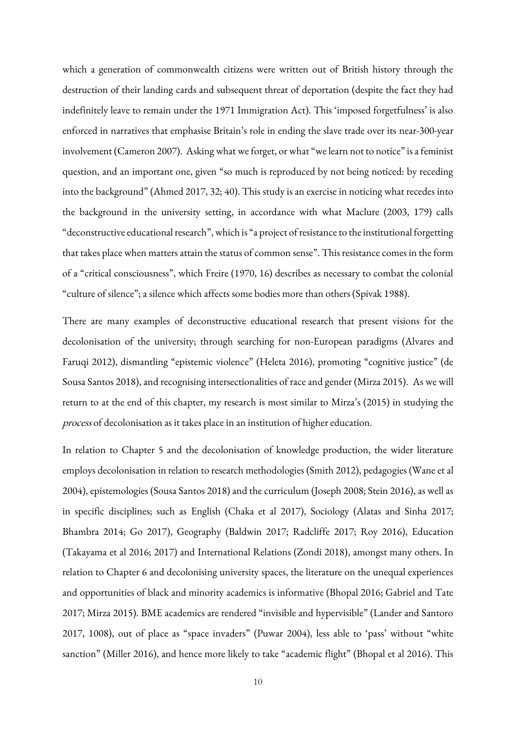which a generation of commonwealth citizens were written out of British history through the destruction of their landing cards and subsequent threat of deportation (despite the fact they had indefinitely leave to remain under the 1971 Immigration Act). This 'imposed forgetfulness' is also enforced in narratives that emphasise Britain's role in ending the slave trade over its near-300-year involvement (Cameron 2007). Asking what we forget, or what "we learn not to notice" is a feminist question, and an important one, given "so much is reproduced by not being noticed: by receding into the background" (Ahmed 2017, 32; 40). This study is an exercise in noticing what recedes into the background in the university setting, in accordance with what Maclure (2003, 179) calls "deconstructive educational research", which is "a project of resistance to the institutional forgetting that takes place when matters attain the status of common sense". This resistance comes in the form of a "critical consciousness", which Freire (1970, 16) describes as necessary to combat the colonial "culture of silence"; a silence which affects some bodies more than others (Spivak 1988).

There are many examples of deconstructive educational research that present visions for the decolonisation of the university; through searching for non-European paradigms (Alvares and Faruqi 2012), dismantling "epistemic violence" (Heleta 2016), promoting "cognitive justice" (de Sousa Santos 2018), and recognising intersectionalities of race and gender (Mirza 2015). As we will return to at the end of this chapter, my research is most similar to Mirza's (2015) in studying the *process* of decolonisation as it takes place in an institution of higher education.

In relation to Chapter 5 and the decolonisation of knowledge production, the wider literature employs decolonisation in relation to research methodologies (Smith 2012), pedagogies (Wane et al 2004), epistemologies (Sousa Santos 2018) and the curriculum (Joseph 2008; Stein 2016), as well as in specific disciplines; such as English (Chaka et al 2017), Sociology (Alatas and Sinha 2017; Bhambra 2014; Go 2017), Geography (Baldwin 2017; Radcliffe 2017; Roy 2016), Education (Takayama et al 2016; 2017) and International Relations (Zondi 2018), amongst many others. In relation to Chapter 6 and decolonising university spaces, the literature on the unequal experiences and opportunities of black and minority academics is informative (Bhopal 2016; Gabriel and Tate 2017; Mirza 2015). BME academics are rendered "invisible and hypervisible" (Lander and Santoro 2017, 1008), out of place as "space invaders" (Puwar 2004), less able to 'pass' without "white sanction" (Miller 2016), and hence more likely to take "academic flight" (Bhopal et al 2016). This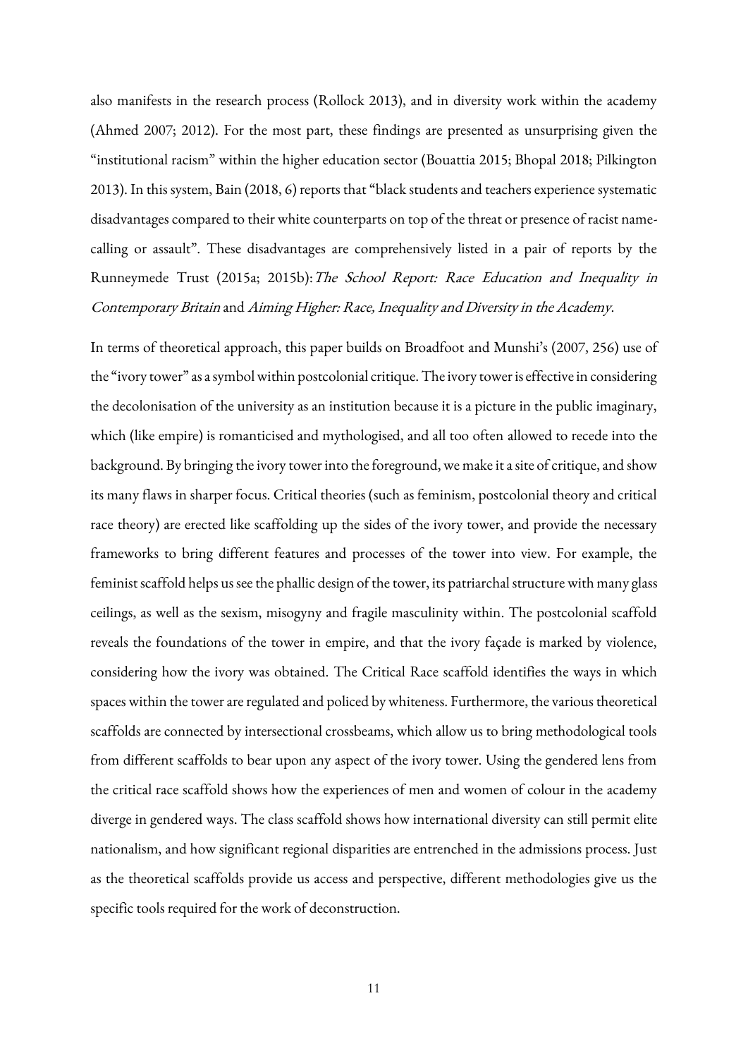also manifests in the research process (Rollock 2013), and in diversity work within the academy (Ahmed 2007; 2012). For the most part, these findings are presented as unsurprising given the "institutional racism" within the higher education sector (Bouattia 2015; Bhopal 2018; Pilkington 2013). In this system, Bain (2018, 6) reports that "black students and teachers experience systematic disadvantages compared to their white counterparts on top of the threat or presence of racist name-calling or assault". These disadvantages are comprehensively listed in a pair of reports by the Runneymede Trust (2015a; 2015b): *The School Report: Race Education and Inequality in Contemporary Britain* and *Aiming Higher: Race, Inequality and Diversity in the Academy*.

In terms of theoretical approach, this paper builds on Broadfoot and Munshi's (2007, 256) use of the "ivory tower" as a symbol within postcolonial critique. The ivory tower is effective in considering the decolonisation of the university as an institution because it is a picture in the public imaginary, which (like empire) is romanticised and mythologised, and all too often allowed to recede into the background. By bringing the ivory tower into the foreground, we make it a site of critique, and show its many flaws in sharper focus. Critical theories (such as feminism, postcolonial theory and critical race theory) are erected like scaffolding up the sides of the ivory tower, and provide the necessary frameworks to bring different features and processes of the tower into view. For example, the feminist scaffold helps us see the phallic design of the tower, its patriarchal structure with many glass ceilings, as well as the sexism, misogyny and fragile masculinity within. The postcolonial scaffold reveals the foundations of the tower in empire, and that the ivory façade is marked by violence, considering how the ivory was obtained. The Critical Race scaffold identifies the ways in which spaces within the tower are regulated and policed by whiteness. Furthermore, the various theoretical scaffolds are connected by intersectional crossbeams, which allow us to bring methodological tools from different scaffolds to bear upon any aspect of the ivory tower. Using the gendered lens from the critical race scaffold shows how the experiences of men and women of colour in the academy diverge in gendered ways. The class scaffold shows how international diversity can still permit elite nationalism, and how significant regional disparities are entrenched in the admissions process. Just as the theoretical scaffolds provide us access and perspective, different methodologies give us the specific tools required for the work of deconstruction.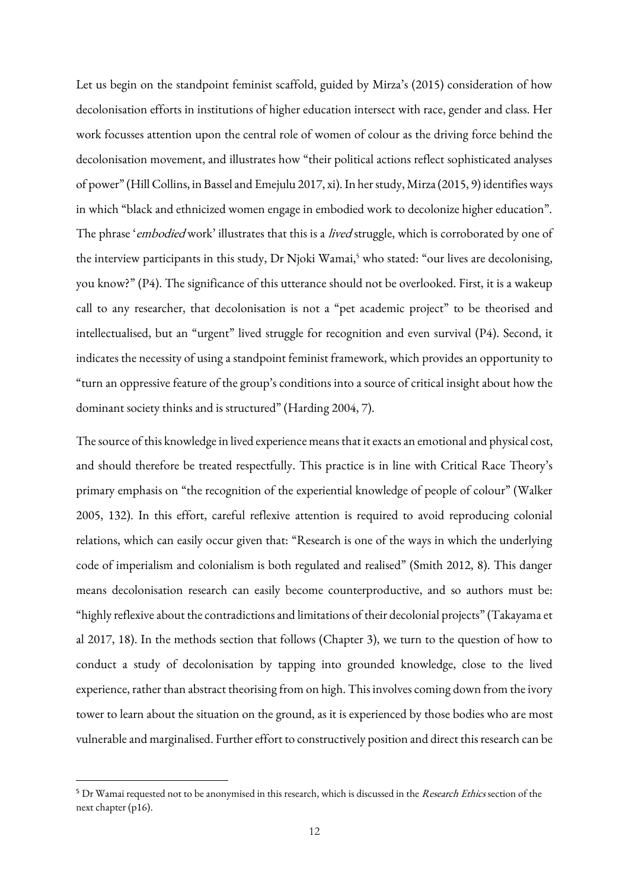Let us begin on the standpoint feminist scaffold, guided by Mirza's (2015) consideration of how decolonisation efforts in institutions of higher education intersect with race, gender and class. Her work focusses attention upon the central role of women of colour as the driving force behind the decolonisation movement, and illustrates how "their political actions reflect sophisticated analyses of power" (Hill Collins, in Bassel and Emejulu 2017, xi). In her study, Mirza (2015, 9) identifies ways in which "black and ethnicized women engage in embodied work to decolonize higher education". The phrase '*embodied* work' illustrates that this is a *lived* struggle, which is corroborated by one of the interview participants in this study, Dr Njoki Wamai,[5] who stated: "our lives are decolonising, you know?" (P4). The significance of this utterance should not be overlooked. First, it is a wakeup call to any researcher, that decolonisation is not a "pet academic project" to be theorised and intellectualised, but an "urgent" lived struggle for recognition and even survival (P4). Second, it indicates the necessity of using a standpoint feminist framework, which provides an opportunity to "turn an oppressive feature of the group's conditions into a source of critical insight about how the dominant society thinks and is structured" (Harding 2004, 7).

The source of this knowledge in lived experience means that it exacts an emotional and physical cost, and should therefore be treated respectfully. This practice is in line with Critical Race Theory's primary emphasis on "the recognition of the experiential knowledge of people of colour" (Walker 2005, 132). In this effort, careful reflexive attention is required to avoid reproducing colonial relations, which can easily occur given that: "Research is one of the ways in which the underlying code of imperialism and colonialism is both regulated and realised" (Smith 2012, 8). This danger means decolonisation research can easily become counterproductive, and so authors must be: "highly reflexive about the contradictions and limitations of their decolonial projects" (Takayama et al 2017, 18). In the methods section that follows (Chapter 3), we turn to the question of how to conduct a study of decolonisation by tapping into grounded knowledge, close to the lived experience, rather than abstract theorising from on high. This involves coming down from the ivory tower to learn about the situation on the ground, as it is experienced by those bodies who are most vulnerable and marginalised. Further effort to constructively position and direct this research can be

[5] Dr Wamai requested not to be anonymised in this research, which is discussed in the *Research Ethics* section of the next chapter (p16).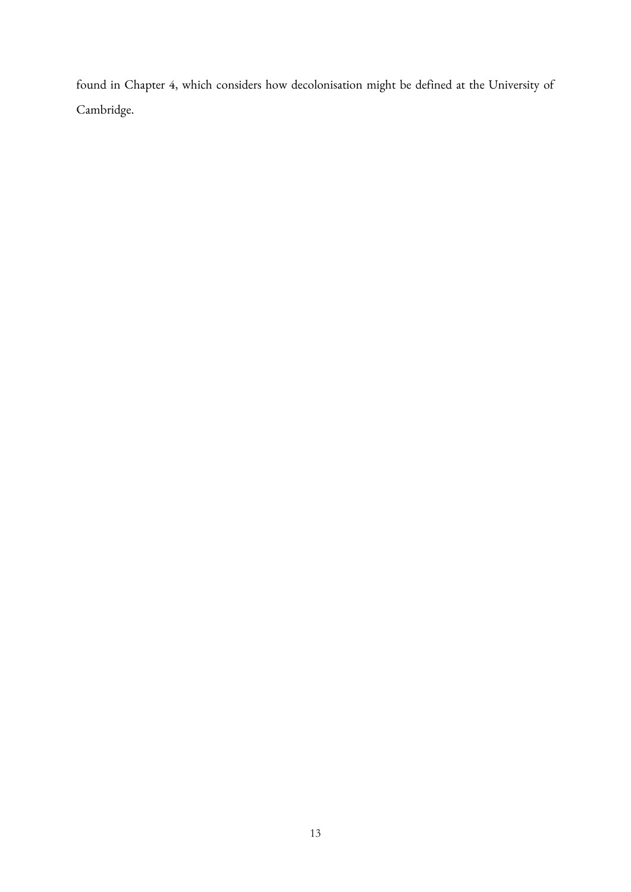found in Chapter 4, which considers how decolonisation might be defined at the University of Cambridge.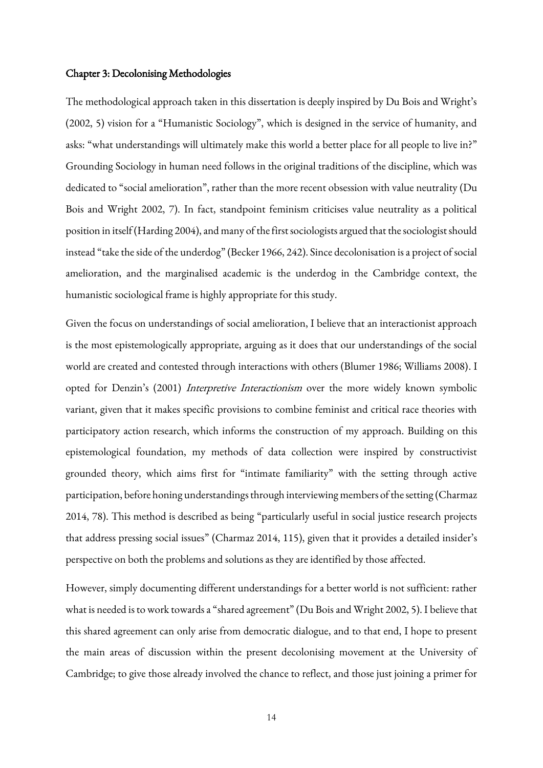## Chapter 3: Decolonising Methodologies

The methodological approach taken in this dissertation is deeply inspired by Du Bois and Wright's (2002, 5) vision for a "Humanistic Sociology", which is designed in the service of humanity, and asks: "what understandings will ultimately make this world a better place for all people to live in?" Grounding Sociology in human need follows in the original traditions of the discipline, which was dedicated to "social amelioration", rather than the more recent obsession with value neutrality (Du Bois and Wright 2002, 7). In fact, standpoint feminism criticises value neutrality as a political position in itself (Harding 2004), and many of the first sociologists argued that the sociologist should instead "take the side of the underdog" (Becker 1966, 242). Since decolonisation is a project of social amelioration, and the marginalised academic is the underdog in the Cambridge context, the humanistic sociological frame is highly appropriate for this study.

Given the focus on understandings of social amelioration, I believe that an interactionist approach is the most epistemologically appropriate, arguing as it does that our understandings of the social world are created and contested through interactions with others (Blumer 1986; Williams 2008). I opted for Denzin's (2001) *Interpretive Interactionism* over the more widely known symbolic variant, given that it makes specific provisions to combine feminist and critical race theories with participatory action research, which informs the construction of my approach. Building on this epistemological foundation, my methods of data collection were inspired by constructivist grounded theory, which aims first for "intimate familiarity" with the setting through active participation, before honing understandings through interviewing members of the setting (Charmaz 2014, 78). This method is described as being "particularly useful in social justice research projects that address pressing social issues" (Charmaz 2014, 115), given that it provides a detailed insider's perspective on both the problems and solutions as they are identified by those affected.

However, simply documenting different understandings for a better world is not sufficient: rather what is needed is to work towards a "shared agreement" (Du Bois and Wright 2002, 5). I believe that this shared agreement can only arise from democratic dialogue, and to that end, I hope to present the main areas of discussion within the present decolonising movement at the University of Cambridge; to give those already involved the chance to reflect, and those just joining a primer for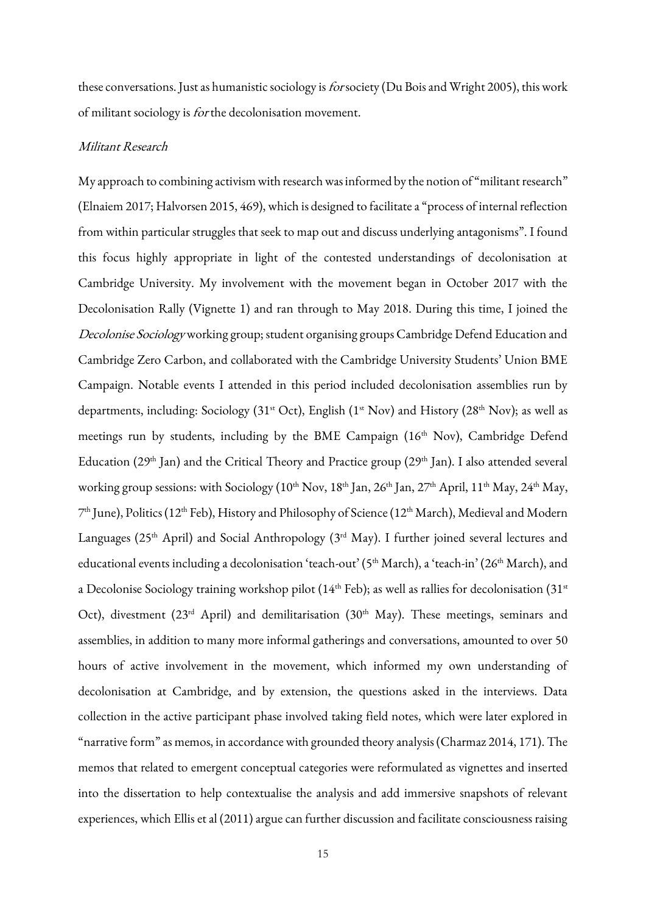these conversations. Just as humanistic sociology is *for* society (Du Bois and Wright 2005), this work of militant sociology is *for* the decolonisation movement.

### *Militant Research*

My approach to combining activism with research was informed by the notion of "militant research" (Elnaiem 2017; Halvorsen 2015, 469), which is designed to facilitate a "process of internal reflection from within particular struggles that seek to map out and discuss underlying antagonisms". I found this focus highly appropriate in light of the contested understandings of decolonisation at Cambridge University. My involvement with the movement began in October 2017 with the Decolonisation Rally (Vignette 1) and ran through to May 2018. During this time, I joined the *Decolonise Sociology* working group; student organising groups Cambridge Defend Education and Cambridge Zero Carbon, and collaborated with the Cambridge University Students' Union BME Campaign. Notable events I attended in this period included decolonisation assemblies run by departments, including: Sociology (31st Oct), English (1st Nov) and History (28th Nov); as well as meetings run by students, including by the BME Campaign (16th Nov), Cambridge Defend Education (29th Jan) and the Critical Theory and Practice group (29th Jan). I also attended several working group sessions: with Sociology (10th Nov, 18th Jan, 26th Jan, 27th April, 11th May, 24th May, 7th June), Politics (12th Feb), History and Philosophy of Science (12th March), Medieval and Modern Languages (25th April) and Social Anthropology (3rd May). I further joined several lectures and educational events including a decolonisation 'teach-out' (5th March), a 'teach-in' (26th March), and a Decolonise Sociology training workshop pilot (14th Feb); as well as rallies for decolonisation (31st Oct), divestment (23rd April) and demilitarisation (30th May). These meetings, seminars and assemblies, in addition to many more informal gatherings and conversations, amounted to over 50 hours of active involvement in the movement, which informed my own understanding of decolonisation at Cambridge, and by extension, the questions asked in the interviews. Data collection in the active participant phase involved taking field notes, which were later explored in "narrative form" as memos, in accordance with grounded theory analysis (Charmaz 2014, 171). The memos that related to emergent conceptual categories were reformulated as vignettes and inserted into the dissertation to help contextualise the analysis and add immersive snapshots of relevant experiences, which Ellis et al (2011) argue can further discussion and facilitate consciousness raising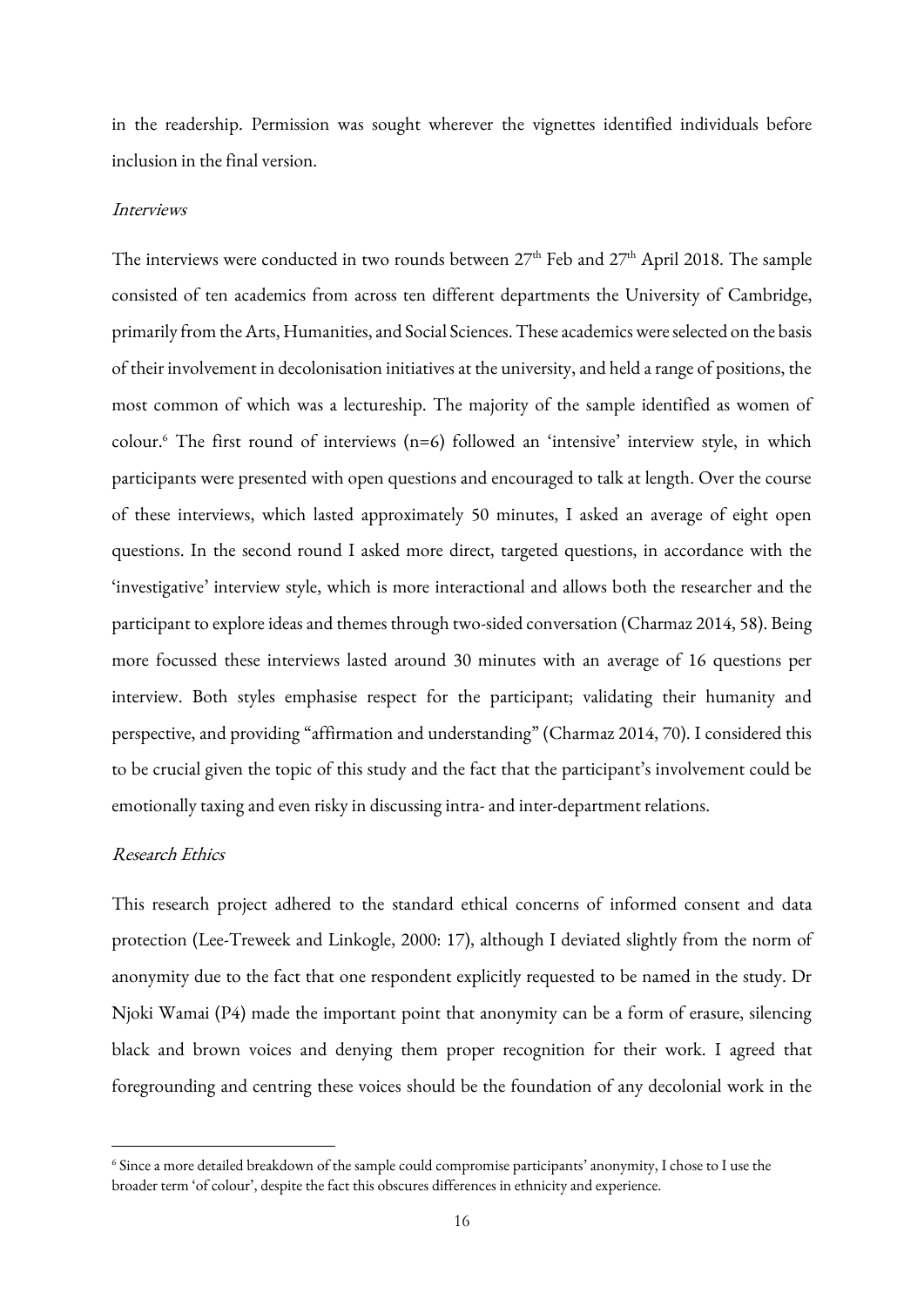in the readership. Permission was sought wherever the vignettes identified individuals before inclusion in the final version.

### *Interviews*

The interviews were conducted in two rounds between 27th Feb and 27th April 2018. The sample consisted of ten academics from across ten different departments the University of Cambridge, primarily from the Arts, Humanities, and Social Sciences. These academics were selected on the basis of their involvement in decolonisation initiatives at the university, and held a range of positions, the most common of which was a lectureship. The majority of the sample identified as women of colour.[6] The first round of interviews (n=6) followed an 'intensive' interview style, in which participants were presented with open questions and encouraged to talk at length. Over the course of these interviews, which lasted approximately 50 minutes, I asked an average of eight open questions. In the second round I asked more direct, targeted questions, in accordance with the 'investigative' interview style, which is more interactional and allows both the researcher and the participant to explore ideas and themes through two-sided conversation (Charmaz 2014, 58). Being more focussed these interviews lasted around 30 minutes with an average of 16 questions per interview. Both styles emphasise respect for the participant; validating their humanity and perspective, and providing "affirmation and understanding" (Charmaz 2014, 70). I considered this to be crucial given the topic of this study and the fact that the participant's involvement could be emotionally taxing and even risky in discussing intra- and inter-department relations.

### *Research Ethics*

This research project adhered to the standard ethical concerns of informed consent and data protection (Lee-Treweek and Linkogle, 2000: 17), although I deviated slightly from the norm of anonymity due to the fact that one respondent explicitly requested to be named in the study. Dr Njoki Wamai (P4) made the important point that anonymity can be a form of erasure, silencing black and brown voices and denying them proper recognition for their work. I agreed that foregrounding and centring these voices should be the foundation of any decolonial work in the

[6] Since a more detailed breakdown of the sample could compromise participants' anonymity, I chose to I use the broader term 'of colour', despite the fact this obscures differences in ethnicity and experience.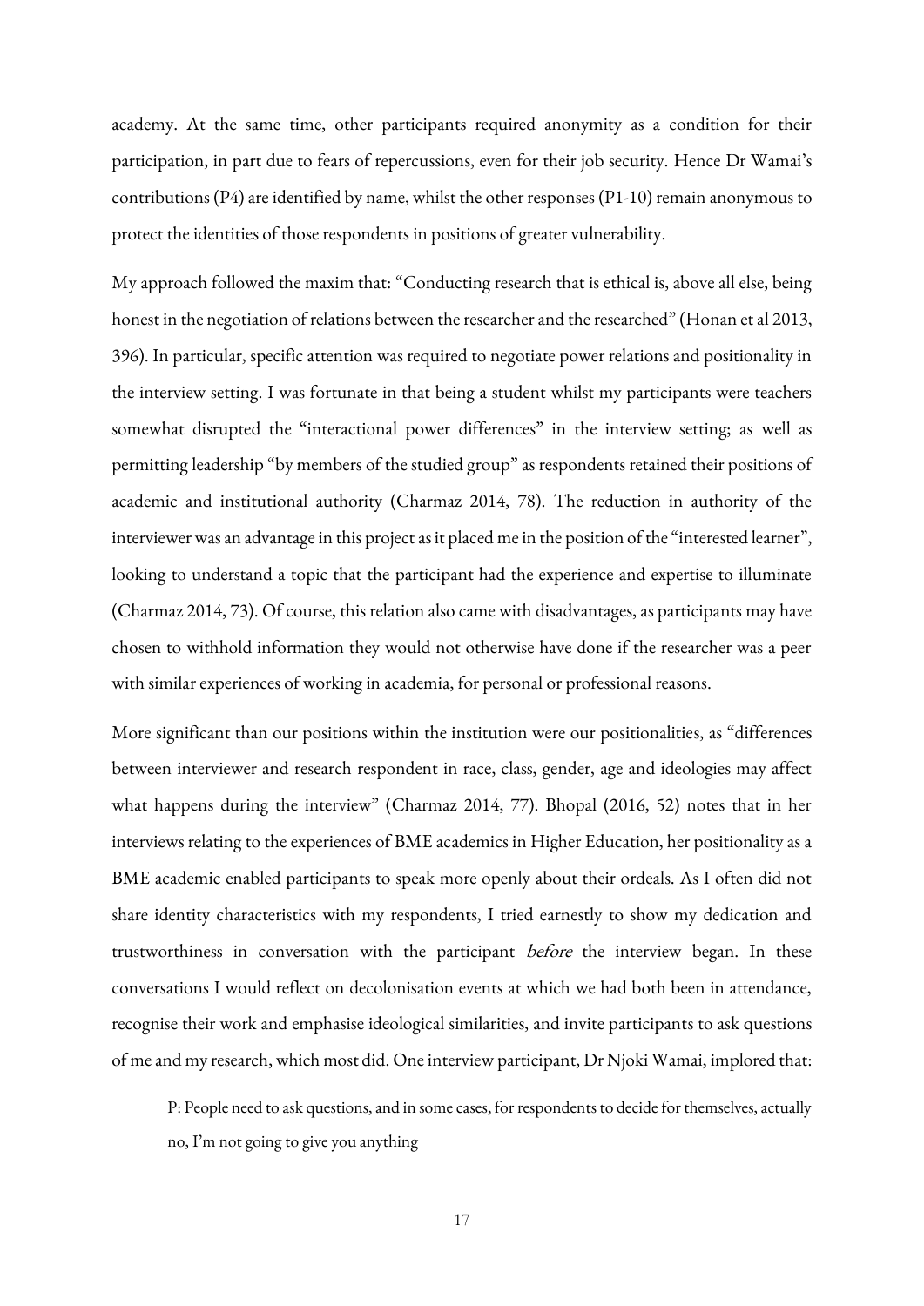academy. At the same time, other participants required anonymity as a condition for their participation, in part due to fears of repercussions, even for their job security. Hence Dr Wamai's contributions (P4) are identified by name, whilst the other responses (P1-10) remain anonymous to protect the identities of those respondents in positions of greater vulnerability.

My approach followed the maxim that: "Conducting research that is ethical is, above all else, being honest in the negotiation of relations between the researcher and the researched" (Honan et al 2013, 396). In particular, specific attention was required to negotiate power relations and positionality in the interview setting. I was fortunate in that being a student whilst my participants were teachers somewhat disrupted the "interactional power differences" in the interview setting; as well as permitting leadership "by members of the studied group" as respondents retained their positions of academic and institutional authority (Charmaz 2014, 78). The reduction in authority of the interviewer was an advantage in this project as it placed me in the position of the "interested learner", looking to understand a topic that the participant had the experience and expertise to illuminate (Charmaz 2014, 73). Of course, this relation also came with disadvantages, as participants may have chosen to withhold information they would not otherwise have done if the researcher was a peer with similar experiences of working in academia, for personal or professional reasons.

More significant than our positions within the institution were our positionalities, as "differences between interviewer and research respondent in race, class, gender, age and ideologies may affect what happens during the interview" (Charmaz 2014, 77). Bhopal (2016, 52) notes that in her interviews relating to the experiences of BME academics in Higher Education, her positionality as a BME academic enabled participants to speak more openly about their ordeals. As I often did not share identity characteristics with my respondents, I tried earnestly to show my dedication and trustworthiness in conversation with the participant *before* the interview began. In these conversations I would reflect on decolonisation events at which we had both been in attendance, recognise their work and emphasise ideological similarities, and invite participants to ask questions of me and my research, which most did. One interview participant, Dr Njoki Wamai, implored that:

> P: People need to ask questions, and in some cases, for respondents to decide for themselves, actually no, I'm not going to give you anything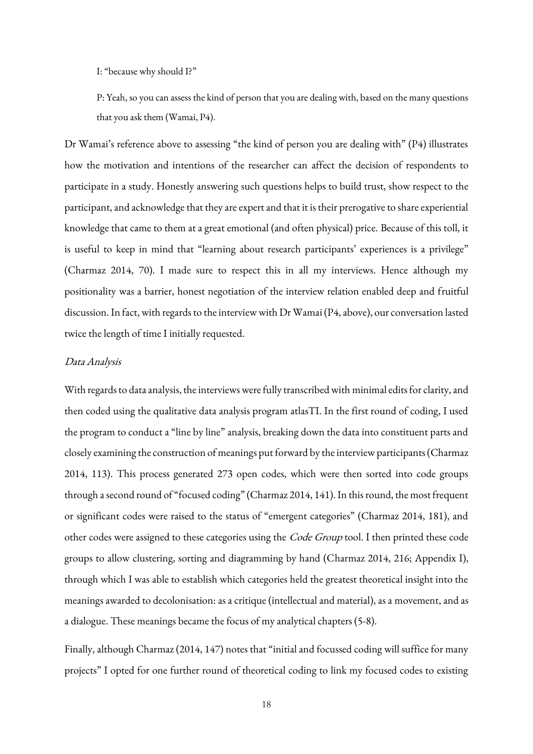> I: "because why should I?"
>
> P: Yeah, so you can assess the kind of person that you are dealing with, based on the many questions that you ask them (Wamai, P4).

Dr Wamai's reference above to assessing "the kind of person you are dealing with" (P4) illustrates how the motivation and intentions of the researcher can affect the decision of respondents to participate in a study. Honestly answering such questions helps to build trust, show respect to the participant, and acknowledge that they are expert and that it is their prerogative to share experiential knowledge that came to them at a great emotional (and often physical) price. Because of this toll, it is useful to keep in mind that "learning about research participants' experiences is a privilege" (Charmaz 2014, 70). I made sure to respect this in all my interviews. Hence although my positionality was a barrier, honest negotiation of the interview relation enabled deep and fruitful discussion. In fact, with regards to the interview with Dr Wamai (P4, above), our conversation lasted twice the length of time I initially requested.

### *Data Analysis*

With regards to data analysis, the interviews were fully transcribed with minimal edits for clarity, and then coded using the qualitative data analysis program atlasTI. In the first round of coding, I used the program to conduct a "line by line" analysis, breaking down the data into constituent parts and closely examining the construction of meanings put forward by the interview participants (Charmaz 2014, 113). This process generated 273 open codes, which were then sorted into code groups through a second round of "focused coding" (Charmaz 2014, 141). In this round, the most frequent or significant codes were raised to the status of "emergent categories" (Charmaz 2014, 181), and other codes were assigned to these categories using the *Code Group* tool. I then printed these code groups to allow clustering, sorting and diagramming by hand (Charmaz 2014, 216; Appendix I), through which I was able to establish which categories held the greatest theoretical insight into the meanings awarded to decolonisation: as a critique (intellectual and material), as a movement, and as a dialogue. These meanings became the focus of my analytical chapters (5-8).

Finally, although Charmaz (2014, 147) notes that "initial and focussed coding will suffice for many projects" I opted for one further round of theoretical coding to link my focused codes to existing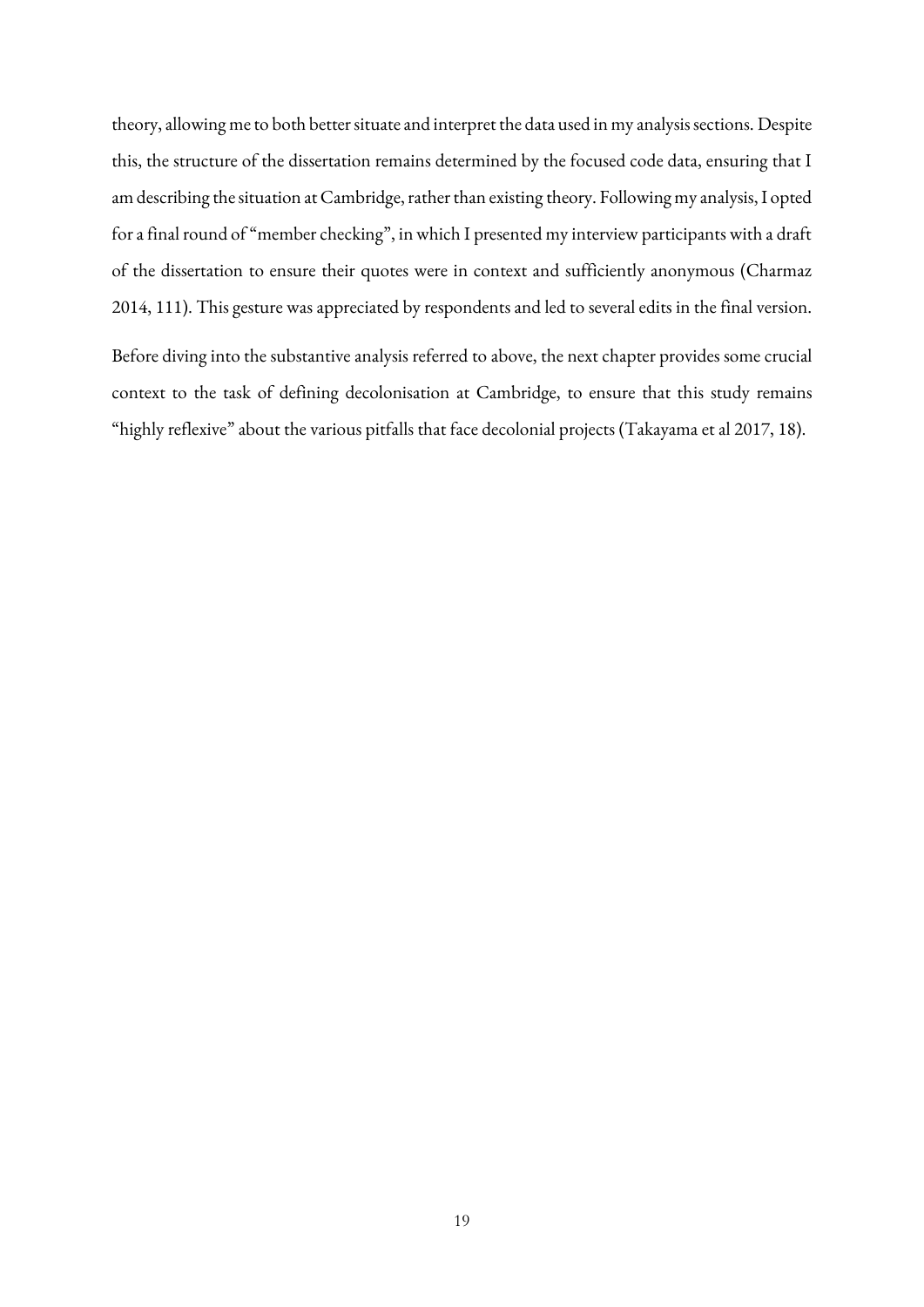theory, allowing me to both better situate and interpret the data used in my analysis sections. Despite this, the structure of the dissertation remains determined by the focused code data, ensuring that I am describing the situation at Cambridge, rather than existing theory. Following my analysis, I opted for a final round of "member checking", in which I presented my interview participants with a draft of the dissertation to ensure their quotes were in context and sufficiently anonymous (Charmaz 2014, 111). This gesture was appreciated by respondents and led to several edits in the final version.

Before diving into the substantive analysis referred to above, the next chapter provides some crucial context to the task of defining decolonisation at Cambridge, to ensure that this study remains "highly reflexive" about the various pitfalls that face decolonial projects (Takayama et al 2017, 18).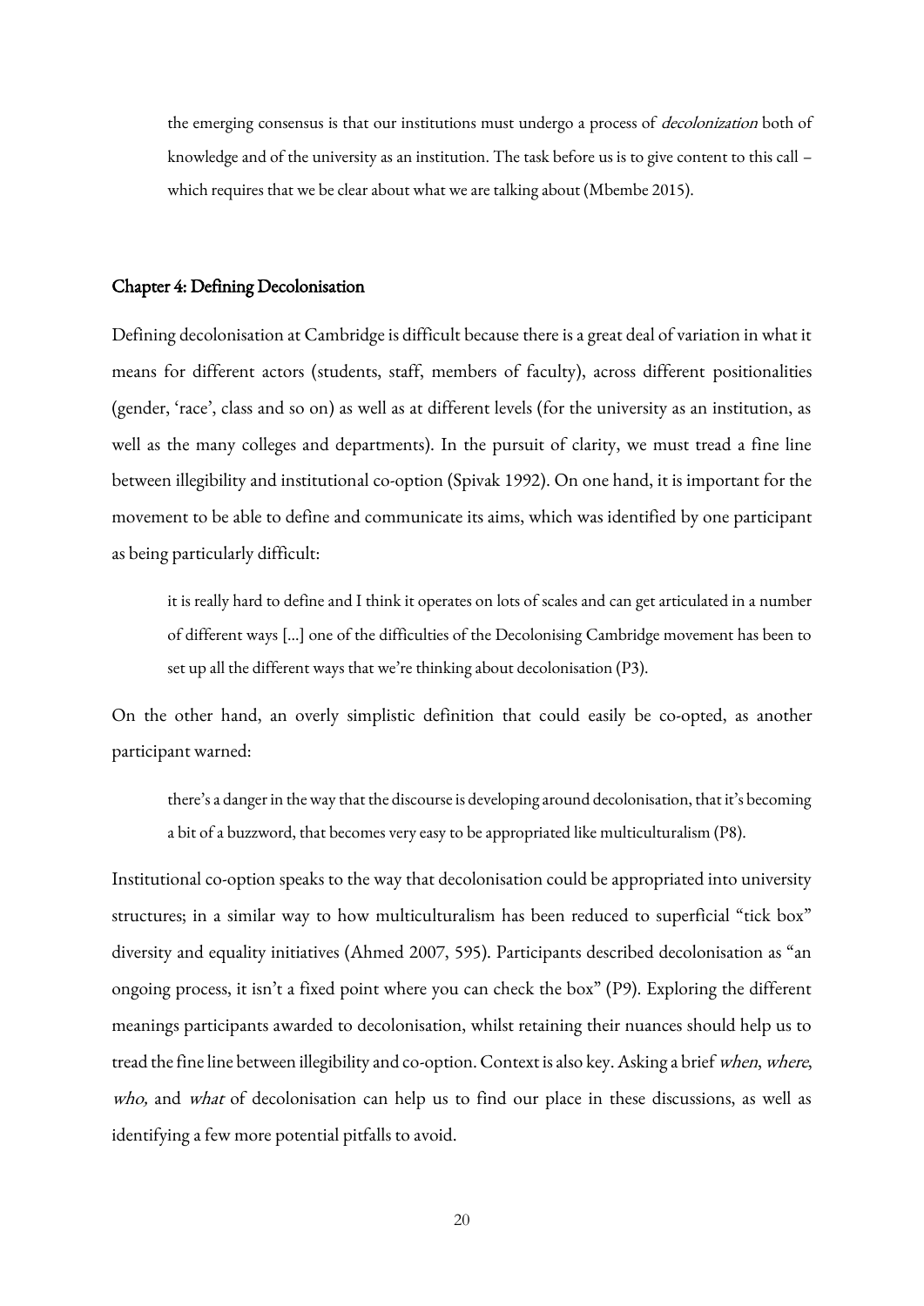> the emerging consensus is that our institutions must undergo a process of *decolonization* both of knowledge and of the university as an institution. The task before us is to give content to this call – which requires that we be clear about what we are talking about (Mbembe 2015).

## Chapter 4: Defining Decolonisation

Defining decolonisation at Cambridge is difficult because there is a great deal of variation in what it means for different actors (students, staff, members of faculty), across different positionalities (gender, 'race', class and so on) as well as at different levels (for the university as an institution, as well as the many colleges and departments). In the pursuit of clarity, we must tread a fine line between illegibility and institutional co-option (Spivak 1992). On one hand, it is important for the movement to be able to define and communicate its aims, which was identified by one participant as being particularly difficult:

> it is really hard to define and I think it operates on lots of scales and can get articulated in a number of different ways [...] one of the difficulties of the Decolonising Cambridge movement has been to set up all the different ways that we're thinking about decolonisation (P3).

On the other hand, an overly simplistic definition that could easily be co-opted, as another participant warned:

> there's a danger in the way that the discourse is developing around decolonisation, that it's becoming a bit of a buzzword, that becomes very easy to be appropriated like multiculturalism (P8).

Institutional co-option speaks to the way that decolonisation could be appropriated into university structures; in a similar way to how multiculturalism has been reduced to superficial "tick box" diversity and equality initiatives (Ahmed 2007, 595). Participants described decolonisation as "an ongoing process, it isn't a fixed point where you can check the box" (P9). Exploring the different meanings participants awarded to decolonisation, whilst retaining their nuances should help us to tread the fine line between illegibility and co-option. Context is also key. Asking a brief *when*, *where*, *who,* and *what* of decolonisation can help us to find our place in these discussions, as well as identifying a few more potential pitfalls to avoid.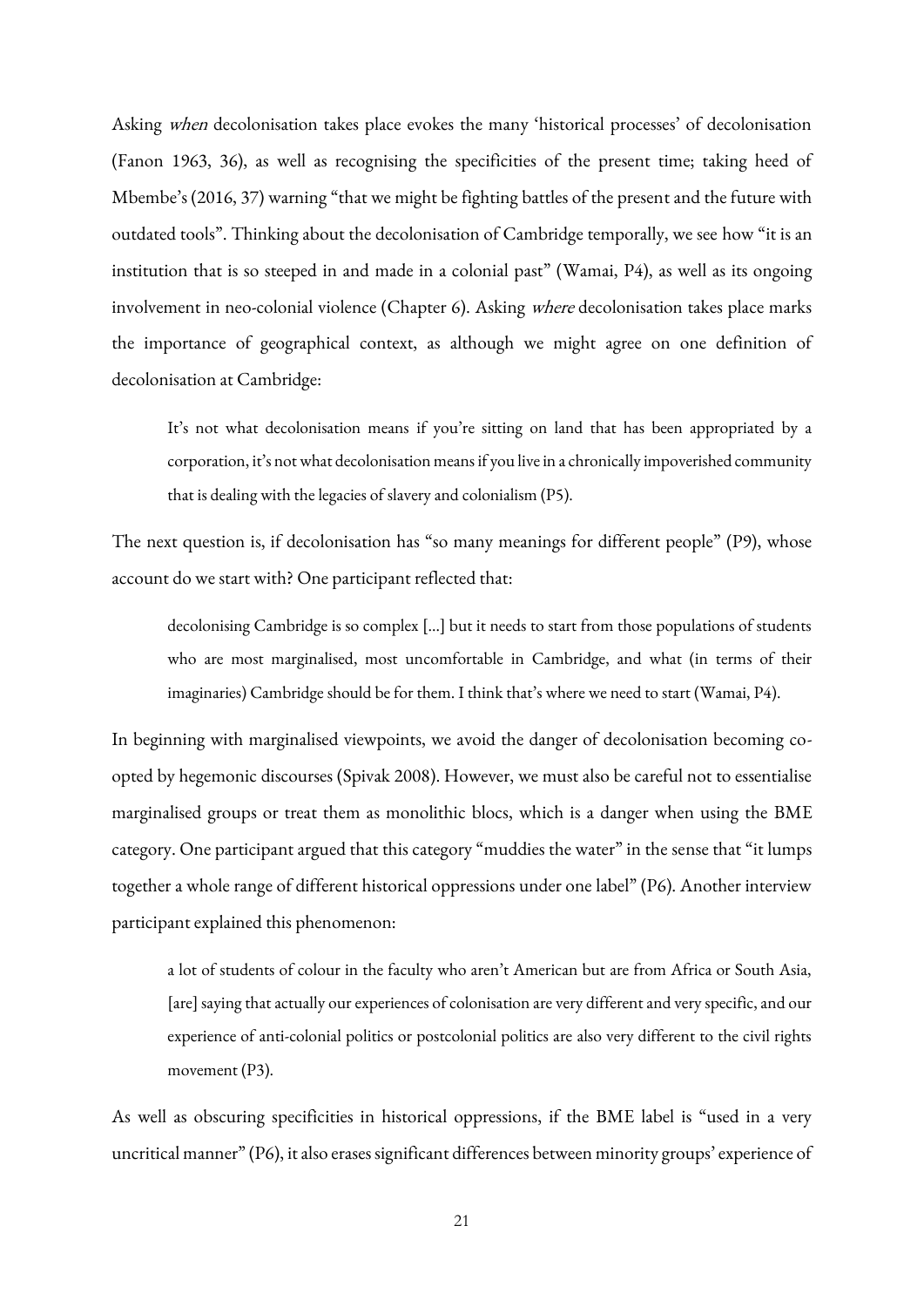Asking *when* decolonisation takes place evokes the many 'historical processes' of decolonisation (Fanon 1963, 36), as well as recognising the specificities of the present time; taking heed of Mbembe's (2016, 37) warning "that we might be fighting battles of the present and the future with outdated tools". Thinking about the decolonisation of Cambridge temporally, we see how "it is an institution that is so steeped in and made in a colonial past" (Wamai, P4), as well as its ongoing involvement in neo-colonial violence (Chapter 6). Asking *where* decolonisation takes place marks the importance of geographical context, as although we might agree on one definition of decolonisation at Cambridge:

> It's not what decolonisation means if you're sitting on land that has been appropriated by a corporation, it's not what decolonisation means if you live in a chronically impoverished community that is dealing with the legacies of slavery and colonialism (P5).

The next question is, if decolonisation has "so many meanings for different people" (P9), whose account do we start with? One participant reflected that:

> decolonising Cambridge is so complex [...] but it needs to start from those populations of students who are most marginalised, most uncomfortable in Cambridge, and what (in terms of their imaginaries) Cambridge should be for them. I think that's where we need to start (Wamai, P4).

In beginning with marginalised viewpoints, we avoid the danger of decolonisation becoming co-opted by hegemonic discourses (Spivak 2008). However, we must also be careful not to essentialise marginalised groups or treat them as monolithic blocs, which is a danger when using the BME category. One participant argued that this category "muddies the water" in the sense that "it lumps together a whole range of different historical oppressions under one label" (P6). Another interview participant explained this phenomenon:

> a lot of students of colour in the faculty who aren't American but are from Africa or South Asia, [are] saying that actually our experiences of colonisation are very different and very specific, and our experience of anti-colonial politics or postcolonial politics are also very different to the civil rights movement (P3).

As well as obscuring specificities in historical oppressions, if the BME label is "used in a very uncritical manner" (P6), it also erases significant differences between minority groups' experience of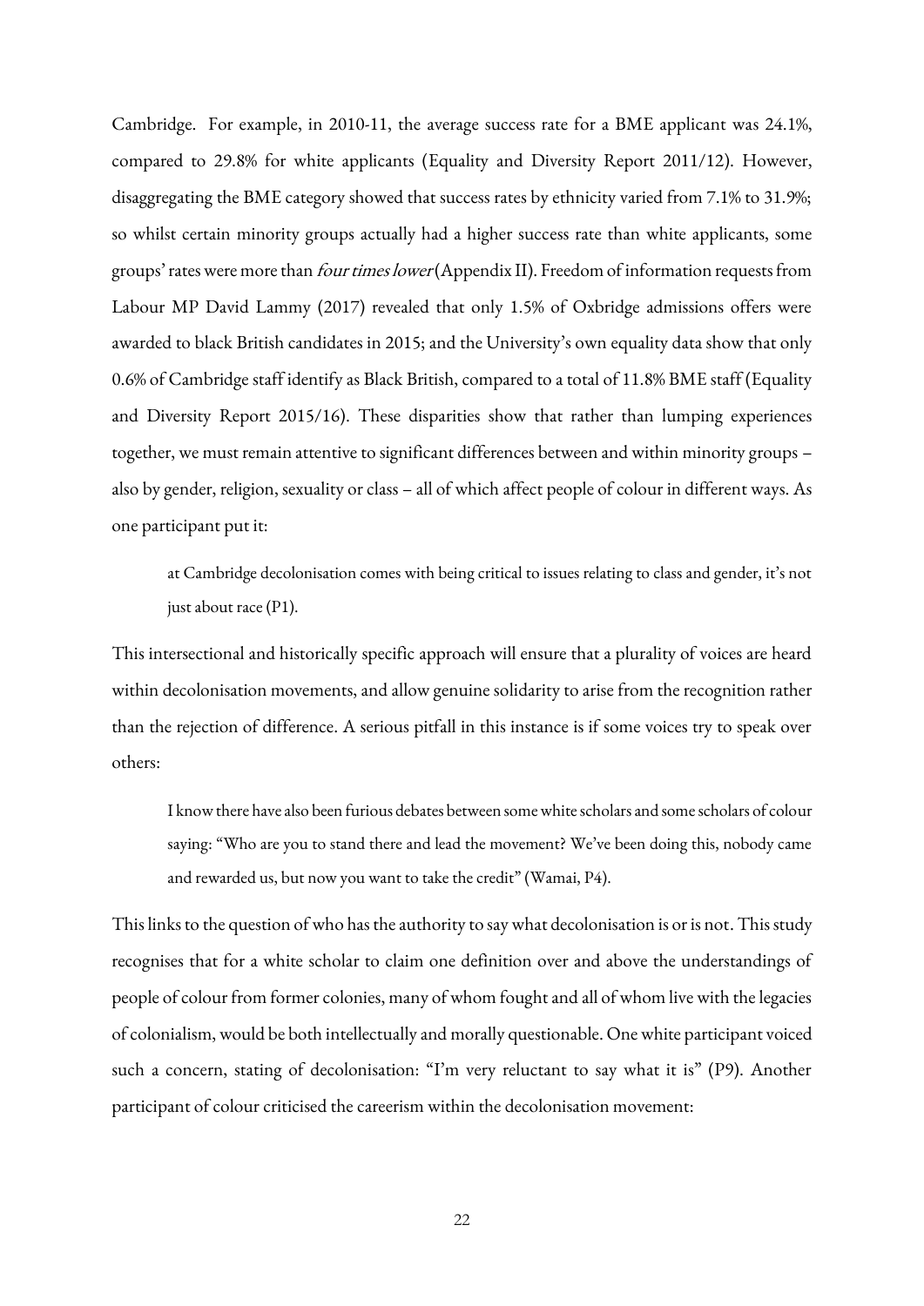Cambridge. For example, in 2010-11, the average success rate for a BME applicant was 24.1%, compared to 29.8% for white applicants (Equality and Diversity Report 2011/12). However, disaggregating the BME category showed that success rates by ethnicity varied from 7.1% to 31.9%; so whilst certain minority groups actually had a higher success rate than white applicants, some groups' rates were more than *four times lower* (Appendix II). Freedom of information requests from Labour MP David Lammy (2017) revealed that only 1.5% of Oxbridge admissions offers were awarded to black British candidates in 2015; and the University's own equality data show that only 0.6% of Cambridge staff identify as Black British, compared to a total of 11.8% BME staff (Equality and Diversity Report 2015/16). These disparities show that rather than lumping experiences together, we must remain attentive to significant differences between and within minority groups – also by gender, religion, sexuality or class – all of which affect people of colour in different ways. As one participant put it:

> at Cambridge decolonisation comes with being critical to issues relating to class and gender, it's not just about race (P1).

This intersectional and historically specific approach will ensure that a plurality of voices are heard within decolonisation movements, and allow genuine solidarity to arise from the recognition rather than the rejection of difference. A serious pitfall in this instance is if some voices try to speak over others:

> I know there have also been furious debates between some white scholars and some scholars of colour saying: "Who are you to stand there and lead the movement? We've been doing this, nobody came and rewarded us, but now you want to take the credit" (Wamai, P4).

This links to the question of who has the authority to say what decolonisation is or is not. This study recognises that for a white scholar to claim one definition over and above the understandings of people of colour from former colonies, many of whom fought and all of whom live with the legacies of colonialism, would be both intellectually and morally questionable. One white participant voiced such a concern, stating of decolonisation: "I'm very reluctant to say what it is" (P9). Another participant of colour criticised the careerism within the decolonisation movement: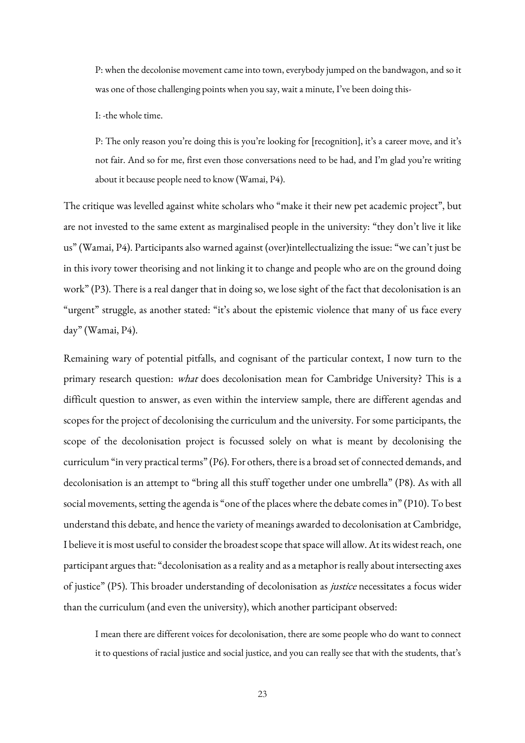> P: when the decolonise movement came into town, everybody jumped on the bandwagon, and so it was one of those challenging points when you say, wait a minute, I've been doing this-
>
> I: -the whole time.
>
> P: The only reason you're doing this is you're looking for [recognition], it's a career move, and it's not fair. And so for me, first even those conversations need to be had, and I'm glad you're writing about it because people need to know (Wamai, P4).

The critique was levelled against white scholars who "make it their new pet academic project", but are not invested to the same extent as marginalised people in the university: "they don't live it like us" (Wamai, P4). Participants also warned against (over)intellectualizing the issue: "we can't just be in this ivory tower theorising and not linking it to change and people who are on the ground doing work" (P3). There is a real danger that in doing so, we lose sight of the fact that decolonisation is an "urgent" struggle, as another stated: "it's about the epistemic violence that many of us face every day" (Wamai, P4).

Remaining wary of potential pitfalls, and cognisant of the particular context, I now turn to the primary research question: *what* does decolonisation mean for Cambridge University? This is a difficult question to answer, as even within the interview sample, there are different agendas and scopes for the project of decolonising the curriculum and the university. For some participants, the scope of the decolonisation project is focussed solely on what is meant by decolonising the curriculum "in very practical terms" (P6). For others, there is a broad set of connected demands, and decolonisation is an attempt to "bring all this stuff together under one umbrella" (P8). As with all social movements, setting the agenda is "one of the places where the debate comes in" (P10). To best understand this debate, and hence the variety of meanings awarded to decolonisation at Cambridge, I believe it is most useful to consider the broadest scope that space will allow. At its widest reach, one participant argues that: "decolonisation as a reality and as a metaphor is really about intersecting axes of justice" (P5). This broader understanding of decolonisation as *justice* necessitates a focus wider than the curriculum (and even the university), which another participant observed:

> I mean there are different voices for decolonisation, there are some people who do want to connect it to questions of racial justice and social justice, and you can really see that with the students, that's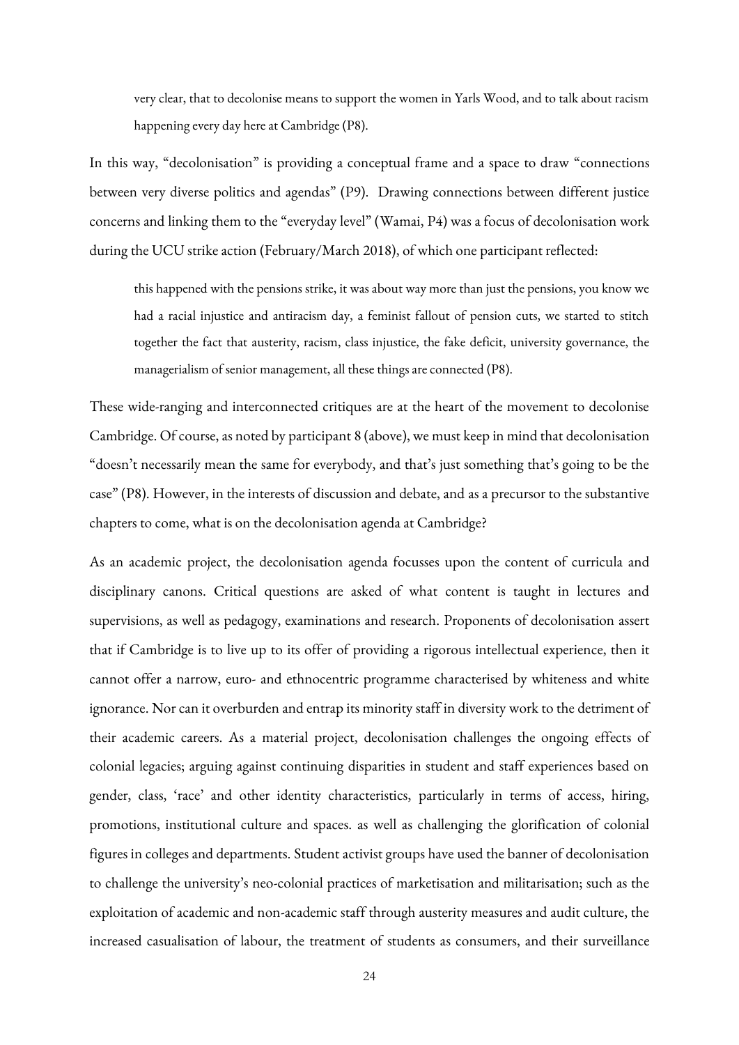> very clear, that to decolonise means to support the women in Yarls Wood, and to talk about racism happening every day here at Cambridge (P8).

In this way, "decolonisation" is providing a conceptual frame and a space to draw "connections between very diverse politics and agendas" (P9). Drawing connections between different justice concerns and linking them to the "everyday level" (Wamai, P4) was a focus of decolonisation work during the UCU strike action (February/March 2018), of which one participant reflected:

> this happened with the pensions strike, it was about way more than just the pensions, you know we had a racial injustice and antiracism day, a feminist fallout of pension cuts, we started to stitch together the fact that austerity, racism, class injustice, the fake deficit, university governance, the managerialism of senior management, all these things are connected (P8).

These wide-ranging and interconnected critiques are at the heart of the movement to decolonise Cambridge. Of course, as noted by participant 8 (above), we must keep in mind that decolonisation "doesn't necessarily mean the same for everybody, and that's just something that's going to be the case" (P8). However, in the interests of discussion and debate, and as a precursor to the substantive chapters to come, what is on the decolonisation agenda at Cambridge?

As an academic project, the decolonisation agenda focusses upon the content of curricula and disciplinary canons. Critical questions are asked of what content is taught in lectures and supervisions, as well as pedagogy, examinations and research. Proponents of decolonisation assert that if Cambridge is to live up to its offer of providing a rigorous intellectual experience, then it cannot offer a narrow, euro- and ethnocentric programme characterised by whiteness and white ignorance. Nor can it overburden and entrap its minority staff in diversity work to the detriment of their academic careers. As a material project, decolonisation challenges the ongoing effects of colonial legacies; arguing against continuing disparities in student and staff experiences based on gender, class, 'race' and other identity characteristics, particularly in terms of access, hiring, promotions, institutional culture and spaces. as well as challenging the glorification of colonial figures in colleges and departments. Student activist groups have used the banner of decolonisation to challenge the university's neo-colonial practices of marketisation and militarisation; such as the exploitation of academic and non-academic staff through austerity measures and audit culture, the increased casualisation of labour, the treatment of students as consumers, and their surveillance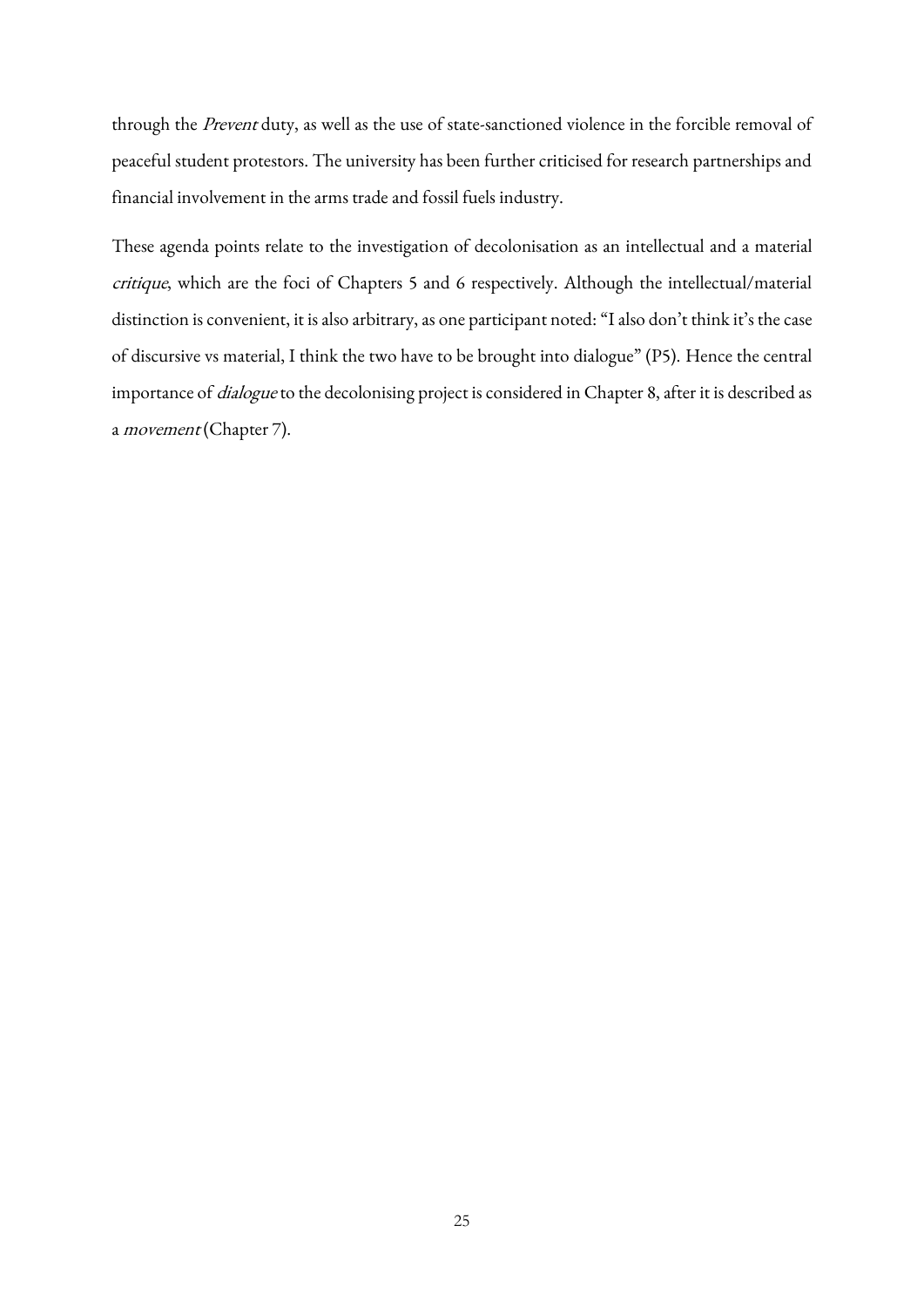through the *Prevent* duty, as well as the use of state-sanctioned violence in the forcible removal of peaceful student protestors. The university has been further criticised for research partnerships and financial involvement in the arms trade and fossil fuels industry.

These agenda points relate to the investigation of decolonisation as an intellectual and a material *critique*, which are the foci of Chapters 5 and 6 respectively. Although the intellectual/material distinction is convenient, it is also arbitrary, as one participant noted: "I also don't think it's the case of discursive vs material, I think the two have to be brought into dialogue" (P5). Hence the central importance of *dialogue* to the decolonising project is considered in Chapter 8, after it is described as a *movement* (Chapter 7).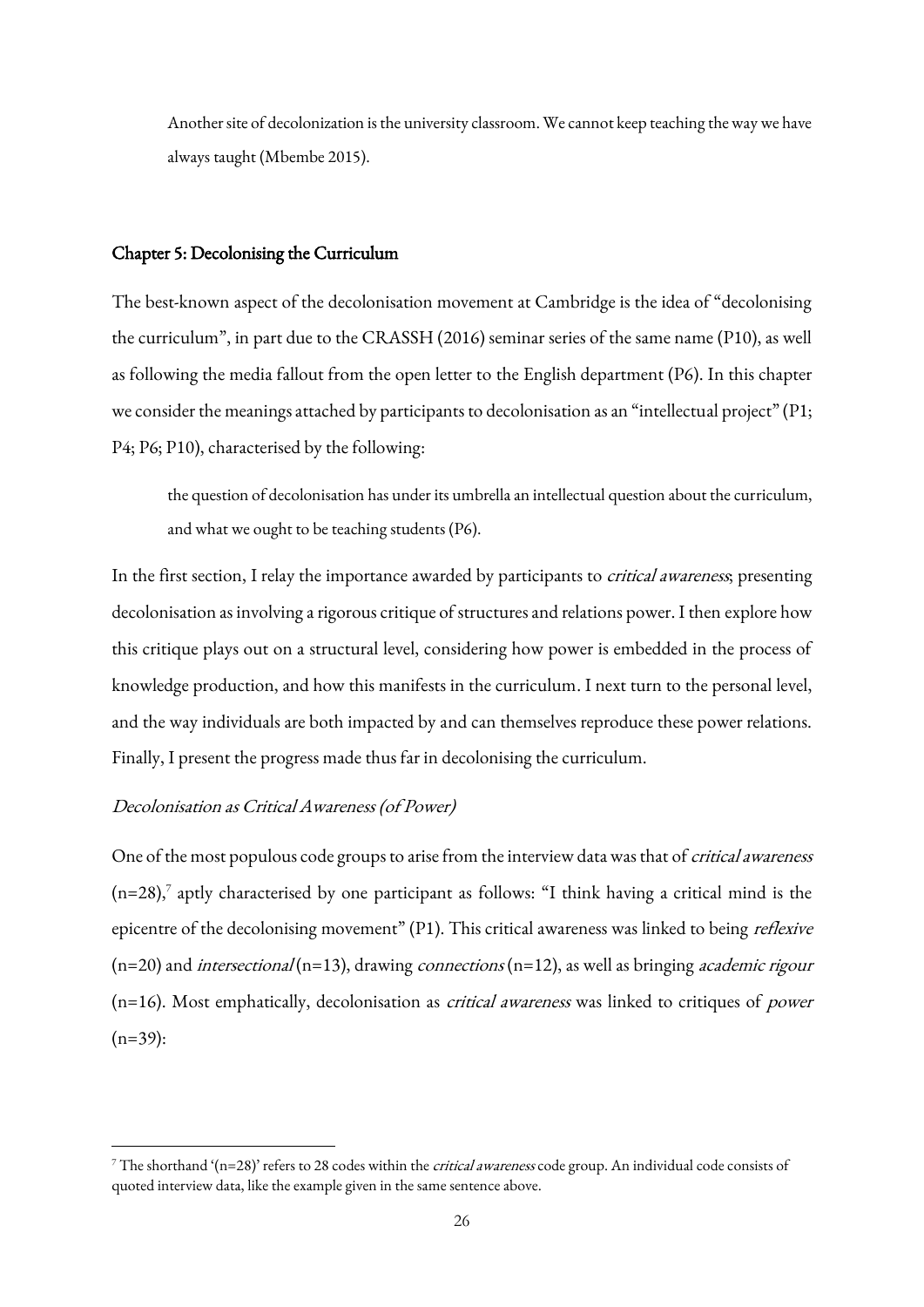> Another site of decolonization is the university classroom. We cannot keep teaching the way we have always taught (Mbembe 2015).

## Chapter 5: Decolonising the Curriculum

The best-known aspect of the decolonisation movement at Cambridge is the idea of "decolonising the curriculum", in part due to the CRASSH (2016) seminar series of the same name (P10), as well as following the media fallout from the open letter to the English department (P6). In this chapter we consider the meanings attached by participants to decolonisation as an "intellectual project" (P1; P4; P6; P10), characterised by the following:

> the question of decolonisation has under its umbrella an intellectual question about the curriculum, and what we ought to be teaching students (P6).

In the first section, I relay the importance awarded by participants to *critical awareness*; presenting decolonisation as involving a rigorous critique of structures and relations power. I then explore how this critique plays out on a structural level, considering how power is embedded in the process of knowledge production, and how this manifests in the curriculum. I next turn to the personal level, and the way individuals are both impacted by and can themselves reproduce these power relations. Finally, I present the progress made thus far in decolonising the curriculum.

### *Decolonisation as Critical Awareness (of Power)*

One of the most populous code groups to arise from the interview data was that of *critical awareness* (n=28),[7] aptly characterised by one participant as follows: "I think having a critical mind is the epicentre of the decolonising movement" (P1). This critical awareness was linked to being *reflexive* (n=20) and *intersectional* (n=13), drawing *connections* (n=12), as well as bringing *academic rigour* (n=16). Most emphatically, decolonisation as *critical awareness* was linked to critiques of *power* (n=39):

---

[7] The shorthand '(n=28)' refers to 28 codes within the *critical awareness* code group. An individual code consists of quoted interview data, like the example given in the same sentence above.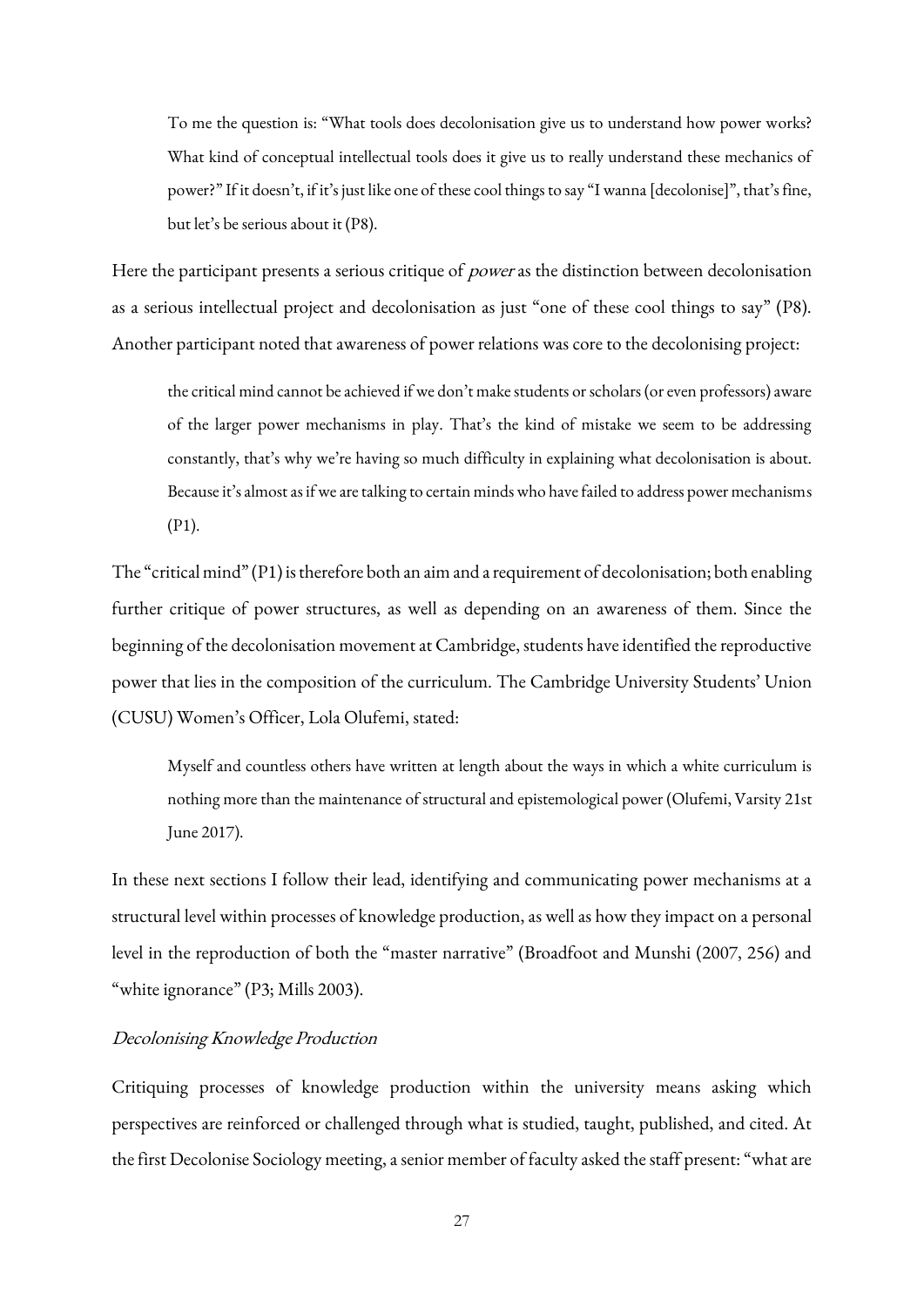> To me the question is: "What tools does decolonisation give us to understand how power works? What kind of conceptual intellectual tools does it give us to really understand these mechanics of power?" If it doesn't, if it's just like one of these cool things to say "I wanna [decolonise]", that's fine, but let's be serious about it (P8).

Here the participant presents a serious critique of *power* as the distinction between decolonisation as a serious intellectual project and decolonisation as just "one of these cool things to say" (P8). Another participant noted that awareness of power relations was core to the decolonising project:

> the critical mind cannot be achieved if we don't make students or scholars (or even professors) aware of the larger power mechanisms in play. That's the kind of mistake we seem to be addressing constantly, that's why we're having so much difficulty in explaining what decolonisation is about. Because it's almost as if we are talking to certain minds who have failed to address power mechanisms (P1).

The "critical mind" (P1) is therefore both an aim and a requirement of decolonisation; both enabling further critique of power structures, as well as depending on an awareness of them. Since the beginning of the decolonisation movement at Cambridge, students have identified the reproductive power that lies in the composition of the curriculum. The Cambridge University Students' Union (CUSU) Women's Officer, Lola Olufemi, stated:

> Myself and countless others have written at length about the ways in which a white curriculum is nothing more than the maintenance of structural and epistemological power (Olufemi, Varsity 21st June 2017).

In these next sections I follow their lead, identifying and communicating power mechanisms at a structural level within processes of knowledge production, as well as how they impact on a personal level in the reproduction of both the "master narrative" (Broadfoot and Munshi (2007, 256) and "white ignorance" (P3; Mills 2003).

### *Decolonising Knowledge Production*

Critiquing processes of knowledge production within the university means asking which perspectives are reinforced or challenged through what is studied, taught, published, and cited. At the first Decolonise Sociology meeting, a senior member of faculty asked the staff present: "what are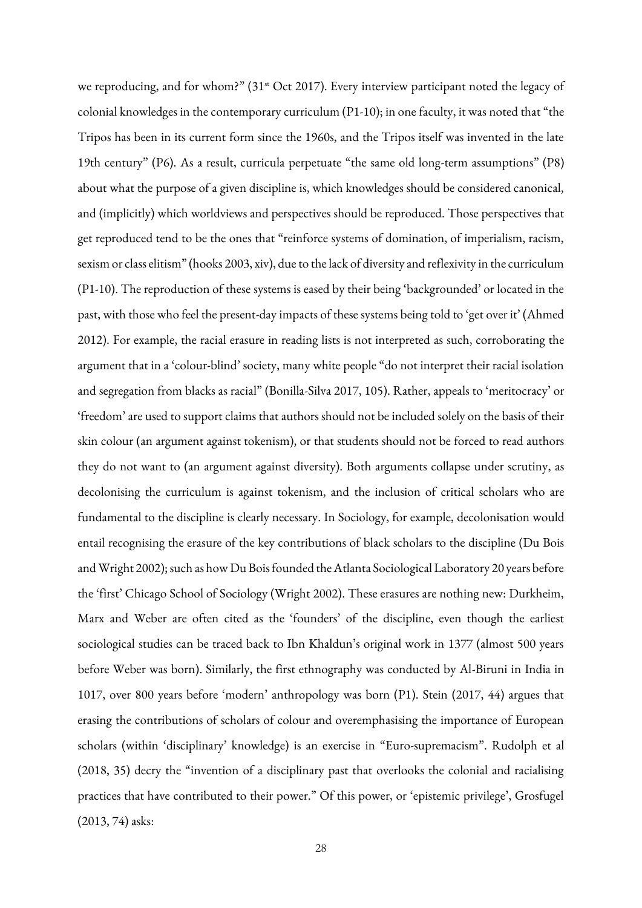we reproducing, and for whom?" (31st Oct 2017). Every interview participant noted the legacy of colonial knowledges in the contemporary curriculum (P1-10); in one faculty, it was noted that "the Tripos has been in its current form since the 1960s, and the Tripos itself was invented in the late 19th century" (P6). As a result, curricula perpetuate "the same old long-term assumptions" (P8) about what the purpose of a given discipline is, which knowledges should be considered canonical, and (implicitly) which worldviews and perspectives should be reproduced. Those perspectives that get reproduced tend to be the ones that "reinforce systems of domination, of imperialism, racism, sexism or class elitism" (hooks 2003, xiv), due to the lack of diversity and reflexivity in the curriculum (P1-10). The reproduction of these systems is eased by their being 'backgrounded' or located in the past, with those who feel the present-day impacts of these systems being told to 'get over it' (Ahmed 2012). For example, the racial erasure in reading lists is not interpreted as such, corroborating the argument that in a 'colour-blind' society, many white people "do not interpret their racial isolation and segregation from blacks as racial" (Bonilla-Silva 2017, 105). Rather, appeals to 'meritocracy' or 'freedom' are used to support claims that authors should not be included solely on the basis of their skin colour (an argument against tokenism), or that students should not be forced to read authors they do not want to (an argument against diversity). Both arguments collapse under scrutiny, as decolonising the curriculum is against tokenism, and the inclusion of critical scholars who are fundamental to the discipline is clearly necessary. In Sociology, for example, decolonisation would entail recognising the erasure of the key contributions of black scholars to the discipline (Du Bois and Wright 2002); such as how Du Bois founded the Atlanta Sociological Laboratory 20 years before the 'first' Chicago School of Sociology (Wright 2002). These erasures are nothing new: Durkheim, Marx and Weber are often cited as the 'founders' of the discipline, even though the earliest sociological studies can be traced back to Ibn Khaldun's original work in 1377 (almost 500 years before Weber was born). Similarly, the first ethnography was conducted by Al-Biruni in India in 1017, over 800 years before 'modern' anthropology was born (P1). Stein (2017, 44) argues that erasing the contributions of scholars of colour and overemphasising the importance of European scholars (within 'disciplinary' knowledge) is an exercise in "Euro-supremacism". Rudolph et al (2018, 35) decry the "invention of a disciplinary past that overlooks the colonial and racialising practices that have contributed to their power." Of this power, or 'epistemic privilege', Grosfugel (2013, 74) asks: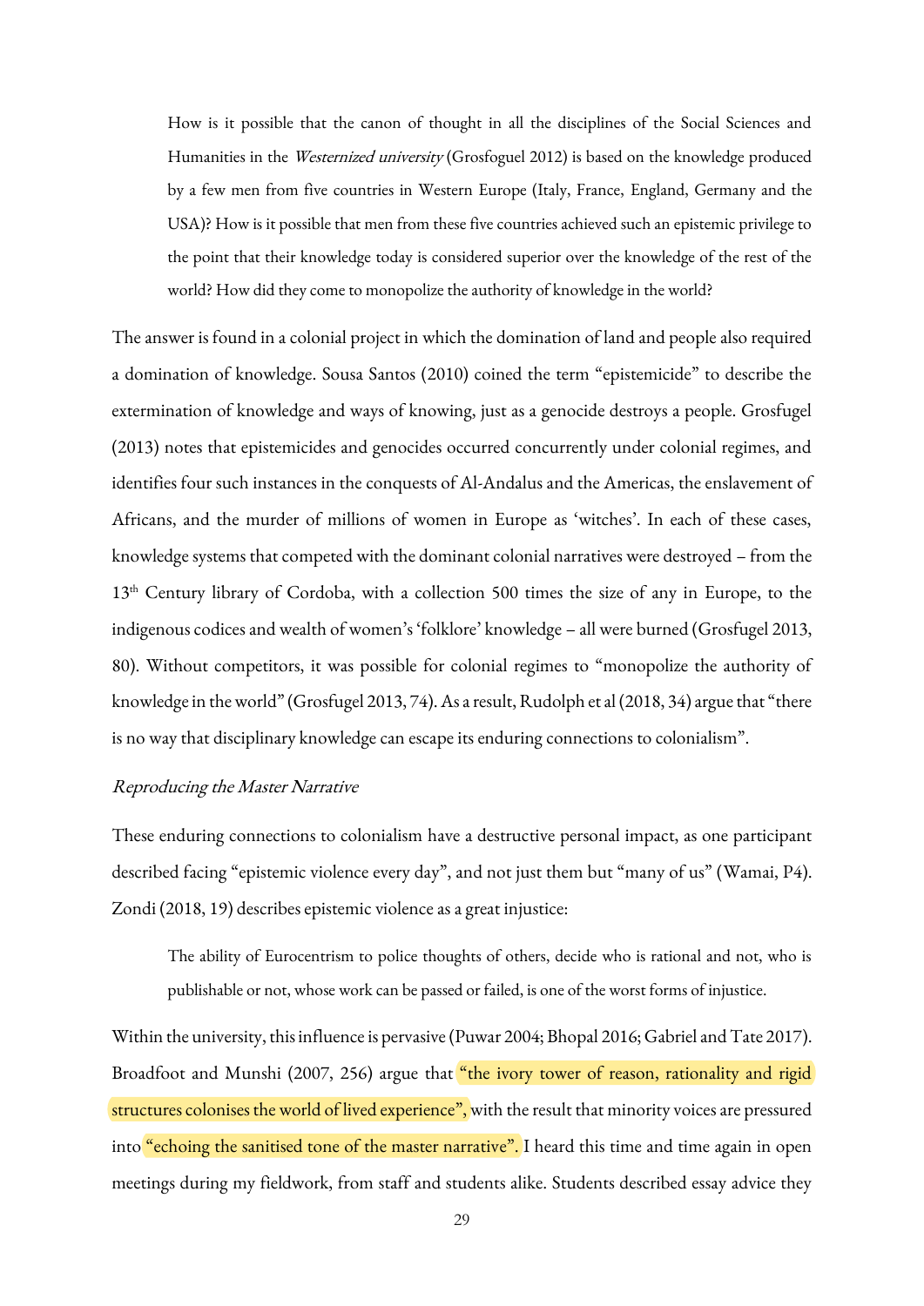> How is it possible that the canon of thought in all the disciplines of the Social Sciences and Humanities in the *Westernized university* (Grosfoguel 2012) is based on the knowledge produced by a few men from five countries in Western Europe (Italy, France, England, Germany and the USA)? How is it possible that men from these five countries achieved such an epistemic privilege to the point that their knowledge today is considered superior over the knowledge of the rest of the world? How did they come to monopolize the authority of knowledge in the world?

The answer is found in a colonial project in which the domination of land and people also required a domination of knowledge. Sousa Santos (2010) coined the term "epistemicide" to describe the extermination of knowledge and ways of knowing, just as a genocide destroys a people. Grosfugel (2013) notes that epistemicides and genocides occurred concurrently under colonial regimes, and identifies four such instances in the conquests of Al-Andalus and the Americas, the enslavement of Africans, and the murder of millions of women in Europe as 'witches'. In each of these cases, knowledge systems that competed with the dominant colonial narratives were destroyed – from the 13th Century library of Cordoba, with a collection 500 times the size of any in Europe, to the indigenous codices and wealth of women's 'folklore' knowledge – all were burned (Grosfugel 2013, 80). Without competitors, it was possible for colonial regimes to "monopolize the authority of knowledge in the world" (Grosfugel 2013, 74). As a result, Rudolph et al (2018, 34) argue that "there is no way that disciplinary knowledge can escape its enduring connections to colonialism".

### *Reproducing the Master Narrative*

These enduring connections to colonialism have a destructive personal impact, as one participant described facing "epistemic violence every day", and not just them but "many of us" (Wamai, P4). Zondi (2018, 19) describes epistemic violence as a great injustice:

> The ability of Eurocentrism to police thoughts of others, decide who is rational and not, who is publishable or not, whose work can be passed or failed, is one of the worst forms of injustice.

Within the university, this influence is pervasive (Puwar 2004; Bhopal 2016; Gabriel and Tate 2017). Broadfoot and Munshi (2007, 256) argue that "the ivory tower of reason, rationality and rigid structures colonises the world of lived experience", with the result that minority voices are pressured into "echoing the sanitised tone of the master narrative". I heard this time and time again in open meetings during my fieldwork, from staff and students alike. Students described essay advice they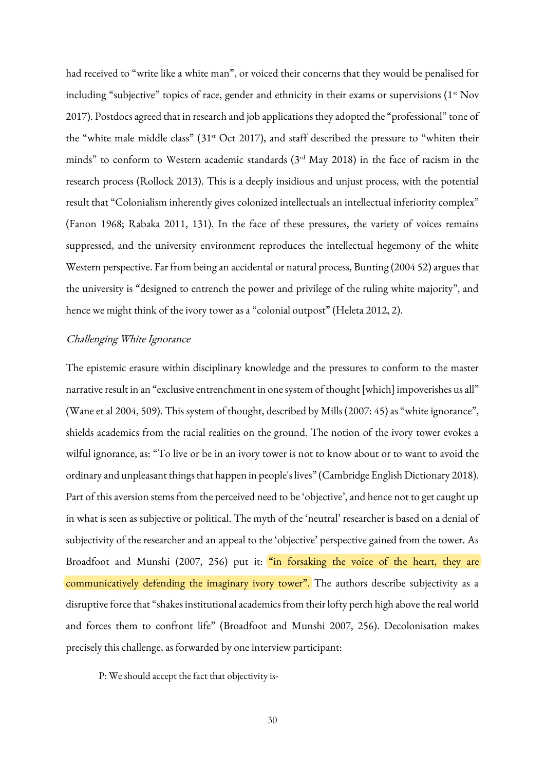had received to "write like a white man", or voiced their concerns that they would be penalised for including "subjective" topics of race, gender and ethnicity in their exams or supervisions (1st Nov 2017). Postdocs agreed that in research and job applications they adopted the "professional" tone of the "white male middle class" (31st Oct 2017), and staff described the pressure to "whiten their minds" to conform to Western academic standards (3rd May 2018) in the face of racism in the research process (Rollock 2013). This is a deeply insidious and unjust process, with the potential result that "Colonialism inherently gives colonized intellectuals an intellectual inferiority complex" (Fanon 1968; Rabaka 2011, 131). In the face of these pressures, the variety of voices remains suppressed, and the university environment reproduces the intellectual hegemony of the white Western perspective. Far from being an accidental or natural process, Bunting (2004 52) argues that the university is "designed to entrench the power and privilege of the ruling white majority", and hence we might think of the ivory tower as a "colonial outpost" (Heleta 2012, 2).

*Challenging White Ignorance*

The epistemic erasure within disciplinary knowledge and the pressures to conform to the master narrative result in an "exclusive entrenchment in one system of thought [which] impoverishes us all" (Wane et al 2004, 509). This system of thought, described by Mills (2007: 45) as "white ignorance", shields academics from the racial realities on the ground. The notion of the ivory tower evokes a wilful ignorance, as: "To live or be in an ivory tower is not to know about or to want to avoid the ordinary and unpleasant things that happen in people's lives" (Cambridge English Dictionary 2018). Part of this aversion stems from the perceived need to be 'objective', and hence not to get caught up in what is seen as subjective or political. The myth of the 'neutral' researcher is based on a denial of subjectivity of the researcher and an appeal to the 'objective' perspective gained from the tower. As Broadfoot and Munshi (2007, 256) put it: "in forsaking the voice of the heart, they are communicatively defending the imaginary ivory tower". The authors describe subjectivity as a disruptive force that "shakes institutional academics from their lofty perch high above the real world and forces them to confront life" (Broadfoot and Munshi 2007, 256). Decolonisation makes precisely this challenge, as forwarded by one interview participant:

P: We should accept the fact that objectivity is-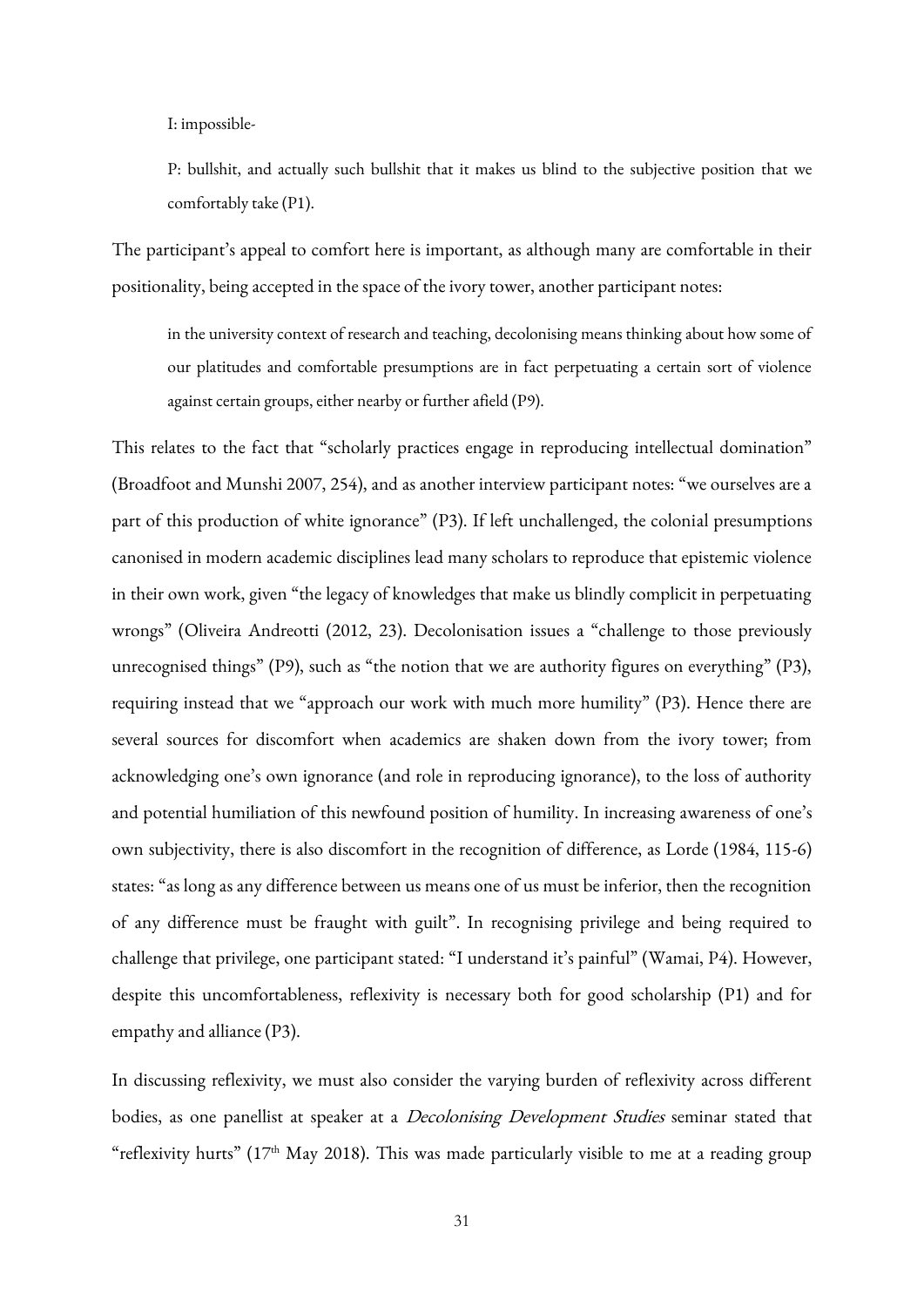> I: impossible-
>
> P: bullshit, and actually such bullshit that it makes us blind to the subjective position that we comfortably take (P1).

The participant's appeal to comfort here is important, as although many are comfortable in their positionality, being accepted in the space of the ivory tower, another participant notes:

> in the university context of research and teaching, decolonising means thinking about how some of our platitudes and comfortable presumptions are in fact perpetuating a certain sort of violence against certain groups, either nearby or further afield (P9).

This relates to the fact that "scholarly practices engage in reproducing intellectual domination" (Broadfoot and Munshi 2007, 254), and as another interview participant notes: "we ourselves are a part of this production of white ignorance" (P3). If left unchallenged, the colonial presumptions canonised in modern academic disciplines lead many scholars to reproduce that epistemic violence in their own work, given "the legacy of knowledges that make us blindly complicit in perpetuating wrongs" (Oliveira Andreotti (2012, 23). Decolonisation issues a "challenge to those previously unrecognised things" (P9), such as "the notion that we are authority figures on everything" (P3), requiring instead that we "approach our work with much more humility" (P3). Hence there are several sources for discomfort when academics are shaken down from the ivory tower; from acknowledging one's own ignorance (and role in reproducing ignorance), to the loss of authority and potential humiliation of this newfound position of humility. In increasing awareness of one's own subjectivity, there is also discomfort in the recognition of difference, as Lorde (1984, 115-6) states: "as long as any difference between us means one of us must be inferior, then the recognition of any difference must be fraught with guilt". In recognising privilege and being required to challenge that privilege, one participant stated: "I understand it's painful" (Wamai, P4). However, despite this uncomfortableness, reflexivity is necessary both for good scholarship (P1) and for empathy and alliance (P3).

In discussing reflexivity, we must also consider the varying burden of reflexivity across different bodies, as one panellist at speaker at a *Decolonising Development Studies* seminar stated that "reflexivity hurts" (17th May 2018). This was made particularly visible to me at a reading group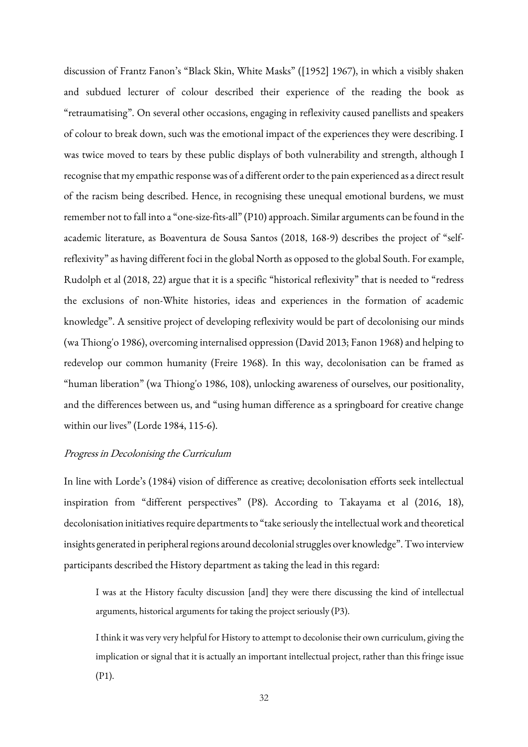discussion of Frantz Fanon's "Black Skin, White Masks" ([1952] 1967), in which a visibly shaken and subdued lecturer of colour described their experience of the reading the book as "retraumatising". On several other occasions, engaging in reflexivity caused panellists and speakers of colour to break down, such was the emotional impact of the experiences they were describing. I was twice moved to tears by these public displays of both vulnerability and strength, although I recognise that my empathic response was of a different order to the pain experienced as a direct result of the racism being described. Hence, in recognising these unequal emotional burdens, we must remember not to fall into a "one-size-fits-all" (P10) approach. Similar arguments can be found in the academic literature, as Boaventura de Sousa Santos (2018, 168-9) describes the project of "self-reflexivity" as having different foci in the global North as opposed to the global South. For example, Rudolph et al (2018, 22) argue that it is a specific "historical reflexivity" that is needed to "redress the exclusions of non-White histories, ideas and experiences in the formation of academic knowledge". A sensitive project of developing reflexivity would be part of decolonising our minds (wa Thiong'o 1986), overcoming internalised oppression (David 2013; Fanon 1968) and helping to redevelop our common humanity (Freire 1968). In this way, decolonisation can be framed as "human liberation" (wa Thiong'o 1986, 108), unlocking awareness of ourselves, our positionality, and the differences between us, and "using human difference as a springboard for creative change within our lives" (Lorde 1984, 115-6).

### *Progress in Decolonising the Curriculum*

In line with Lorde's (1984) vision of difference as creative; decolonisation efforts seek intellectual inspiration from "different perspectives" (P8). According to Takayama et al (2016, 18), decolonisation initiatives require departments to "take seriously the intellectual work and theoretical insights generated in peripheral regions around decolonial struggles over knowledge". Two interview participants described the History department as taking the lead in this regard:

> I was at the History faculty discussion [and] they were there discussing the kind of intellectual arguments, historical arguments for taking the project seriously (P3).

> I think it was very very helpful for History to attempt to decolonise their own curriculum, giving the implication or signal that it is actually an important intellectual project, rather than this fringe issue (P1).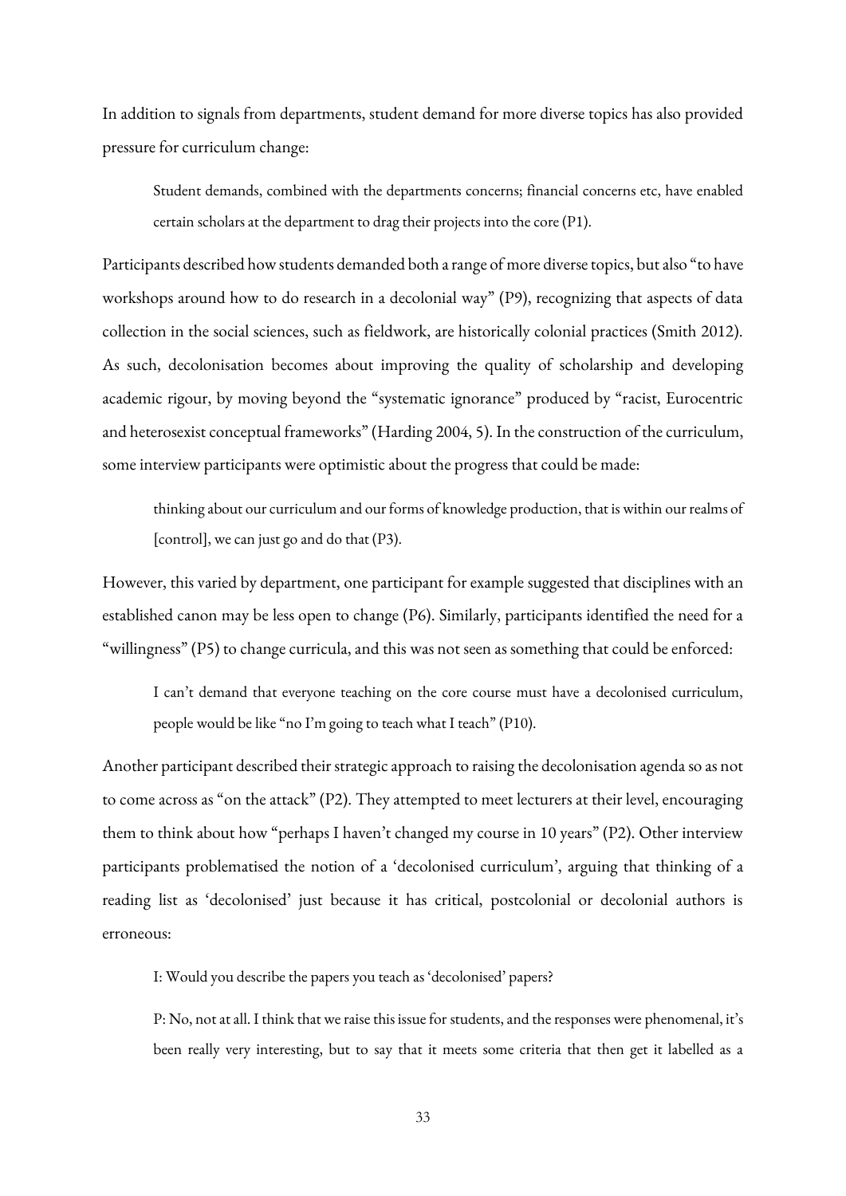In addition to signals from departments, student demand for more diverse topics has also provided pressure for curriculum change:

> Student demands, combined with the departments concerns; financial concerns etc, have enabled certain scholars at the department to drag their projects into the core (P1).

Participants described how students demanded both a range of more diverse topics, but also "to have workshops around how to do research in a decolonial way" (P9), recognizing that aspects of data collection in the social sciences, such as fieldwork, are historically colonial practices (Smith 2012). As such, decolonisation becomes about improving the quality of scholarship and developing academic rigour, by moving beyond the "systematic ignorance" produced by "racist, Eurocentric and heterosexist conceptual frameworks" (Harding 2004, 5). In the construction of the curriculum, some interview participants were optimistic about the progress that could be made:

> thinking about our curriculum and our forms of knowledge production, that is within our realms of [control], we can just go and do that (P3).

However, this varied by department, one participant for example suggested that disciplines with an established canon may be less open to change (P6). Similarly, participants identified the need for a "willingness" (P5) to change curricula, and this was not seen as something that could be enforced:

> I can't demand that everyone teaching on the core course must have a decolonised curriculum, people would be like "no I'm going to teach what I teach" (P10).

Another participant described their strategic approach to raising the decolonisation agenda so as not to come across as "on the attack" (P2). They attempted to meet lecturers at their level, encouraging them to think about how "perhaps I haven't changed my course in 10 years" (P2). Other interview participants problematised the notion of a 'decolonised curriculum', arguing that thinking of a reading list as 'decolonised' just because it has critical, postcolonial or decolonial authors is erroneous:

> I: Would you describe the papers you teach as 'decolonised' papers?
>
> P: No, not at all. I think that we raise this issue for students, and the responses were phenomenal, it's been really very interesting, but to say that it meets some criteria that then get it labelled as a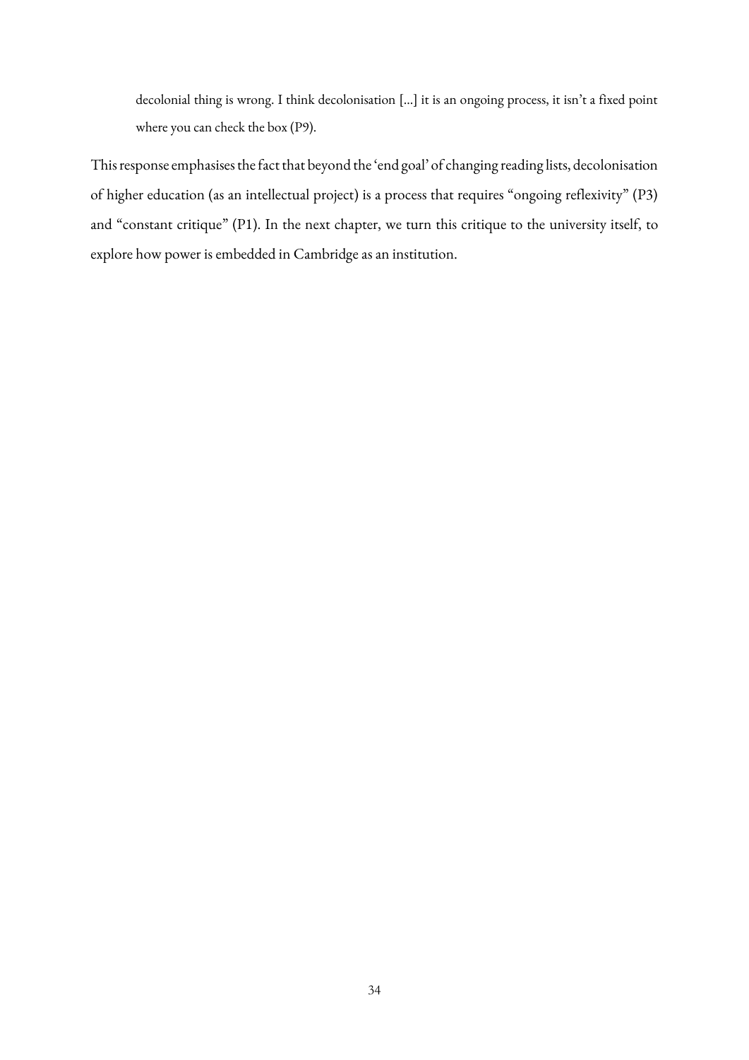> decolonial thing is wrong. I think decolonisation [...] it is an ongoing process, it isn't a fixed point where you can check the box (P9).

This response emphasises the fact that beyond the 'end goal' of changing reading lists, decolonisation of higher education (as an intellectual project) is a process that requires "ongoing reflexivity" (P3) and "constant critique" (P1). In the next chapter, we turn this critique to the university itself, to explore how power is embedded in Cambridge as an institution.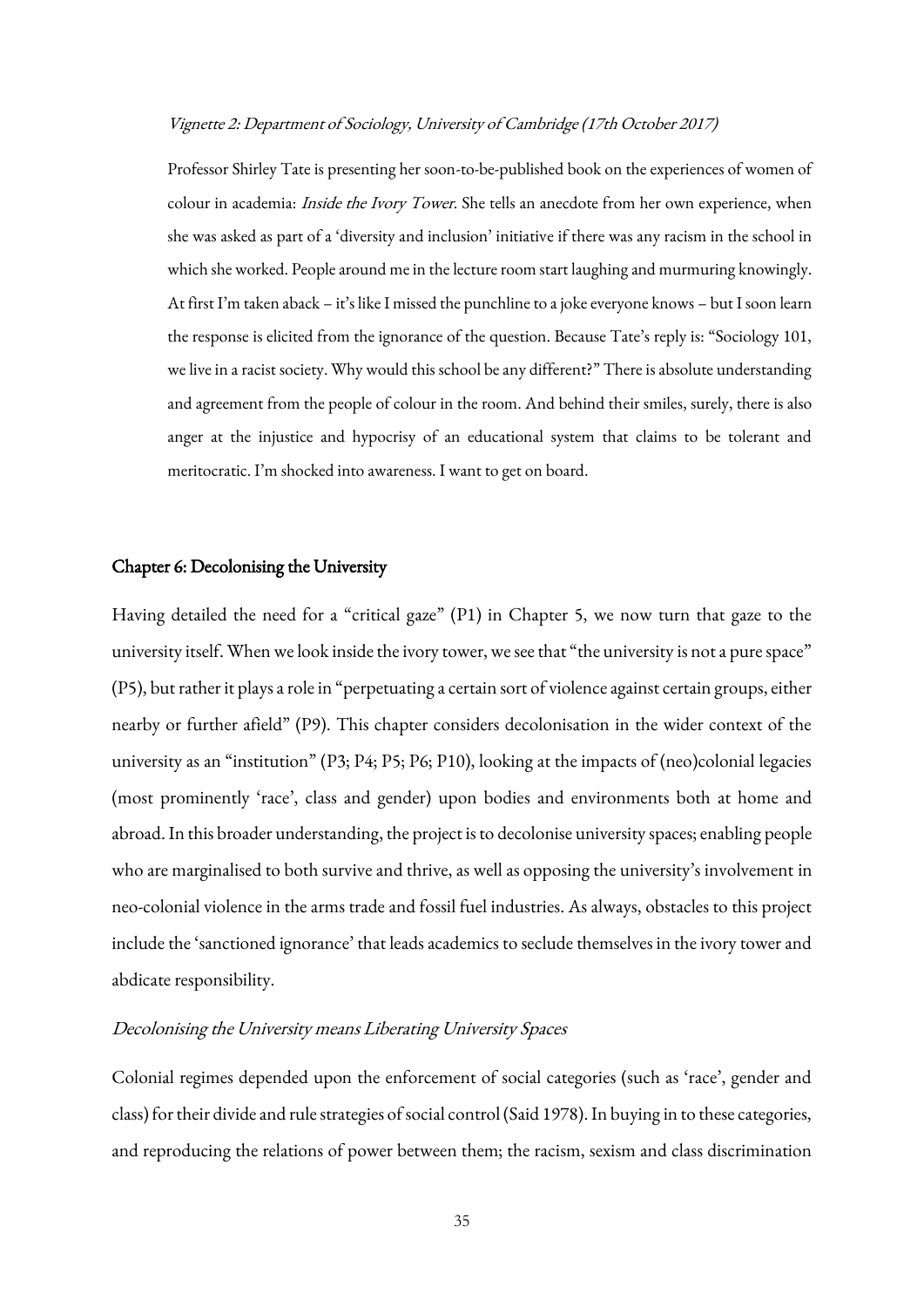*Vignette 2: Department of Sociology, University of Cambridge (17th October 2017)*

> Professor Shirley Tate is presenting her soon-to-be-published book on the experiences of women of colour in academia: *Inside the Ivory Tower*. She tells an anecdote from her own experience, when she was asked as part of a 'diversity and inclusion' initiative if there was any racism in the school in which she worked. People around me in the lecture room start laughing and murmuring knowingly. At first I'm taken aback – it's like I missed the punchline to a joke everyone knows – but I soon learn the response is elicited from the ignorance of the question. Because Tate's reply is: "Sociology 101, we live in a racist society. Why would this school be any different?" There is absolute understanding and agreement from the people of colour in the room. And behind their smiles, surely, there is also anger at the injustice and hypocrisy of an educational system that claims to be tolerant and meritocratic. I'm shocked into awareness. I want to get on board.

## Chapter 6: Decolonising the University

Having detailed the need for a "critical gaze" (P1) in Chapter 5, we now turn that gaze to the university itself. When we look inside the ivory tower, we see that "the university is not a pure space" (P5), but rather it plays a role in "perpetuating a certain sort of violence against certain groups, either nearby or further afield" (P9). This chapter considers decolonisation in the wider context of the university as an "institution" (P3; P4; P5; P6; P10), looking at the impacts of (neo)colonial legacies (most prominently 'race', class and gender) upon bodies and environments both at home and abroad. In this broader understanding, the project is to decolonise university spaces; enabling people who are marginalised to both survive and thrive, as well as opposing the university's involvement in neo-colonial violence in the arms trade and fossil fuel industries. As always, obstacles to this project include the 'sanctioned ignorance' that leads academics to seclude themselves in the ivory tower and abdicate responsibility.

### *Decolonising the University means Liberating University Spaces*

Colonial regimes depended upon the enforcement of social categories (such as 'race', gender and class) for their divide and rule strategies of social control (Said 1978). In buying in to these categories, and reproducing the relations of power between them; the racism, sexism and class discrimination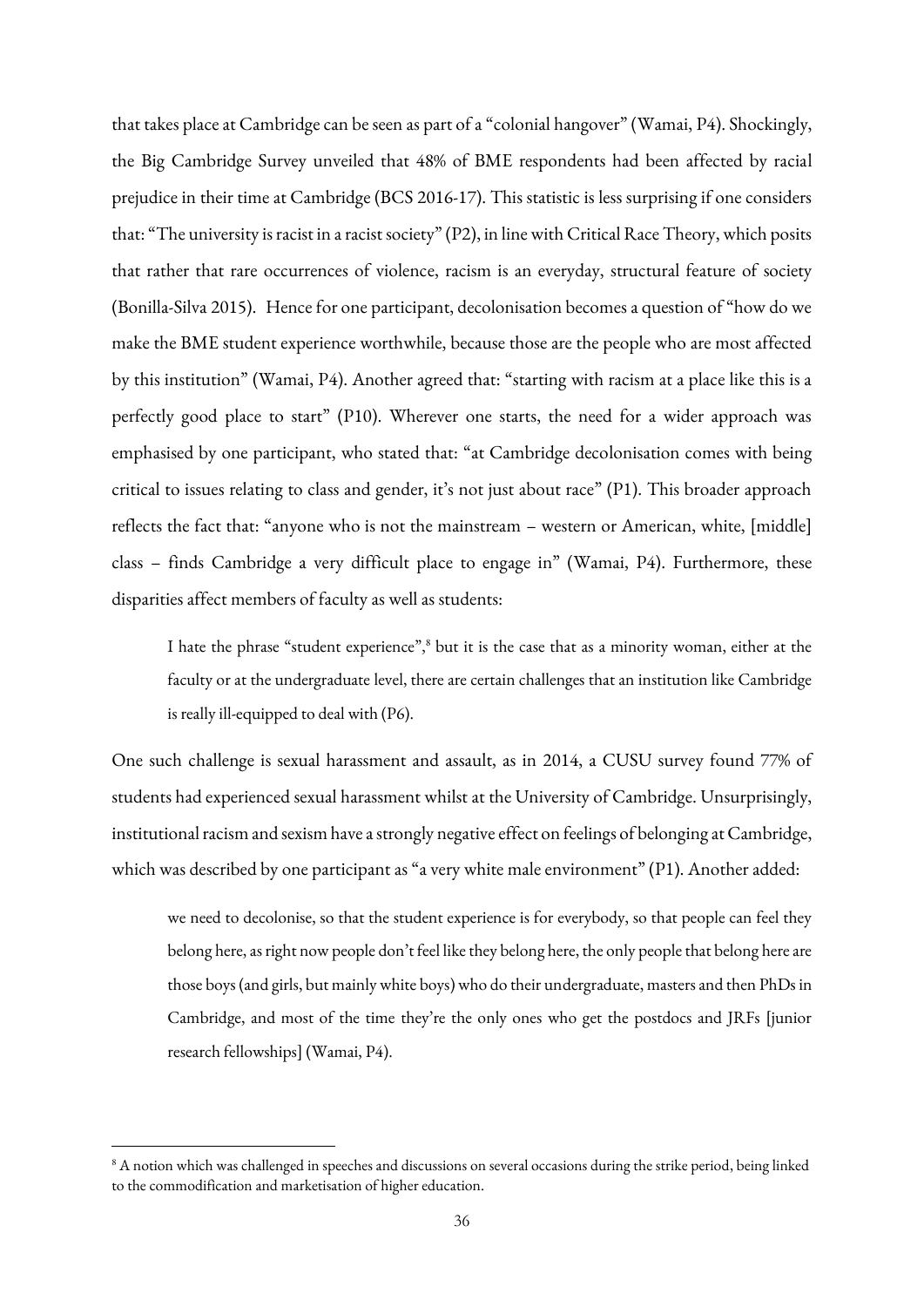that takes place at Cambridge can be seen as part of a "colonial hangover" (Wamai, P4). Shockingly, the Big Cambridge Survey unveiled that 48% of BME respondents had been affected by racial prejudice in their time at Cambridge (BCS 2016-17). This statistic is less surprising if one considers that: "The university is racist in a racist society" (P2), in line with Critical Race Theory, which posits that rather that rare occurrences of violence, racism is an everyday, structural feature of society (Bonilla-Silva 2015). Hence for one participant, decolonisation becomes a question of "how do we make the BME student experience worthwhile, because those are the people who are most affected by this institution" (Wamai, P4). Another agreed that: "starting with racism at a place like this is a perfectly good place to start" (P10). Wherever one starts, the need for a wider approach was emphasised by one participant, who stated that: "at Cambridge decolonisation comes with being critical to issues relating to class and gender, it's not just about race" (P1). This broader approach reflects the fact that: "anyone who is not the mainstream – western or American, white, [middle] class – finds Cambridge a very difficult place to engage in" (Wamai, P4). Furthermore, these disparities affect members of faculty as well as students:

> I hate the phrase "student experience",[8] but it is the case that as a minority woman, either at the faculty or at the undergraduate level, there are certain challenges that an institution like Cambridge is really ill-equipped to deal with (P6).

One such challenge is sexual harassment and assault, as in 2014, a CUSU survey found 77% of students had experienced sexual harassment whilst at the University of Cambridge. Unsurprisingly, institutional racism and sexism have a strongly negative effect on feelings of belonging at Cambridge, which was described by one participant as "a very white male environment" (P1). Another added:

> we need to decolonise, so that the student experience is for everybody, so that people can feel they belong here, as right now people don't feel like they belong here, the only people that belong here are those boys (and girls, but mainly white boys) who do their undergraduate, masters and then PhDs in Cambridge, and most of the time they're the only ones who get the postdocs and JRFs [junior research fellowships] (Wamai, P4).

[8] A notion which was challenged in speeches and discussions on several occasions during the strike period, being linked to the commodification and marketisation of higher education.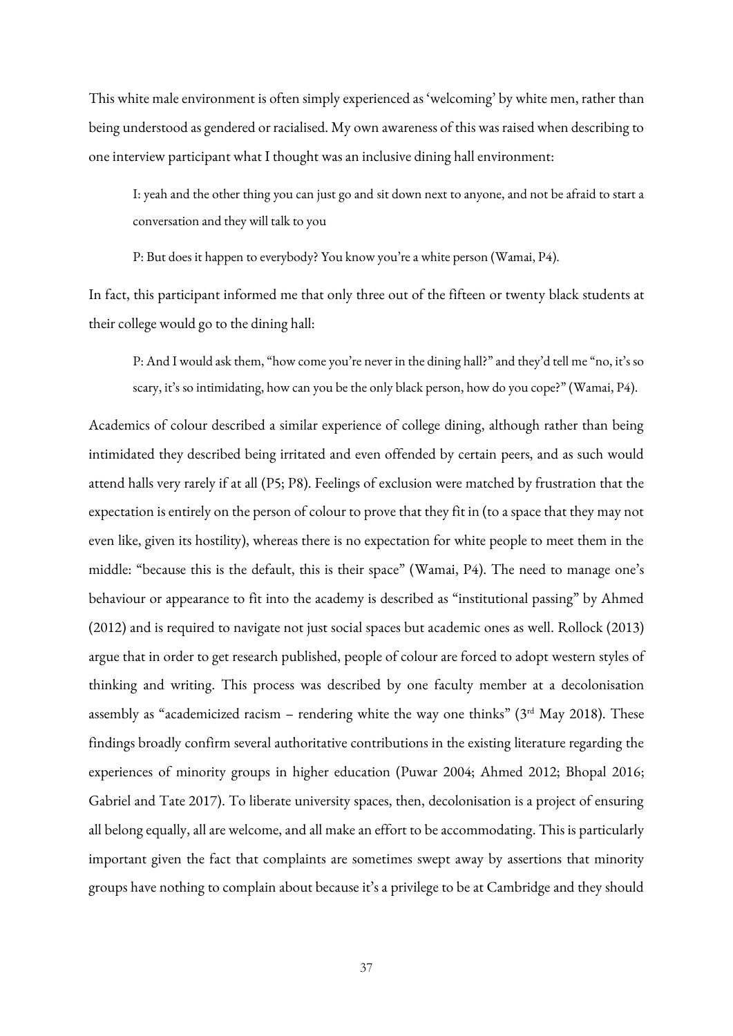This white male environment is often simply experienced as 'welcoming' by white men, rather than being understood as gendered or racialised. My own awareness of this was raised when describing to one interview participant what I thought was an inclusive dining hall environment:

> I: yeah and the other thing you can just go and sit down next to anyone, and not be afraid to start a conversation and they will talk to you
>
> P: But does it happen to everybody? You know you're a white person (Wamai, P4).

In fact, this participant informed me that only three out of the fifteen or twenty black students at their college would go to the dining hall:

> P: And I would ask them, "how come you're never in the dining hall?" and they'd tell me "no, it's so scary, it's so intimidating, how can you be the only black person, how do you cope?" (Wamai, P4).

Academics of colour described a similar experience of college dining, although rather than being intimidated they described being irritated and even offended by certain peers, and as such would attend halls very rarely if at all (P5; P8). Feelings of exclusion were matched by frustration that the expectation is entirely on the person of colour to prove that they fit in (to a space that they may not even like, given its hostility), whereas there is no expectation for white people to meet them in the middle: "because this is the default, this is their space" (Wamai, P4). The need to manage one's behaviour or appearance to fit into the academy is described as "institutional passing" by Ahmed (2012) and is required to navigate not just social spaces but academic ones as well. Rollock (2013) argue that in order to get research published, people of colour are forced to adopt western styles of thinking and writing. This process was described by one faculty member at a decolonisation assembly as "academicized racism – rendering white the way one thinks" (3rd May 2018). These findings broadly confirm several authoritative contributions in the existing literature regarding the experiences of minority groups in higher education (Puwar 2004; Ahmed 2012; Bhopal 2016; Gabriel and Tate 2017). To liberate university spaces, then, decolonisation is a project of ensuring all belong equally, all are welcome, and all make an effort to be accommodating. This is particularly important given the fact that complaints are sometimes swept away by assertions that minority groups have nothing to complain about because it's a privilege to be at Cambridge and they should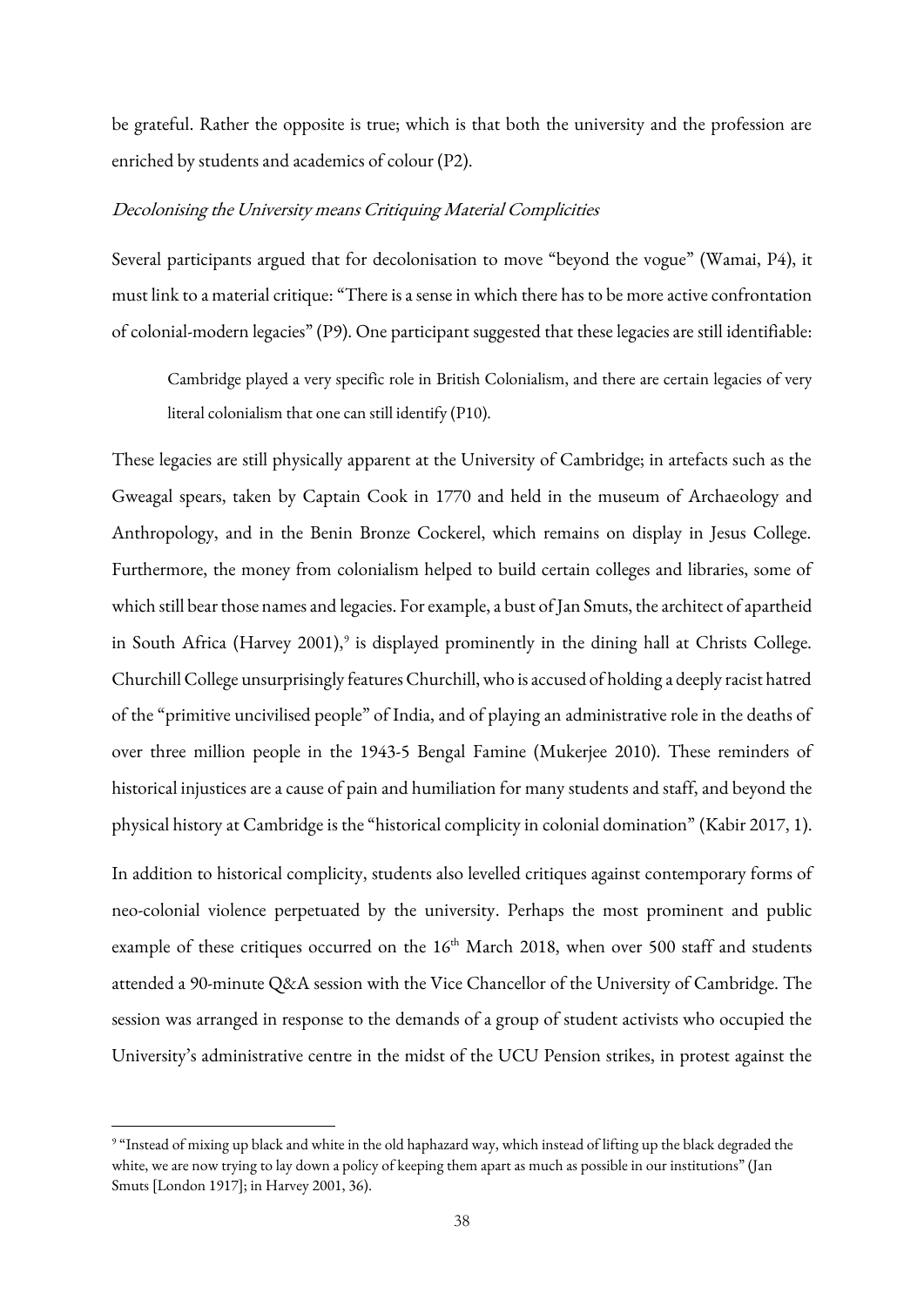be grateful. Rather the opposite is true; which is that both the university and the profession are enriched by students and academics of colour (P2).

### *Decolonising the University means Critiquing Material Complicities*

Several participants argued that for decolonisation to move "beyond the vogue" (Wamai, P4), it must link to a material critique: "There is a sense in which there has to be more active confrontation of colonial-modern legacies" (P9). One participant suggested that these legacies are still identifiable:

> Cambridge played a very specific role in British Colonialism, and there are certain legacies of very literal colonialism that one can still identify (P10).

These legacies are still physically apparent at the University of Cambridge; in artefacts such as the Gweagal spears, taken by Captain Cook in 1770 and held in the museum of Archaeology and Anthropology, and in the Benin Bronze Cockerel, which remains on display in Jesus College. Furthermore, the money from colonialism helped to build certain colleges and libraries, some of which still bear those names and legacies. For example, a bust of Jan Smuts, the architect of apartheid in South Africa (Harvey 2001),[9] is displayed prominently in the dining hall at Christs College. Churchill College unsurprisingly features Churchill, who is accused of holding a deeply racist hatred of the "primitive uncivilised people" of India, and of playing an administrative role in the deaths of over three million people in the 1943-5 Bengal Famine (Mukerjee 2010). These reminders of historical injustices are a cause of pain and humiliation for many students and staff, and beyond the physical history at Cambridge is the "historical complicity in colonial domination" (Kabir 2017, 1).

In addition to historical complicity, students also levelled critiques against contemporary forms of neo-colonial violence perpetuated by the university. Perhaps the most prominent and public example of these critiques occurred on the 16th March 2018, when over 500 staff and students attended a 90-minute Q&A session with the Vice Chancellor of the University of Cambridge. The session was arranged in response to the demands of a group of student activists who occupied the University's administrative centre in the midst of the UCU Pension strikes, in protest against the

---

[9] "Instead of mixing up black and white in the old haphazard way, which instead of lifting up the black degraded the white, we are now trying to lay down a policy of keeping them apart as much as possible in our institutions" (Jan Smuts [London 1917]; in Harvey 2001, 36).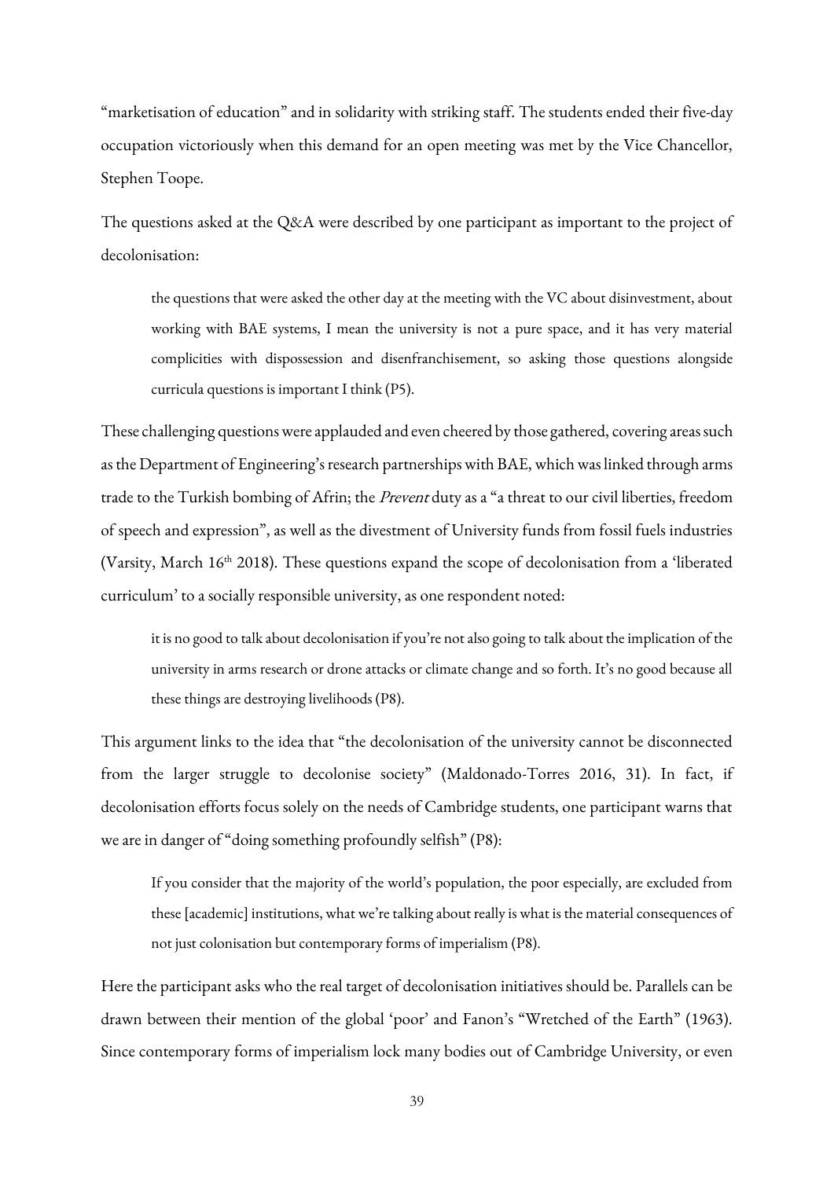"marketisation of education" and in solidarity with striking staff. The students ended their five-day occupation victoriously when this demand for an open meeting was met by the Vice Chancellor, Stephen Toope.

The questions asked at the Q&A were described by one participant as important to the project of decolonisation:

> the questions that were asked the other day at the meeting with the VC about disinvestment, about working with BAE systems, I mean the university is not a pure space, and it has very material complicities with dispossession and disenfranchisement, so asking those questions alongside curricula questions is important I think (P5).

These challenging questions were applauded and even cheered by those gathered, covering areas such as the Department of Engineering's research partnerships with BAE, which was linked through arms trade to the Turkish bombing of Afrin; the *Prevent* duty as a "a threat to our civil liberties, freedom of speech and expression", as well as the divestment of University funds from fossil fuels industries (Varsity, March 16th 2018). These questions expand the scope of decolonisation from a 'liberated curriculum' to a socially responsible university, as one respondent noted:

> it is no good to talk about decolonisation if you're not also going to talk about the implication of the university in arms research or drone attacks or climate change and so forth. It's no good because all these things are destroying livelihoods (P8).

This argument links to the idea that "the decolonisation of the university cannot be disconnected from the larger struggle to decolonise society" (Maldonado-Torres 2016, 31). In fact, if decolonisation efforts focus solely on the needs of Cambridge students, one participant warns that we are in danger of "doing something profoundly selfish" (P8):

> If you consider that the majority of the world's population, the poor especially, are excluded from these [academic] institutions, what we're talking about really is what is the material consequences of not just colonisation but contemporary forms of imperialism (P8).

Here the participant asks who the real target of decolonisation initiatives should be. Parallels can be drawn between their mention of the global 'poor' and Fanon's "Wretched of the Earth" (1963). Since contemporary forms of imperialism lock many bodies out of Cambridge University, or even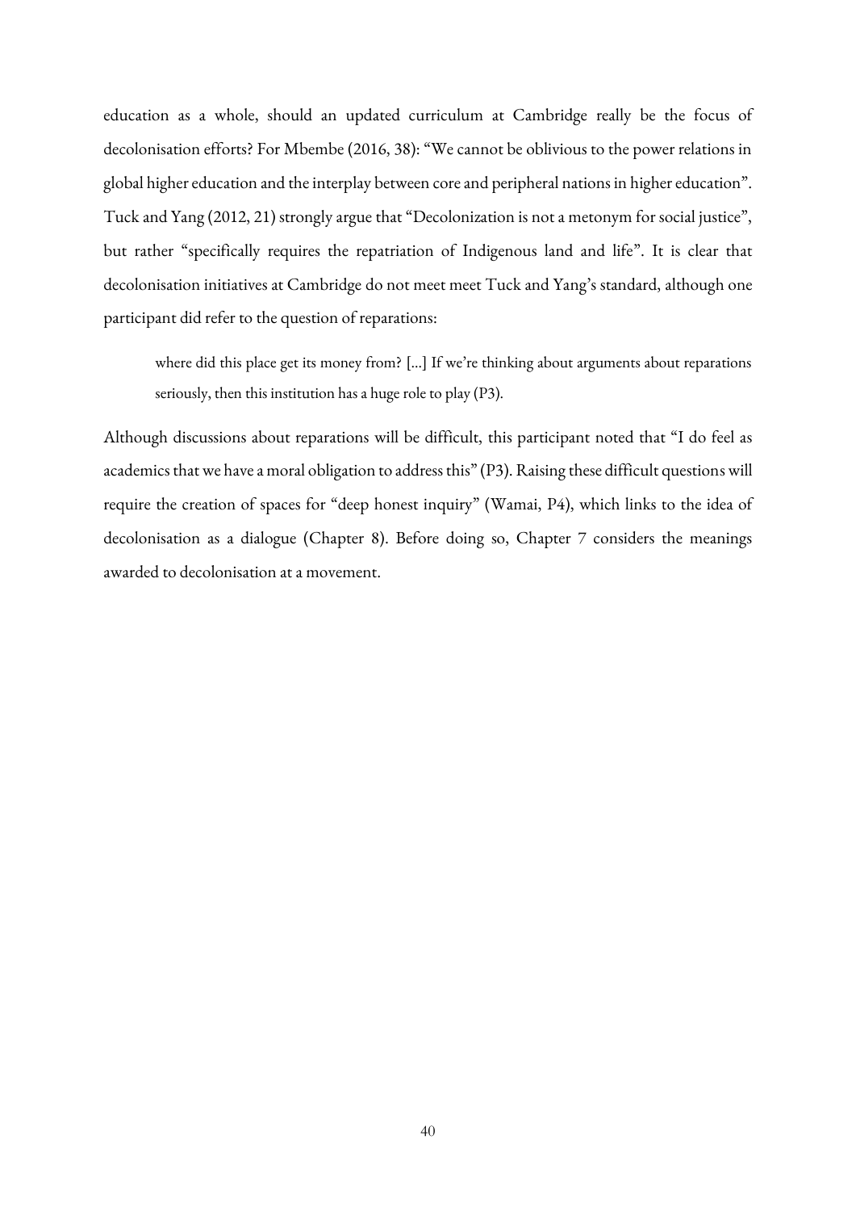education as a whole, should an updated curriculum at Cambridge really be the focus of decolonisation efforts? For Mbembe (2016, 38): "We cannot be oblivious to the power relations in global higher education and the interplay between core and peripheral nations in higher education". Tuck and Yang (2012, 21) strongly argue that "Decolonization is not a metonym for social justice", but rather "specifically requires the repatriation of Indigenous land and life". It is clear that decolonisation initiatives at Cambridge do not meet meet Tuck and Yang's standard, although one participant did refer to the question of reparations:

> where did this place get its money from? [...] If we're thinking about arguments about reparations seriously, then this institution has a huge role to play (P3).

Although discussions about reparations will be difficult, this participant noted that "I do feel as academics that we have a moral obligation to address this" (P3). Raising these difficult questions will require the creation of spaces for "deep honest inquiry" (Wamai, P4), which links to the idea of decolonisation as a dialogue (Chapter 8). Before doing so, Chapter 7 considers the meanings awarded to decolonisation at a movement.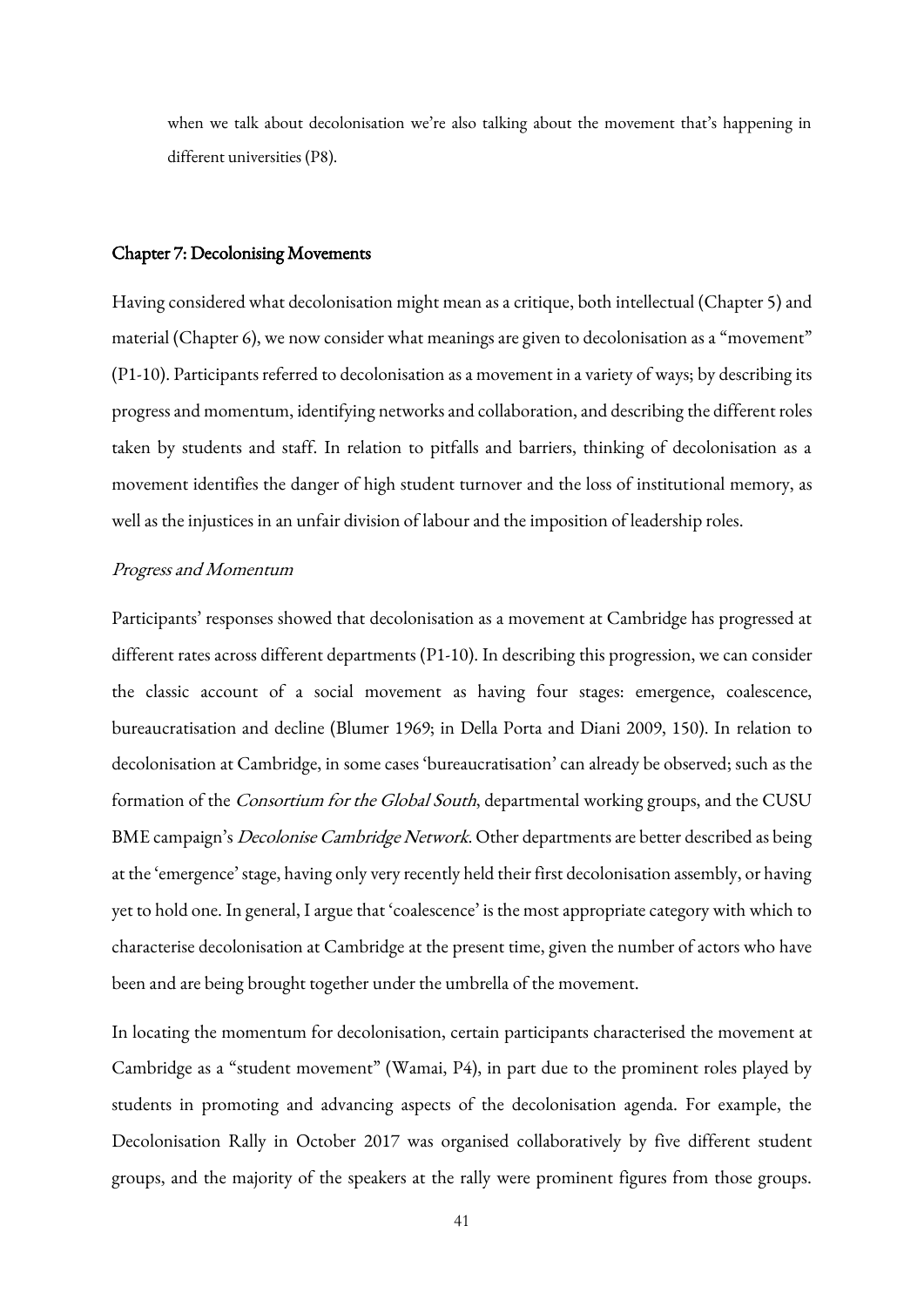> when we talk about decolonisation we're also talking about the movement that's happening in different universities (P8).

## Chapter 7: Decolonising Movements

Having considered what decolonisation might mean as a critique, both intellectual (Chapter 5) and material (Chapter 6), we now consider what meanings are given to decolonisation as a "movement" (P1-10). Participants referred to decolonisation as a movement in a variety of ways; by describing its progress and momentum, identifying networks and collaboration, and describing the different roles taken by students and staff. In relation to pitfalls and barriers, thinking of decolonisation as a movement identifies the danger of high student turnover and the loss of institutional memory, as well as the injustices in an unfair division of labour and the imposition of leadership roles.

### *Progress and Momentum*

Participants' responses showed that decolonisation as a movement at Cambridge has progressed at different rates across different departments (P1-10). In describing this progression, we can consider the classic account of a social movement as having four stages: emergence, coalescence, bureaucratisation and decline (Blumer 1969; in Della Porta and Diani 2009, 150). In relation to decolonisation at Cambridge, in some cases 'bureaucratisation' can already be observed; such as the formation of the *Consortium for the Global South*, departmental working groups, and the CUSU BME campaign's *Decolonise Cambridge Network*. Other departments are better described as being at the 'emergence' stage, having only very recently held their first decolonisation assembly, or having yet to hold one. In general, I argue that 'coalescence' is the most appropriate category with which to characterise decolonisation at Cambridge at the present time, given the number of actors who have been and are being brought together under the umbrella of the movement.

In locating the momentum for decolonisation, certain participants characterised the movement at Cambridge as a "student movement" (Wamai, P4), in part due to the prominent roles played by students in promoting and advancing aspects of the decolonisation agenda. For example, the Decolonisation Rally in October 2017 was organised collaboratively by five different student groups, and the majority of the speakers at the rally were prominent figures from those groups.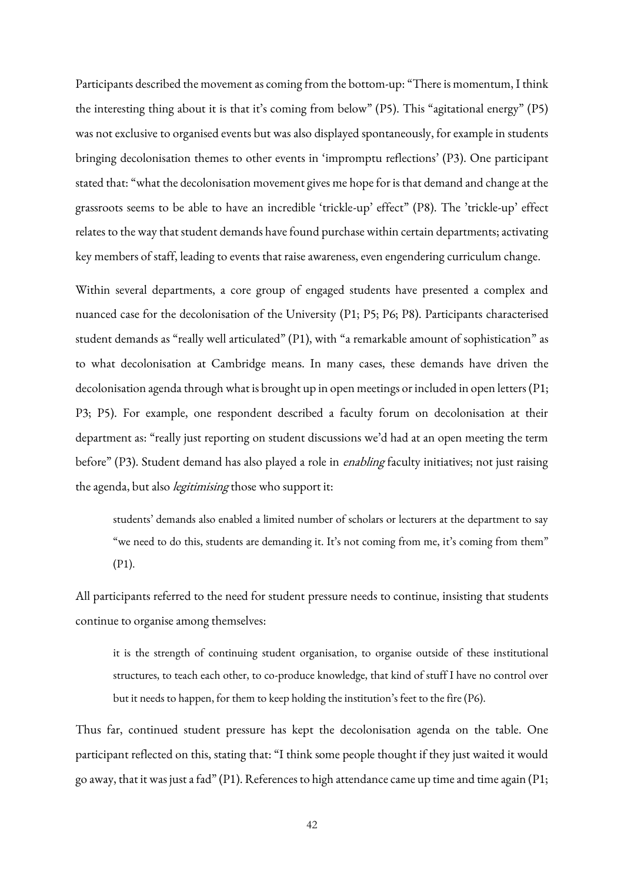Participants described the movement as coming from the bottom-up: "There is momentum, I think the interesting thing about it is that it's coming from below" (P5). This "agitational energy" (P5) was not exclusive to organised events but was also displayed spontaneously, for example in students bringing decolonisation themes to other events in 'impromptu reflections' (P3). One participant stated that: "what the decolonisation movement gives me hope for is that demand and change at the grassroots seems to be able to have an incredible 'trickle-up' effect" (P8). The 'trickle-up' effect relates to the way that student demands have found purchase within certain departments; activating key members of staff, leading to events that raise awareness, even engendering curriculum change.

Within several departments, a core group of engaged students have presented a complex and nuanced case for the decolonisation of the University (P1; P5; P6; P8). Participants characterised student demands as "really well articulated" (P1), with "a remarkable amount of sophistication" as to what decolonisation at Cambridge means. In many cases, these demands have driven the decolonisation agenda through what is brought up in open meetings or included in open letters (P1; P3; P5). For example, one respondent described a faculty forum on decolonisation at their department as: "really just reporting on student discussions we'd had at an open meeting the term before" (P3). Student demand has also played a role in *enabling* faculty initiatives; not just raising the agenda, but also *legitimising* those who support it:

> students' demands also enabled a limited number of scholars or lecturers at the department to say "we need to do this, students are demanding it. It's not coming from me, it's coming from them" (P1).

All participants referred to the need for student pressure needs to continue, insisting that students continue to organise among themselves:

> it is the strength of continuing student organisation, to organise outside of these institutional structures, to teach each other, to co-produce knowledge, that kind of stuff I have no control over but it needs to happen, for them to keep holding the institution's feet to the fire (P6).

Thus far, continued student pressure has kept the decolonisation agenda on the table. One participant reflected on this, stating that: "I think some people thought if they just waited it would go away, that it was just a fad" (P1). References to high attendance came up time and time again (P1;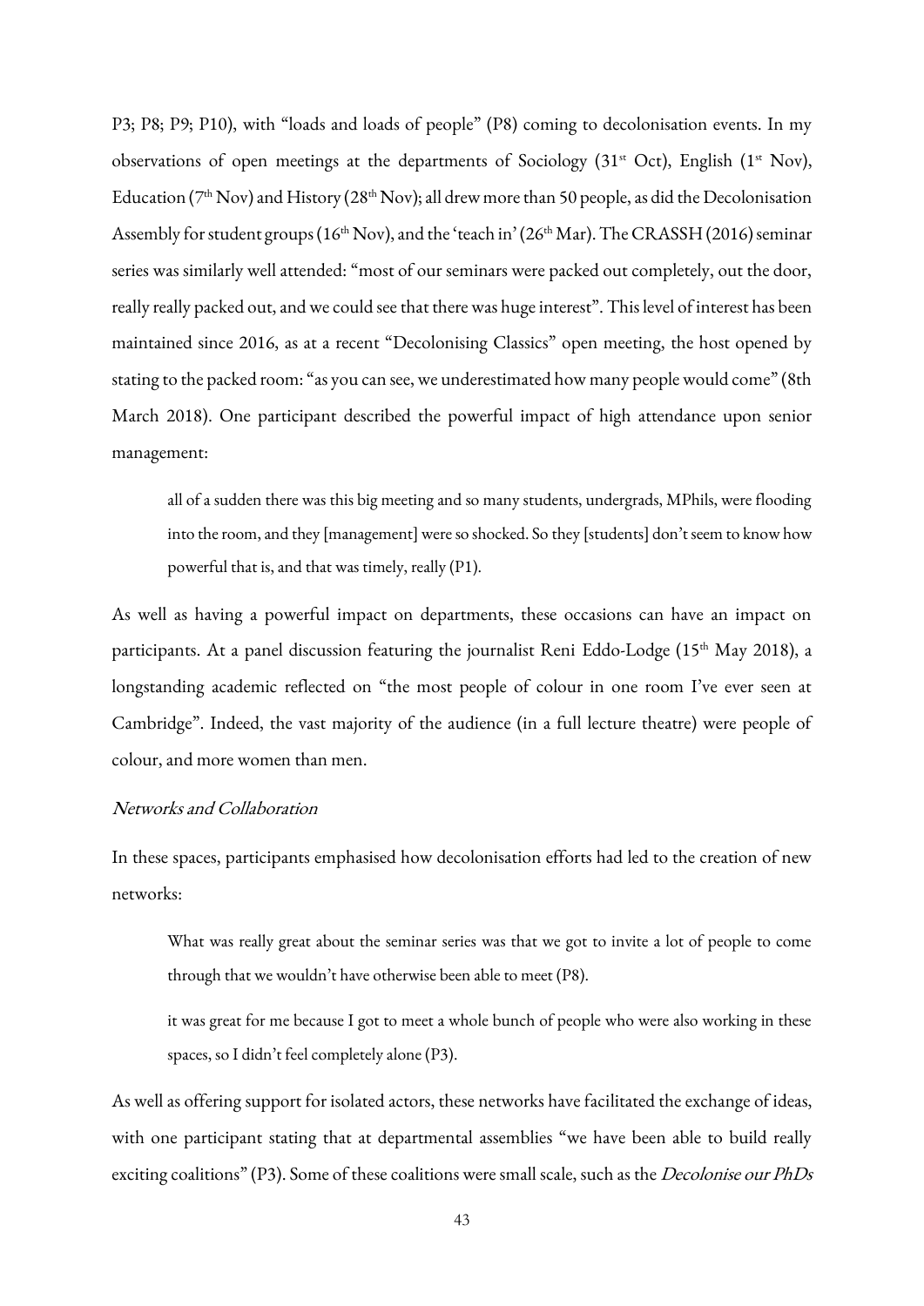P3; P8; P9; P10), with "loads and loads of people" (P8) coming to decolonisation events. In my observations of open meetings at the departments of Sociology (31st Oct), English (1st Nov), Education (7th Nov) and History (28th Nov); all drew more than 50 people, as did the Decolonisation Assembly for student groups (16th Nov), and the 'teach in' (26th Mar). The CRASSH (2016) seminar series was similarly well attended: "most of our seminars were packed out completely, out the door, really really packed out, and we could see that there was huge interest". This level of interest has been maintained since 2016, as at a recent "Decolonising Classics" open meeting, the host opened by stating to the packed room: "as you can see, we underestimated how many people would come" (8th March 2018). One participant described the powerful impact of high attendance upon senior management:

> all of a sudden there was this big meeting and so many students, undergrads, MPhils, were flooding into the room, and they [management] were so shocked. So they [students] don't seem to know how powerful that is, and that was timely, really (P1).

As well as having a powerful impact on departments, these occasions can have an impact on participants. At a panel discussion featuring the journalist Reni Eddo-Lodge (15th May 2018), a longstanding academic reflected on "the most people of colour in one room I've ever seen at Cambridge". Indeed, the vast majority of the audience (in a full lecture theatre) were people of colour, and more women than men.

*Networks and Collaboration*

In these spaces, participants emphasised how decolonisation efforts had led to the creation of new networks:

> What was really great about the seminar series was that we got to invite a lot of people to come through that we wouldn't have otherwise been able to meet (P8).

> it was great for me because I got to meet a whole bunch of people who were also working in these spaces, so I didn't feel completely alone (P3).

As well as offering support for isolated actors, these networks have facilitated the exchange of ideas, with one participant stating that at departmental assemblies "we have been able to build really exciting coalitions" (P3). Some of these coalitions were small scale, such as the *Decolonise our PhDs*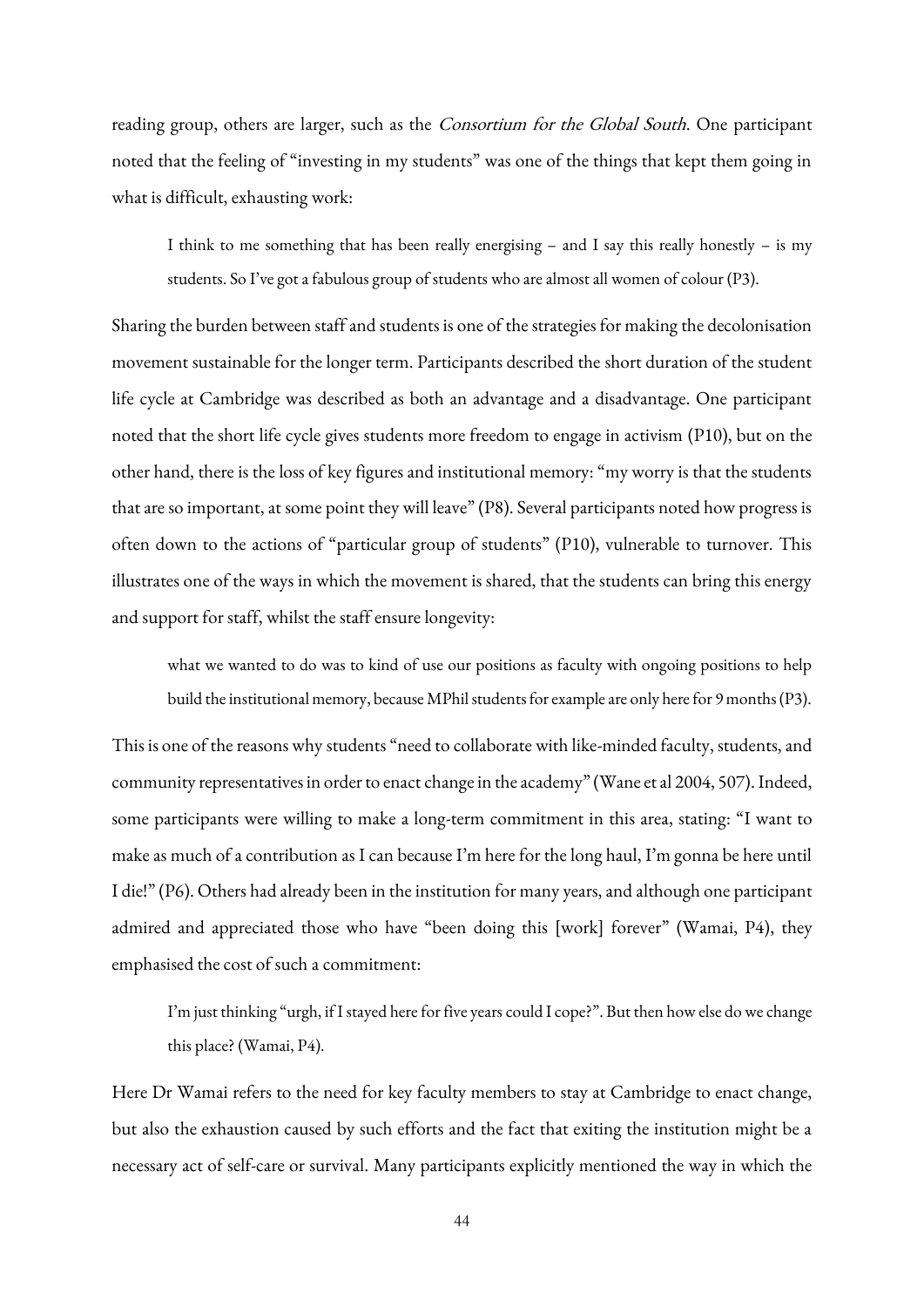reading group, others are larger, such as the *Consortium for the Global South*. One participant noted that the feeling of "investing in my students" was one of the things that kept them going in what is difficult, exhausting work:

> I think to me something that has been really energising – and I say this really honestly – is my students. So I've got a fabulous group of students who are almost all women of colour (P3).

Sharing the burden between staff and students is one of the strategies for making the decolonisation movement sustainable for the longer term. Participants described the short duration of the student life cycle at Cambridge was described as both an advantage and a disadvantage. One participant noted that the short life cycle gives students more freedom to engage in activism (P10), but on the other hand, there is the loss of key figures and institutional memory: "my worry is that the students that are so important, at some point they will leave" (P8). Several participants noted how progress is often down to the actions of "particular group of students" (P10), vulnerable to turnover. This illustrates one of the ways in which the movement is shared, that the students can bring this energy and support for staff, whilst the staff ensure longevity:

> what we wanted to do was to kind of use our positions as faculty with ongoing positions to help build the institutional memory, because MPhil students for example are only here for 9 months (P3).

This is one of the reasons why students "need to collaborate with like-minded faculty, students, and community representatives in order to enact change in the academy" (Wane et al 2004, 507). Indeed, some participants were willing to make a long-term commitment in this area, stating: "I want to make as much of a contribution as I can because I'm here for the long haul, I'm gonna be here until I die!" (P6). Others had already been in the institution for many years, and although one participant admired and appreciated those who have "been doing this [work] forever" (Wamai, P4), they emphasised the cost of such a commitment:

> I'm just thinking "urgh, if I stayed here for five years could I cope?". But then how else do we change this place? (Wamai, P4).

Here Dr Wamai refers to the need for key faculty members to stay at Cambridge to enact change, but also the exhaustion caused by such efforts and the fact that exiting the institution might be a necessary act of self-care or survival. Many participants explicitly mentioned the way in which the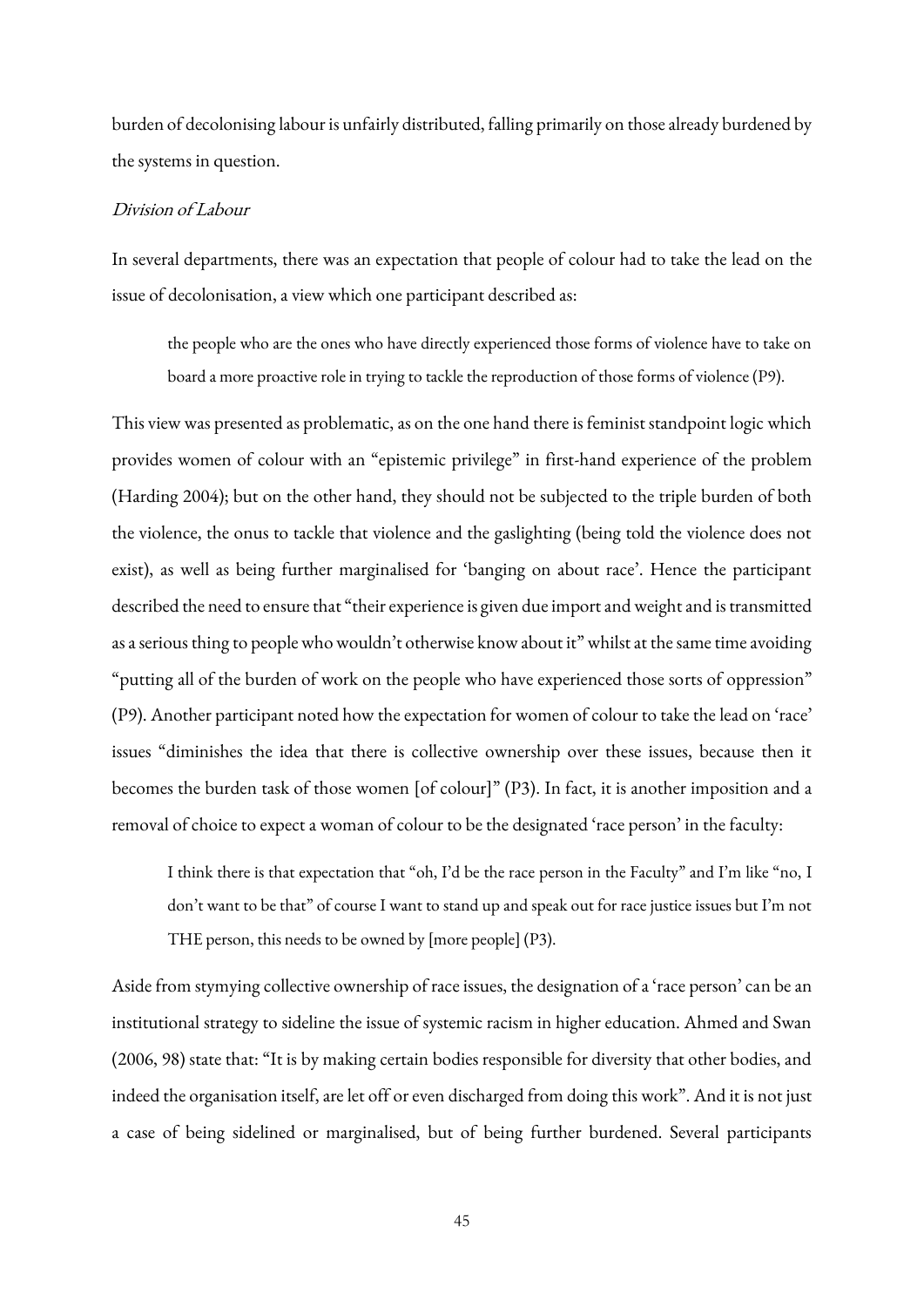burden of decolonising labour is unfairly distributed, falling primarily on those already burdened by the systems in question.

### *Division of Labour*

In several departments, there was an expectation that people of colour had to take the lead on the issue of decolonisation, a view which one participant described as:

> the people who are the ones who have directly experienced those forms of violence have to take on board a more proactive role in trying to tackle the reproduction of those forms of violence (P9).

This view was presented as problematic, as on the one hand there is feminist standpoint logic which provides women of colour with an "epistemic privilege" in first-hand experience of the problem (Harding 2004); but on the other hand, they should not be subjected to the triple burden of both the violence, the onus to tackle that violence and the gaslighting (being told the violence does not exist), as well as being further marginalised for 'banging on about race'. Hence the participant described the need to ensure that "their experience is given due import and weight and is transmitted as a serious thing to people who wouldn't otherwise know about it" whilst at the same time avoiding "putting all of the burden of work on the people who have experienced those sorts of oppression" (P9). Another participant noted how the expectation for women of colour to take the lead on 'race' issues "diminishes the idea that there is collective ownership over these issues, because then it becomes the burden task of those women [of colour]" (P3). In fact, it is another imposition and a removal of choice to expect a woman of colour to be the designated 'race person' in the faculty:

> I think there is that expectation that "oh, I'd be the race person in the Faculty" and I'm like "no, I don't want to be that" of course I want to stand up and speak out for race justice issues but I'm not THE person, this needs to be owned by [more people] (P3).

Aside from stymying collective ownership of race issues, the designation of a 'race person' can be an institutional strategy to sideline the issue of systemic racism in higher education. Ahmed and Swan (2006, 98) state that: "It is by making certain bodies responsible for diversity that other bodies, and indeed the organisation itself, are let off or even discharged from doing this work". And it is not just a case of being sidelined or marginalised, but of being further burdened. Several participants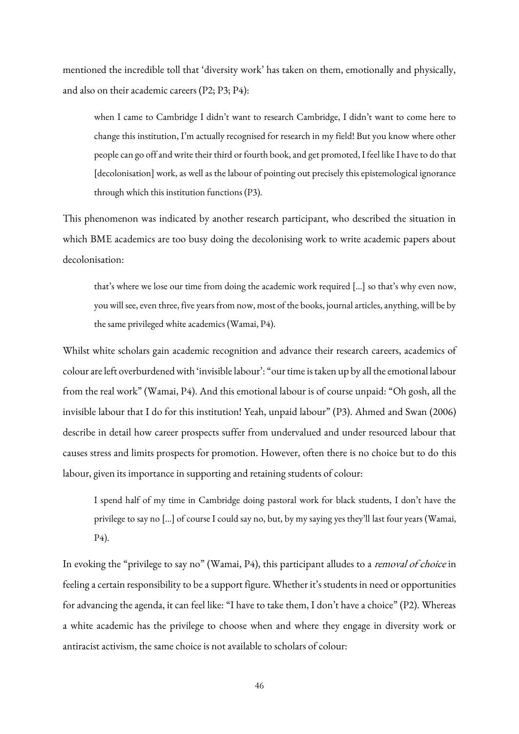mentioned the incredible toll that 'diversity work' has taken on them, emotionally and physically, and also on their academic careers (P2; P3; P4):

> when I came to Cambridge I didn't want to research Cambridge, I didn't want to come here to change this institution, I'm actually recognised for research in my field! But you know where other people can go off and write their third or fourth book, and get promoted, I feel like I have to do that [decolonisation] work, as well as the labour of pointing out precisely this epistemological ignorance through which this institution functions (P3).

This phenomenon was indicated by another research participant, who described the situation in which BME academics are too busy doing the decolonising work to write academic papers about decolonisation:

> that's where we lose our time from doing the academic work required [...] so that's why even now, you will see, even three, five years from now, most of the books, journal articles, anything, will be by the same privileged white academics (Wamai, P4).

Whilst white scholars gain academic recognition and advance their research careers, academics of colour are left overburdened with 'invisible labour': "our time is taken up by all the emotional labour from the real work" (Wamai, P4). And this emotional labour is of course unpaid: "Oh gosh, all the invisible labour that I do for this institution! Yeah, unpaid labour" (P3). Ahmed and Swan (2006) describe in detail how career prospects suffer from undervalued and under resourced labour that causes stress and limits prospects for promotion. However, often there is no choice but to do this labour, given its importance in supporting and retaining students of colour:

> I spend half of my time in Cambridge doing pastoral work for black students, I don't have the privilege to say no [...] of course I could say no, but, by my saying yes they'll last four years (Wamai, P4).

In evoking the "privilege to say no" (Wamai, P4), this participant alludes to a *removal of choice* in feeling a certain responsibility to be a support figure. Whether it's students in need or opportunities for advancing the agenda, it can feel like: "I have to take them, I don't have a choice" (P2). Whereas a white academic has the privilege to choose when and where they engage in diversity work or antiracist activism, the same choice is not available to scholars of colour: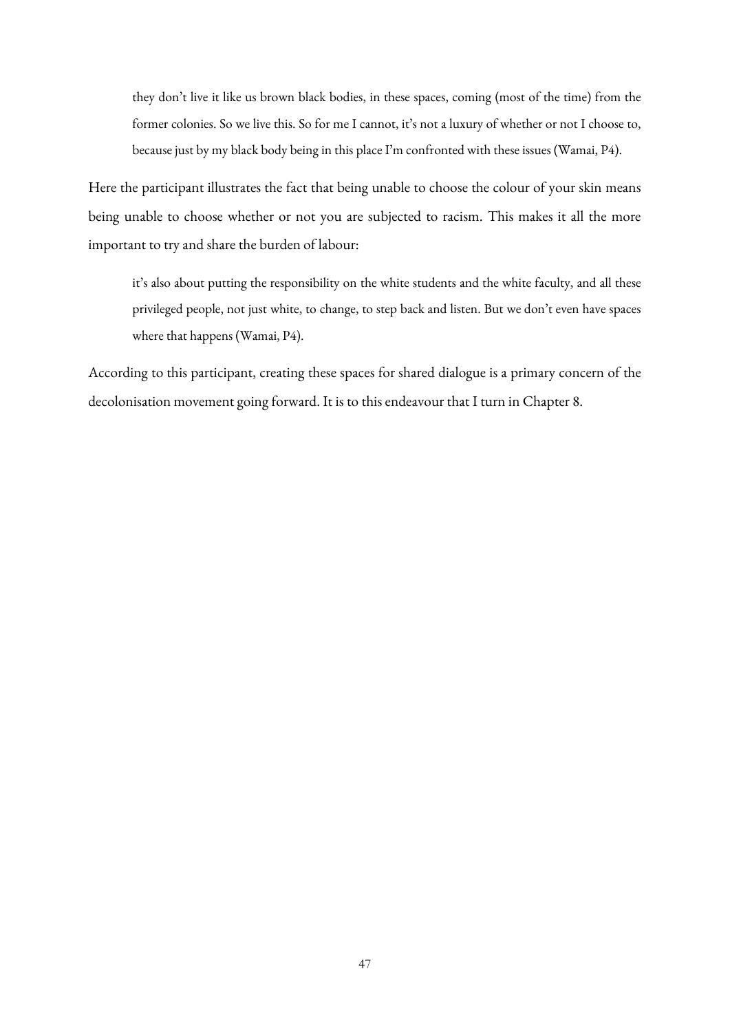> they don't live it like us brown black bodies, in these spaces, coming (most of the time) from the former colonies. So we live this. So for me I cannot, it's not a luxury of whether or not I choose to, because just by my black body being in this place I'm confronted with these issues (Wamai, P4).

Here the participant illustrates the fact that being unable to choose the colour of your skin means being unable to choose whether or not you are subjected to racism. This makes it all the more important to try and share the burden of labour:

> it's also about putting the responsibility on the white students and the white faculty, and all these privileged people, not just white, to change, to step back and listen. But we don't even have spaces where that happens (Wamai, P4).

According to this participant, creating these spaces for shared dialogue is a primary concern of the decolonisation movement going forward. It is to this endeavour that I turn in Chapter 8.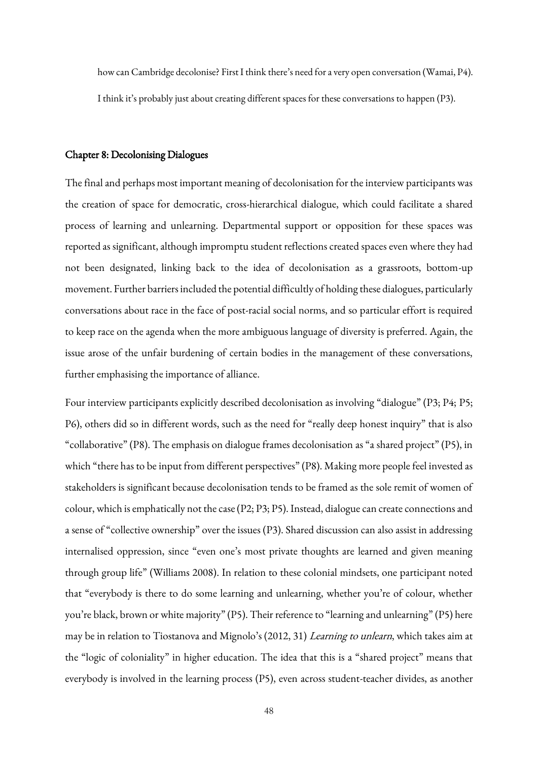> how can Cambridge decolonise? First I think there's need for a very open conversation (Wamai, P4).
>
> I think it's probably just about creating different spaces for these conversations to happen (P3).

## Chapter 8: Decolonising Dialogues

The final and perhaps most important meaning of decolonisation for the interview participants was the creation of space for democratic, cross-hierarchical dialogue, which could facilitate a shared process of learning and unlearning. Departmental support or opposition for these spaces was reported as significant, although impromptu student reflections created spaces even where they had not been designated, linking back to the idea of decolonisation as a grassroots, bottom-up movement. Further barriers included the potential difficultly of holding these dialogues, particularly conversations about race in the face of post-racial social norms, and so particular effort is required to keep race on the agenda when the more ambiguous language of diversity is preferred. Again, the issue arose of the unfair burdening of certain bodies in the management of these conversations, further emphasising the importance of alliance.

Four interview participants explicitly described decolonisation as involving "dialogue" (P3; P4; P5; P6), others did so in different words, such as the need for "really deep honest inquiry" that is also "collaborative" (P8). The emphasis on dialogue frames decolonisation as "a shared project" (P5), in which "there has to be input from different perspectives" (P8). Making more people feel invested as stakeholders is significant because decolonisation tends to be framed as the sole remit of women of colour, which is emphatically not the case (P2; P3; P5). Instead, dialogue can create connections and a sense of "collective ownership" over the issues (P3). Shared discussion can also assist in addressing internalised oppression, since "even one's most private thoughts are learned and given meaning through group life" (Williams 2008). In relation to these colonial mindsets, one participant noted that "everybody is there to do some learning and unlearning, whether you're of colour, whether you're black, brown or white majority" (P5). Their reference to "learning and unlearning" (P5) here may be in relation to Tiostanova and Mignolo's (2012, 31) *Learning to unlearn*, which takes aim at the "logic of coloniality" in higher education. The idea that this is a "shared project" means that everybody is involved in the learning process (P5), even across student-teacher divides, as another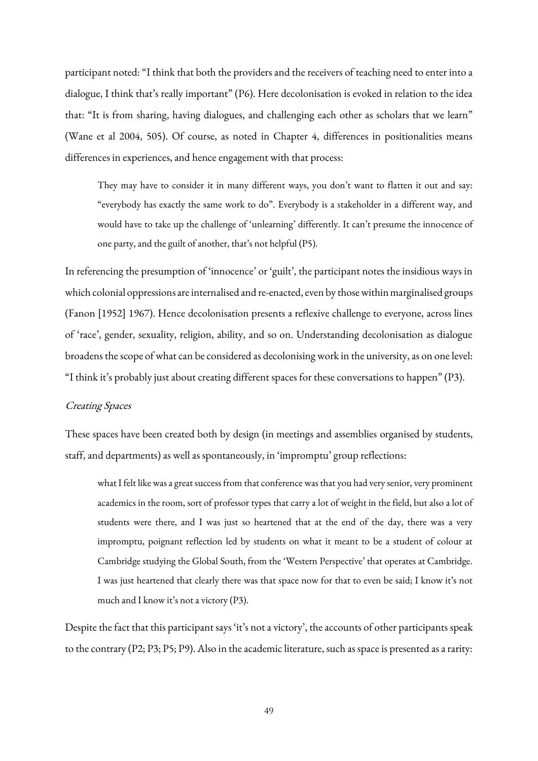participant noted: "I think that both the providers and the receivers of teaching need to enter into a dialogue, I think that's really important" (P6). Here decolonisation is evoked in relation to the idea that: "It is from sharing, having dialogues, and challenging each other as scholars that we learn" (Wane et al 2004, 505). Of course, as noted in Chapter 4, differences in positionalities means differences in experiences, and hence engagement with that process:

> They may have to consider it in many different ways, you don't want to flatten it out and say: "everybody has exactly the same work to do". Everybody is a stakeholder in a different way, and would have to take up the challenge of 'unlearning' differently. It can't presume the innocence of one party, and the guilt of another, that's not helpful (P5).

In referencing the presumption of 'innocence' or 'guilt', the participant notes the insidious ways in which colonial oppressions are internalised and re-enacted, even by those within marginalised groups (Fanon [1952] 1967). Hence decolonisation presents a reflexive challenge to everyone, across lines of 'race', gender, sexuality, religion, ability, and so on. Understanding decolonisation as dialogue broadens the scope of what can be considered as decolonising work in the university, as on one level: "I think it's probably just about creating different spaces for these conversations to happen" (P3).

*Creating Spaces*

These spaces have been created both by design (in meetings and assemblies organised by students, staff, and departments) as well as spontaneously, in 'impromptu' group reflections:

> what I felt like was a great success from that conference was that you had very senior, very prominent academics in the room, sort of professor types that carry a lot of weight in the field, but also a lot of students were there, and I was just so heartened that at the end of the day, there was a very impromptu, poignant reflection led by students on what it meant to be a student of colour at Cambridge studying the Global South, from the 'Western Perspective' that operates at Cambridge. I was just heartened that clearly there was that space now for that to even be said; I know it's not much and I know it's not a victory (P3).

Despite the fact that this participant says 'it's not a victory', the accounts of other participants speak to the contrary (P2; P3; P5; P9). Also in the academic literature, such as space is presented as a rarity: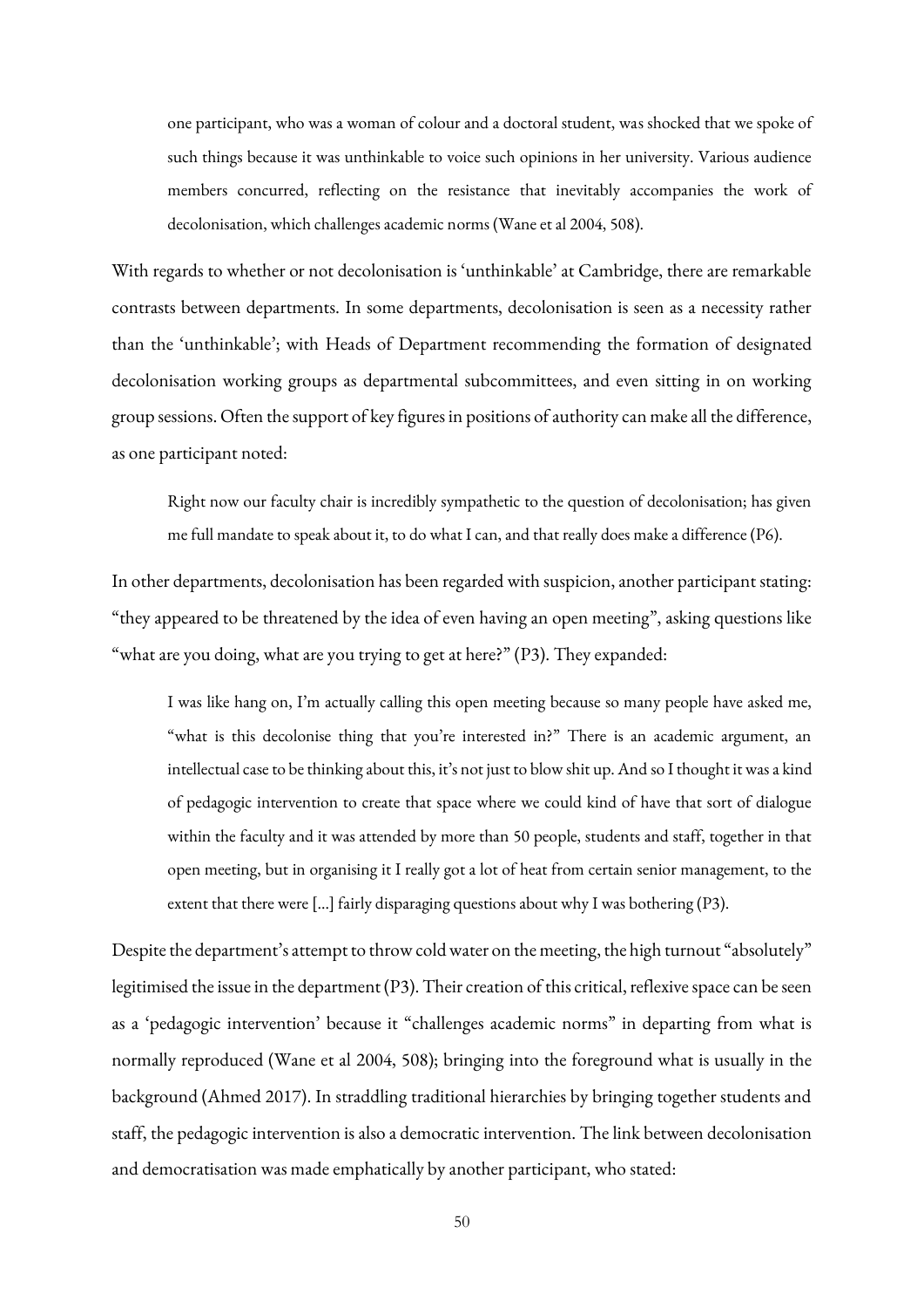> one participant, who was a woman of colour and a doctoral student, was shocked that we spoke of such things because it was unthinkable to voice such opinions in her university. Various audience members concurred, reflecting on the resistance that inevitably accompanies the work of decolonisation, which challenges academic norms (Wane et al 2004, 508).

With regards to whether or not decolonisation is 'unthinkable' at Cambridge, there are remarkable contrasts between departments. In some departments, decolonisation is seen as a necessity rather than the 'unthinkable'; with Heads of Department recommending the formation of designated decolonisation working groups as departmental subcommittees, and even sitting in on working group sessions. Often the support of key figures in positions of authority can make all the difference, as one participant noted:

> Right now our faculty chair is incredibly sympathetic to the question of decolonisation; has given me full mandate to speak about it, to do what I can, and that really does make a difference (P6).

In other departments, decolonisation has been regarded with suspicion, another participant stating: "they appeared to be threatened by the idea of even having an open meeting", asking questions like "what are you doing, what are you trying to get at here?" (P3). They expanded:

> I was like hang on, I'm actually calling this open meeting because so many people have asked me, "what is this decolonise thing that you're interested in?" There is an academic argument, an intellectual case to be thinking about this, it's not just to blow shit up. And so I thought it was a kind of pedagogic intervention to create that space where we could kind of have that sort of dialogue within the faculty and it was attended by more than 50 people, students and staff, together in that open meeting, but in organising it I really got a lot of heat from certain senior management, to the extent that there were [...] fairly disparaging questions about why I was bothering (P3).

Despite the department's attempt to throw cold water on the meeting, the high turnout "absolutely" legitimised the issue in the department (P3). Their creation of this critical, reflexive space can be seen as a 'pedagogic intervention' because it "challenges academic norms" in departing from what is normally reproduced (Wane et al 2004, 508); bringing into the foreground what is usually in the background (Ahmed 2017). In straddling traditional hierarchies by bringing together students and staff, the pedagogic intervention is also a democratic intervention. The link between decolonisation and democratisation was made emphatically by another participant, who stated: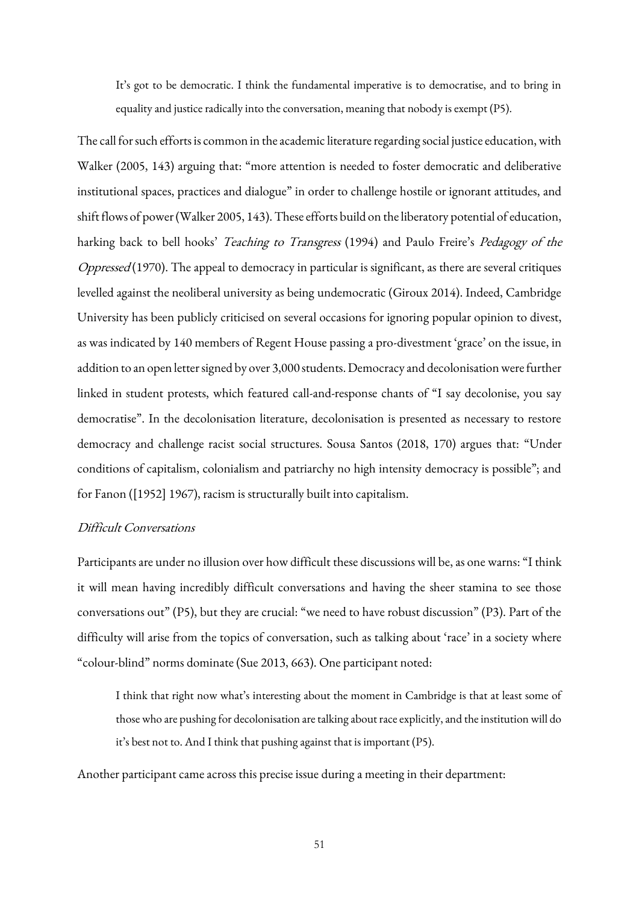> It's got to be democratic. I think the fundamental imperative is to democratise, and to bring in equality and justice radically into the conversation, meaning that nobody is exempt (P5).

The call for such efforts is common in the academic literature regarding social justice education, with Walker (2005, 143) arguing that: "more attention is needed to foster democratic and deliberative institutional spaces, practices and dialogue" in order to challenge hostile or ignorant attitudes, and shift flows of power (Walker 2005, 143). These efforts build on the liberatory potential of education, harking back to bell hooks' *Teaching to Transgress* (1994) and Paulo Freire's *Pedagogy of the Oppressed* (1970). The appeal to democracy in particular is significant, as there are several critiques levelled against the neoliberal university as being undemocratic (Giroux 2014). Indeed, Cambridge University has been publicly criticised on several occasions for ignoring popular opinion to divest, as was indicated by 140 members of Regent House passing a pro-divestment 'grace' on the issue, in addition to an open letter signed by over 3,000 students. Democracy and decolonisation were further linked in student protests, which featured call-and-response chants of "I say decolonise, you say democratise". In the decolonisation literature, decolonisation is presented as necessary to restore democracy and challenge racist social structures. Sousa Santos (2018, 170) argues that: "Under conditions of capitalism, colonialism and patriarchy no high intensity democracy is possible"; and for Fanon ([1952] 1967), racism is structurally built into capitalism.

### *Difficult Conversations*

Participants are under no illusion over how difficult these discussions will be, as one warns: "I think it will mean having incredibly difficult conversations and having the sheer stamina to see those conversations out" (P5), but they are crucial: "we need to have robust discussion" (P3). Part of the difficulty will arise from the topics of conversation, such as talking about 'race' in a society where "colour-blind" norms dominate (Sue 2013, 663). One participant noted:

> I think that right now what's interesting about the moment in Cambridge is that at least some of those who are pushing for decolonisation are talking about race explicitly, and the institution will do it's best not to. And I think that pushing against that is important (P5).

Another participant came across this precise issue during a meeting in their department: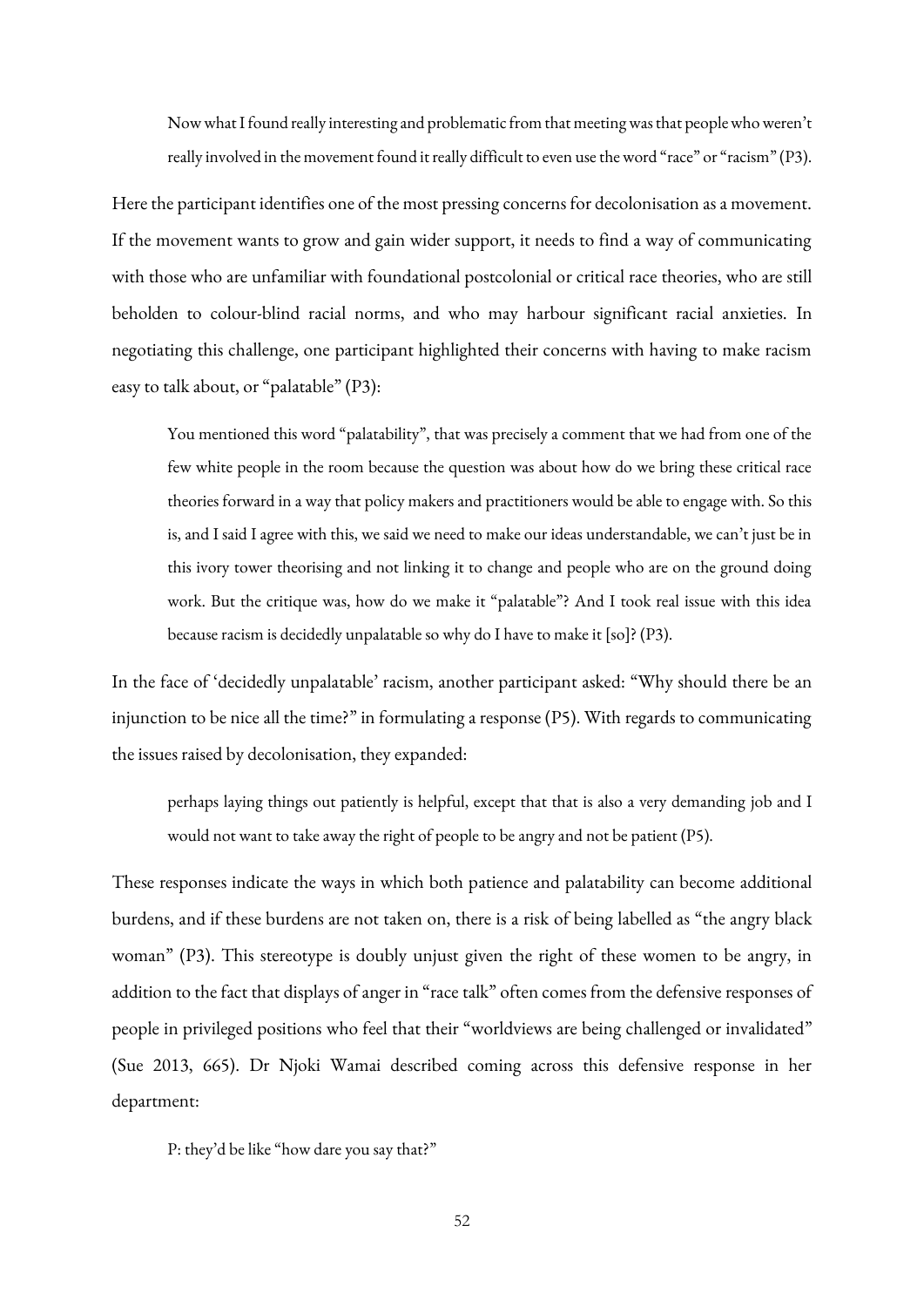> Now what I found really interesting and problematic from that meeting was that people who weren't really involved in the movement found it really difficult to even use the word "race" or "racism" (P3).

Here the participant identifies one of the most pressing concerns for decolonisation as a movement. If the movement wants to grow and gain wider support, it needs to find a way of communicating with those who are unfamiliar with foundational postcolonial or critical race theories, who are still beholden to colour-blind racial norms, and who may harbour significant racial anxieties. In negotiating this challenge, one participant highlighted their concerns with having to make racism easy to talk about, or "palatable" (P3):

> You mentioned this word "palatability", that was precisely a comment that we had from one of the few white people in the room because the question was about how do we bring these critical race theories forward in a way that policy makers and practitioners would be able to engage with. So this is, and I said I agree with this, we said we need to make our ideas understandable, we can't just be in this ivory tower theorising and not linking it to change and people who are on the ground doing work. But the critique was, how do we make it "palatable"? And I took real issue with this idea because racism is decidedly unpalatable so why do I have to make it [so]? (P3).

In the face of 'decidedly unpalatable' racism, another participant asked: "Why should there be an injunction to be nice all the time?" in formulating a response (P5). With regards to communicating the issues raised by decolonisation, they expanded:

> perhaps laying things out patiently is helpful, except that that is also a very demanding job and I would not want to take away the right of people to be angry and not be patient (P5).

These responses indicate the ways in which both patience and palatability can become additional burdens, and if these burdens are not taken on, there is a risk of being labelled as "the angry black woman" (P3). This stereotype is doubly unjust given the right of these women to be angry, in addition to the fact that displays of anger in "race talk" often comes from the defensive responses of people in privileged positions who feel that their "worldviews are being challenged or invalidated" (Sue 2013, 665). Dr Njoki Wamai described coming across this defensive response in her department:

> P: they'd be like "how dare you say that?"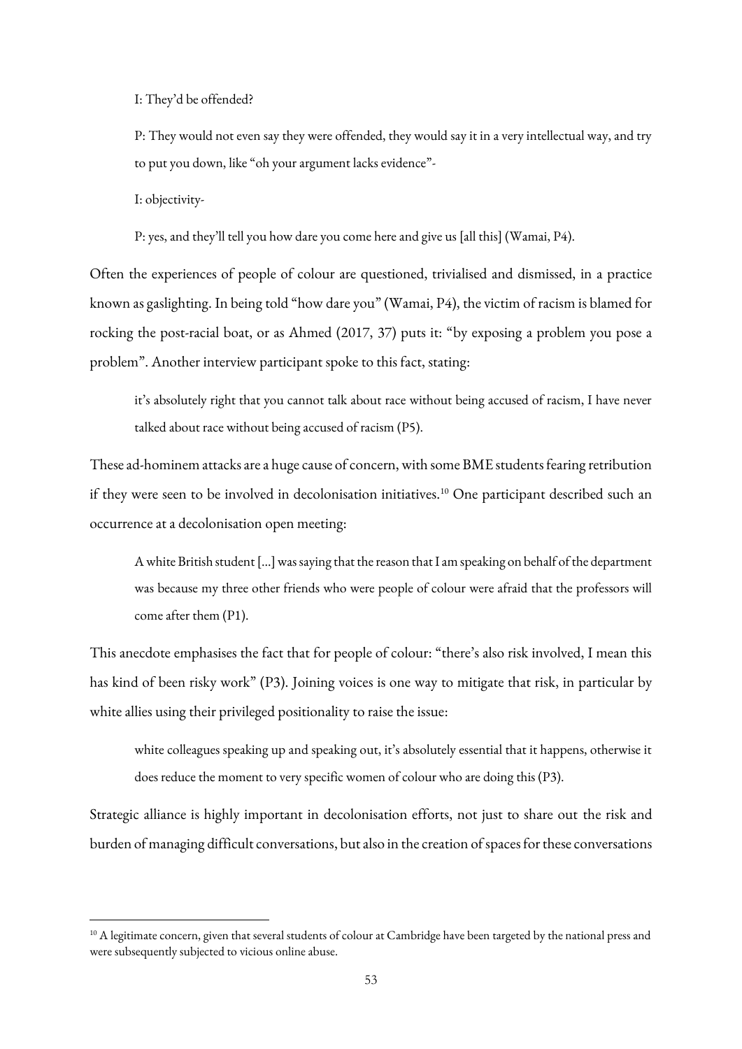> I: They'd be offended?
>
> P: They would not even say they were offended, they would say it in a very intellectual way, and try to put you down, like "oh your argument lacks evidence"-
>
> I: objectivity-
>
> P: yes, and they'll tell you how dare you come here and give us [all this] (Wamai, P4).

Often the experiences of people of colour are questioned, trivialised and dismissed, in a practice known as gaslighting. In being told "how dare you" (Wamai, P4), the victim of racism is blamed for rocking the post-racial boat, or as Ahmed (2017, 37) puts it: "by exposing a problem you pose a problem". Another interview participant spoke to this fact, stating:

> it's absolutely right that you cannot talk about race without being accused of racism, I have never talked about race without being accused of racism (P5).

These ad-hominem attacks are a huge cause of concern, with some BME students fearing retribution if they were seen to be involved in decolonisation initiatives.[10] One participant described such an occurrence at a decolonisation open meeting:

> A white British student [...] was saying that the reason that I am speaking on behalf of the department was because my three other friends who were people of colour were afraid that the professors will come after them (P1).

This anecdote emphasises the fact that for people of colour: "there's also risk involved, I mean this has kind of been risky work" (P3). Joining voices is one way to mitigate that risk, in particular by white allies using their privileged positionality to raise the issue:

> white colleagues speaking up and speaking out, it's absolutely essential that it happens, otherwise it does reduce the moment to very specific women of colour who are doing this (P3).

Strategic alliance is highly important in decolonisation efforts, not just to share out the risk and burden of managing difficult conversations, but also in the creation of spaces for these conversations

---

[10] A legitimate concern, given that several students of colour at Cambridge have been targeted by the national press and were subsequently subjected to vicious online abuse.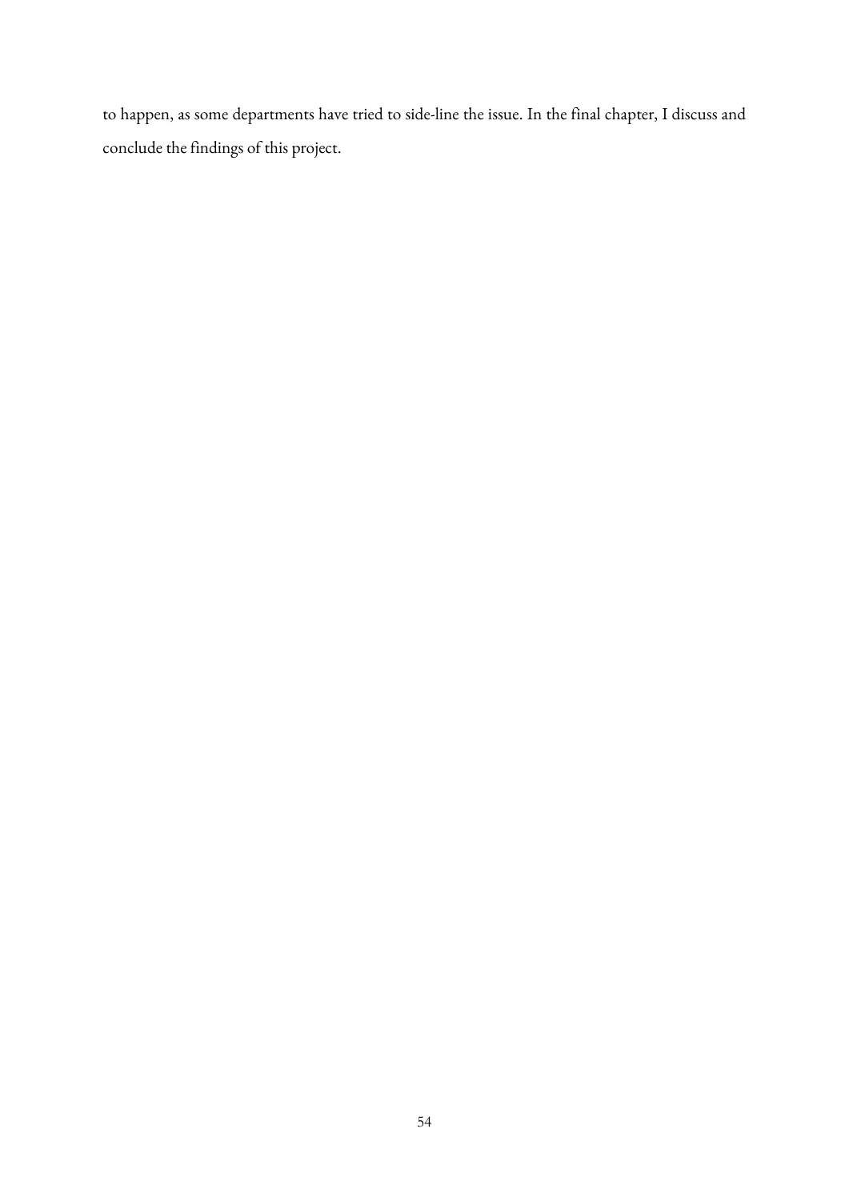to happen, as some departments have tried to side-line the issue. In the final chapter, I discuss and conclude the findings of this project.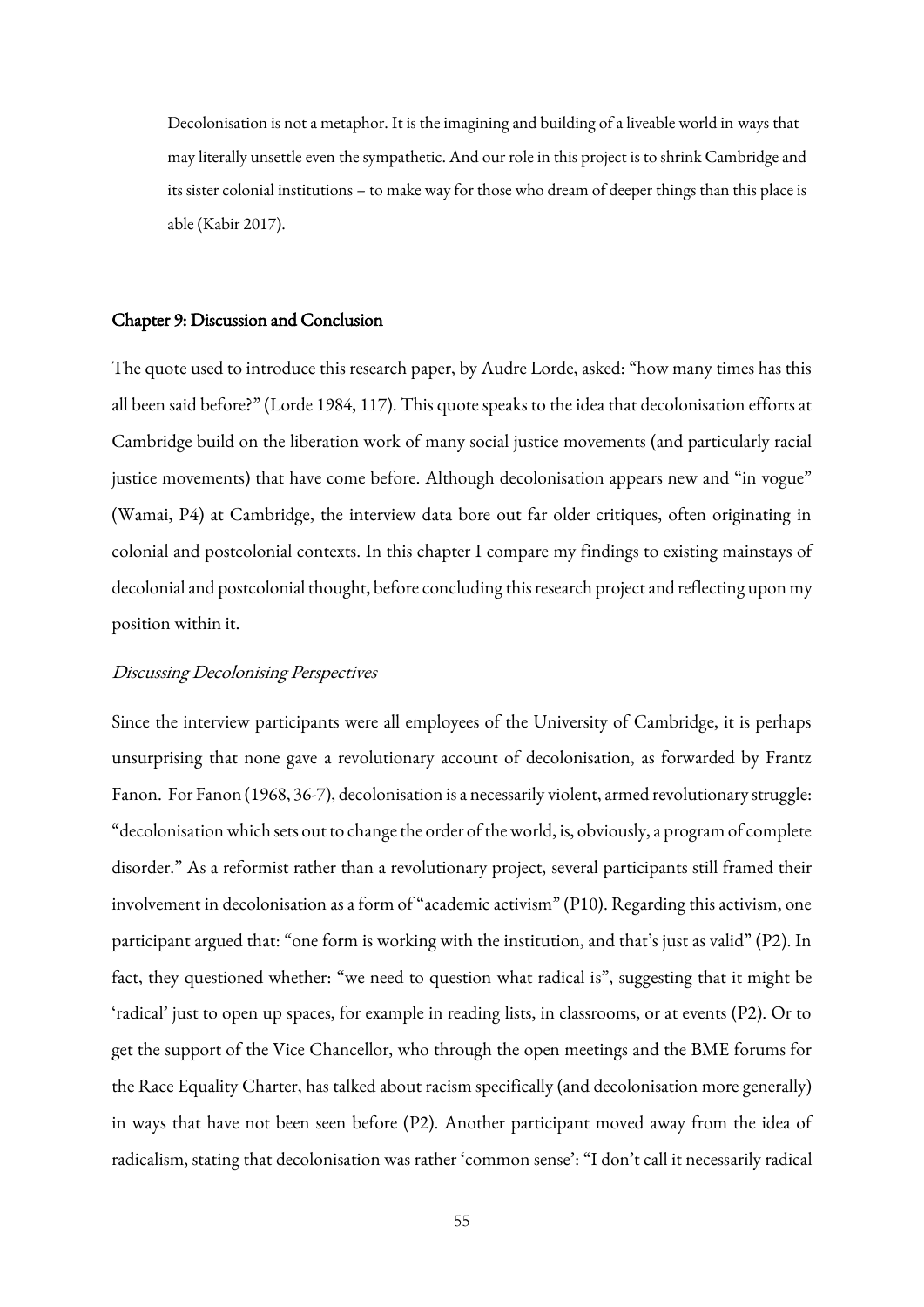> Decolonisation is not a metaphor. It is the imagining and building of a liveable world in ways that may literally unsettle even the sympathetic. And our role in this project is to shrink Cambridge and its sister colonial institutions – to make way for those who dream of deeper things than this place is able (Kabir 2017).

## Chapter 9: Discussion and Conclusion

The quote used to introduce this research paper, by Audre Lorde, asked: "how many times has this all been said before?" (Lorde 1984, 117). This quote speaks to the idea that decolonisation efforts at Cambridge build on the liberation work of many social justice movements (and particularly racial justice movements) that have come before. Although decolonisation appears new and "in vogue" (Wamai, P4) at Cambridge, the interview data bore out far older critiques, often originating in colonial and postcolonial contexts. In this chapter I compare my findings to existing mainstays of decolonial and postcolonial thought, before concluding this research project and reflecting upon my position within it.

### *Discussing Decolonising Perspectives*

Since the interview participants were all employees of the University of Cambridge, it is perhaps unsurprising that none gave a revolutionary account of decolonisation, as forwarded by Frantz Fanon. For Fanon (1968, 36-7), decolonisation is a necessarily violent, armed revolutionary struggle: "decolonisation which sets out to change the order of the world, is, obviously, a program of complete disorder." As a reformist rather than a revolutionary project, several participants still framed their involvement in decolonisation as a form of "academic activism" (P10). Regarding this activism, one participant argued that: "one form is working with the institution, and that's just as valid" (P2). In fact, they questioned whether: "we need to question what radical is", suggesting that it might be 'radical' just to open up spaces, for example in reading lists, in classrooms, or at events (P2). Or to get the support of the Vice Chancellor, who through the open meetings and the BME forums for the Race Equality Charter, has talked about racism specifically (and decolonisation more generally) in ways that have not been seen before (P2). Another participant moved away from the idea of radicalism, stating that decolonisation was rather 'common sense': "I don't call it necessarily radical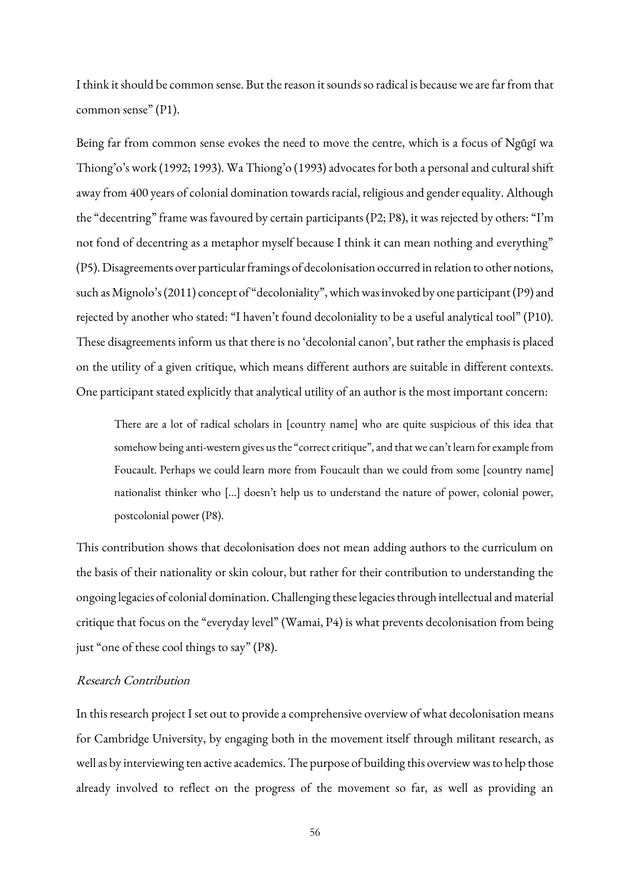I think it should be common sense. But the reason it sounds so radical is because we are far from that common sense" (P1).

Being far from common sense evokes the need to move the centre, which is a focus of Ngũgĩ wa Thiong'o's work (1992; 1993). Wa Thiong'o (1993) advocates for both a personal and cultural shift away from 400 years of colonial domination towards racial, religious and gender equality. Although the "decentring" frame was favoured by certain participants (P2; P8), it was rejected by others: "I'm not fond of decentring as a metaphor myself because I think it can mean nothing and everything" (P5). Disagreements over particular framings of decolonisation occurred in relation to other notions, such as Mignolo's (2011) concept of "decoloniality", which was invoked by one participant (P9) and rejected by another who stated: "I haven't found decoloniality to be a useful analytical tool" (P10). These disagreements inform us that there is no 'decolonial canon', but rather the emphasis is placed on the utility of a given critique, which means different authors are suitable in different contexts. One participant stated explicitly that analytical utility of an author is the most important concern:

> There are a lot of radical scholars in [country name] who are quite suspicious of this idea that somehow being anti-western gives us the "correct critique", and that we can't learn for example from Foucault. Perhaps we could learn more from Foucault than we could from some [country name] nationalist thinker who [...] doesn't help us to understand the nature of power, colonial power, postcolonial power (P8).

This contribution shows that decolonisation does not mean adding authors to the curriculum on the basis of their nationality or skin colour, but rather for their contribution to understanding the ongoing legacies of colonial domination. Challenging these legacies through intellectual and material critique that focus on the "everyday level" (Wamai, P4) is what prevents decolonisation from being just "one of these cool things to say" (P8).

### *Research Contribution*

In this research project I set out to provide a comprehensive overview of what decolonisation means for Cambridge University, by engaging both in the movement itself through militant research, as well as by interviewing ten active academics. The purpose of building this overview was to help those already involved to reflect on the progress of the movement so far, as well as providing an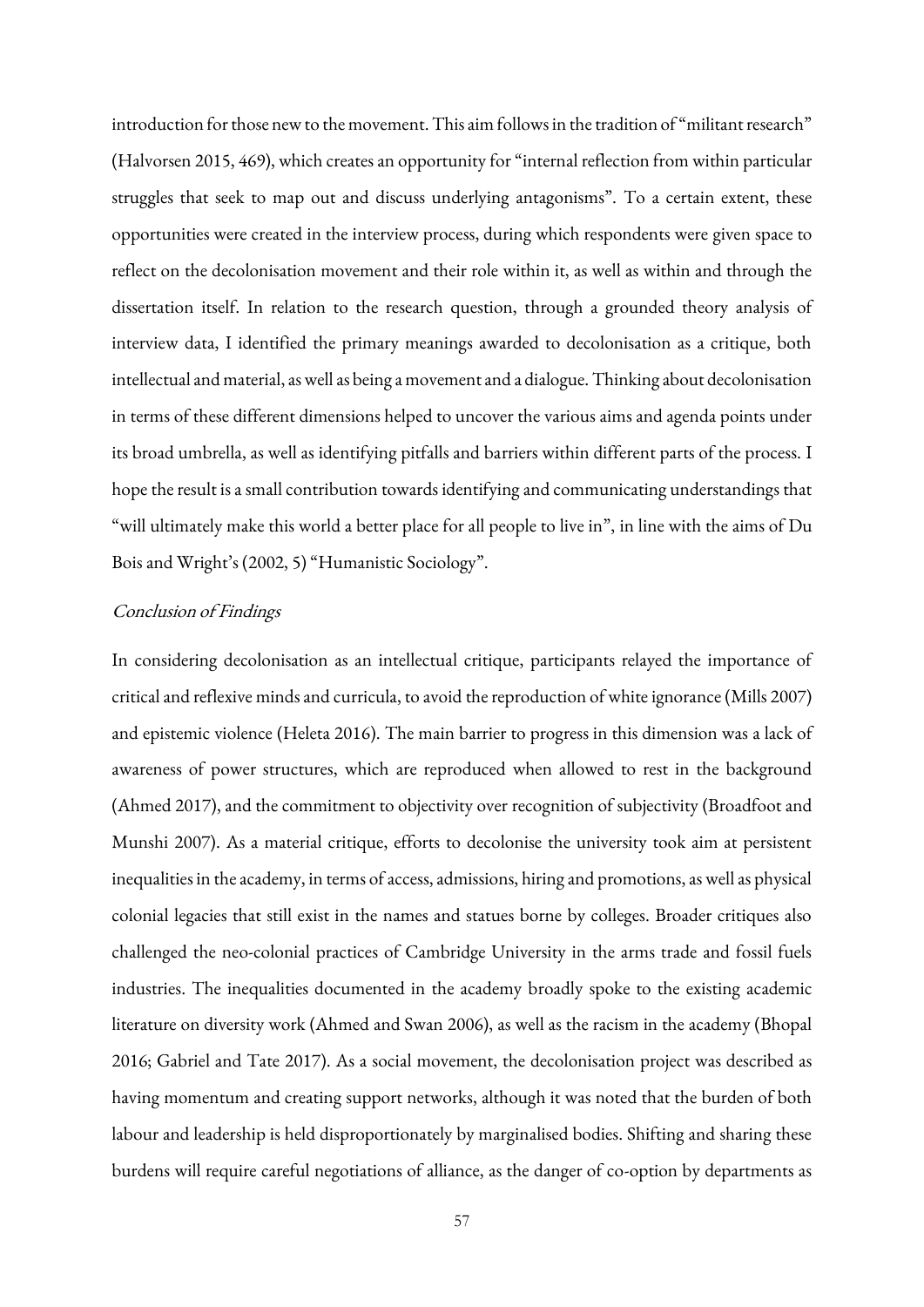introduction for those new to the movement. This aim follows in the tradition of "militant research" (Halvorsen 2015, 469), which creates an opportunity for "internal reflection from within particular struggles that seek to map out and discuss underlying antagonisms". To a certain extent, these opportunities were created in the interview process, during which respondents were given space to reflect on the decolonisation movement and their role within it, as well as within and through the dissertation itself. In relation to the research question, through a grounded theory analysis of interview data, I identified the primary meanings awarded to decolonisation as a critique, both intellectual and material, as well as being a movement and a dialogue. Thinking about decolonisation in terms of these different dimensions helped to uncover the various aims and agenda points under its broad umbrella, as well as identifying pitfalls and barriers within different parts of the process. I hope the result is a small contribution towards identifying and communicating understandings that "will ultimately make this world a better place for all people to live in", in line with the aims of Du Bois and Wright's (2002, 5) "Humanistic Sociology".

### *Conclusion of Findings*

In considering decolonisation as an intellectual critique, participants relayed the importance of critical and reflexive minds and curricula, to avoid the reproduction of white ignorance (Mills 2007) and epistemic violence (Heleta 2016). The main barrier to progress in this dimension was a lack of awareness of power structures, which are reproduced when allowed to rest in the background (Ahmed 2017), and the commitment to objectivity over recognition of subjectivity (Broadfoot and Munshi 2007). As a material critique, efforts to decolonise the university took aim at persistent inequalities in the academy, in terms of access, admissions, hiring and promotions, as well as physical colonial legacies that still exist in the names and statues borne by colleges. Broader critiques also challenged the neo-colonial practices of Cambridge University in the arms trade and fossil fuels industries. The inequalities documented in the academy broadly spoke to the existing academic literature on diversity work (Ahmed and Swan 2006), as well as the racism in the academy (Bhopal 2016; Gabriel and Tate 2017). As a social movement, the decolonisation project was described as having momentum and creating support networks, although it was noted that the burden of both labour and leadership is held disproportionately by marginalised bodies. Shifting and sharing these burdens will require careful negotiations of alliance, as the danger of co-option by departments as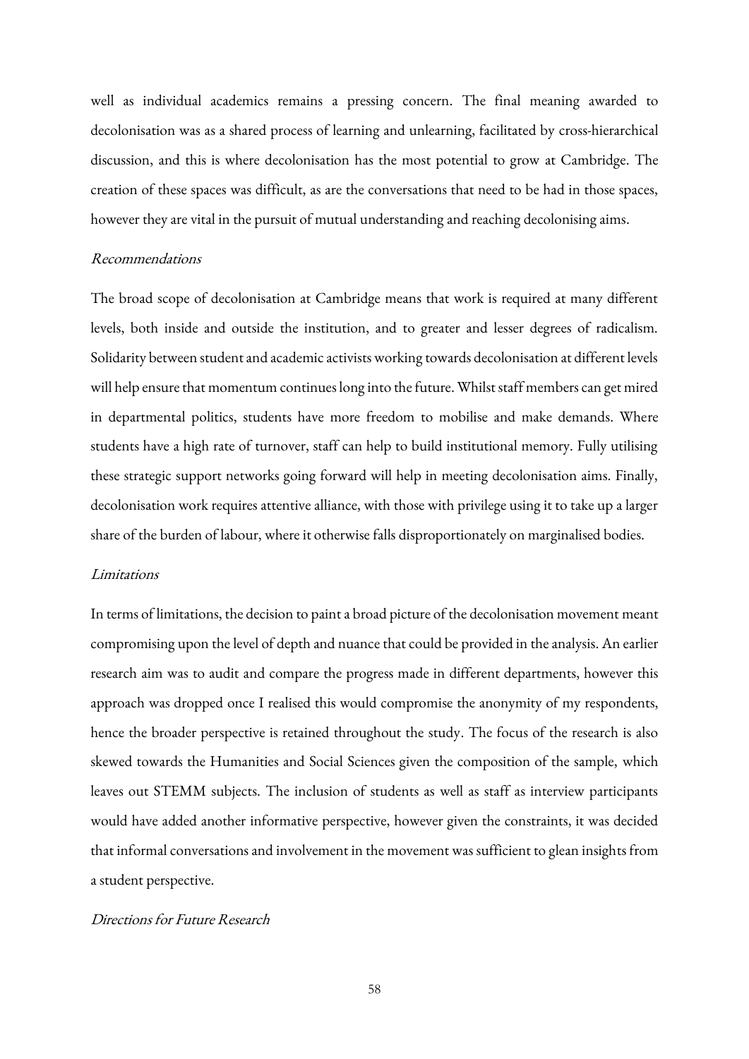well as individual academics remains a pressing concern. The final meaning awarded to decolonisation was as a shared process of learning and unlearning, facilitated by cross-hierarchical discussion, and this is where decolonisation has the most potential to grow at Cambridge. The creation of these spaces was difficult, as are the conversations that need to be had in those spaces, however they are vital in the pursuit of mutual understanding and reaching decolonising aims.

### *Recommendations*

The broad scope of decolonisation at Cambridge means that work is required at many different levels, both inside and outside the institution, and to greater and lesser degrees of radicalism. Solidarity between student and academic activists working towards decolonisation at different levels will help ensure that momentum continues long into the future. Whilst staff members can get mired in departmental politics, students have more freedom to mobilise and make demands. Where students have a high rate of turnover, staff can help to build institutional memory. Fully utilising these strategic support networks going forward will help in meeting decolonisation aims. Finally, decolonisation work requires attentive alliance, with those with privilege using it to take up a larger share of the burden of labour, where it otherwise falls disproportionately on marginalised bodies.

### *Limitations*

In terms of limitations, the decision to paint a broad picture of the decolonisation movement meant compromising upon the level of depth and nuance that could be provided in the analysis. An earlier research aim was to audit and compare the progress made in different departments, however this approach was dropped once I realised this would compromise the anonymity of my respondents, hence the broader perspective is retained throughout the study. The focus of the research is also skewed towards the Humanities and Social Sciences given the composition of the sample, which leaves out STEMM subjects. The inclusion of students as well as staff as interview participants would have added another informative perspective, however given the constraints, it was decided that informal conversations and involvement in the movement was sufficient to glean insights from a student perspective.

### *Directions for Future Research*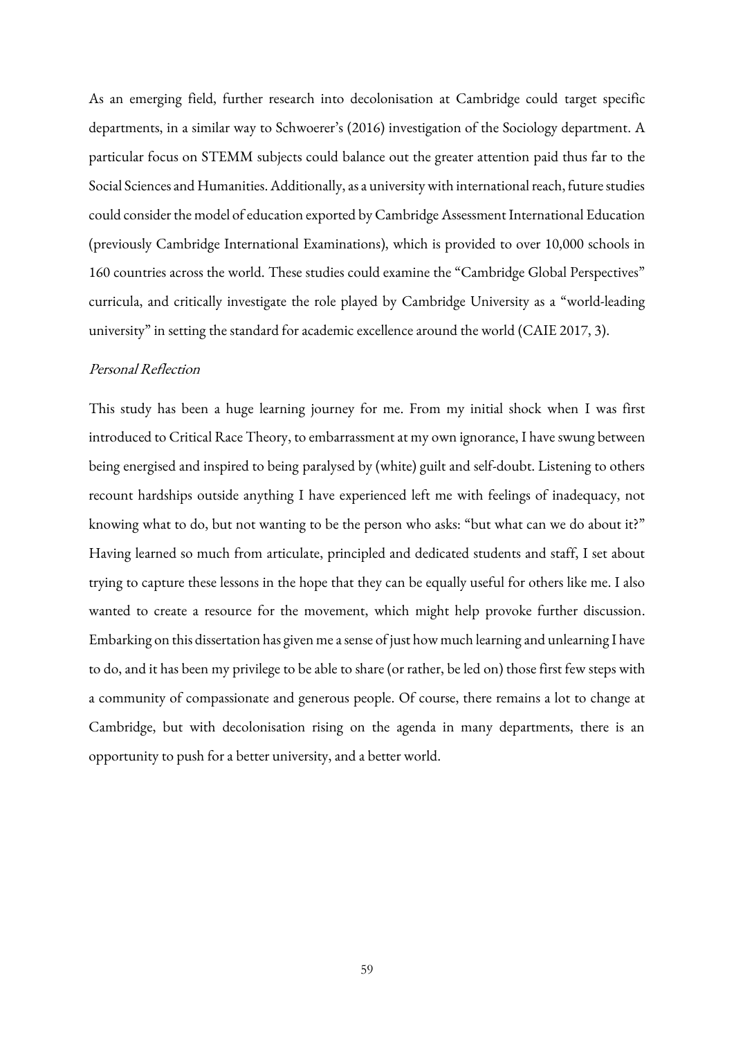As an emerging field, further research into decolonisation at Cambridge could target specific departments, in a similar way to Schwoerer's (2016) investigation of the Sociology department. A particular focus on STEMM subjects could balance out the greater attention paid thus far to the Social Sciences and Humanities. Additionally, as a university with international reach, future studies could consider the model of education exported by Cambridge Assessment International Education (previously Cambridge International Examinations), which is provided to over 10,000 schools in 160 countries across the world. These studies could examine the "Cambridge Global Perspectives" curricula, and critically investigate the role played by Cambridge University as a "world-leading university" in setting the standard for academic excellence around the world (CAIE 2017, 3).

*Personal Reflection*

This study has been a huge learning journey for me. From my initial shock when I was first introduced to Critical Race Theory, to embarrassment at my own ignorance, I have swung between being energised and inspired to being paralysed by (white) guilt and self-doubt. Listening to others recount hardships outside anything I have experienced left me with feelings of inadequacy, not knowing what to do, but not wanting to be the person who asks: "but what can we do about it?" Having learned so much from articulate, principled and dedicated students and staff, I set about trying to capture these lessons in the hope that they can be equally useful for others like me. I also wanted to create a resource for the movement, which might help provoke further discussion. Embarking on this dissertation has given me a sense of just how much learning and unlearning I have to do, and it has been my privilege to be able to share (or rather, be led on) those first few steps with a community of compassionate and generous people. Of course, there remains a lot to change at Cambridge, but with decolonisation rising on the agenda in many departments, there is an opportunity to push for a better university, and a better world.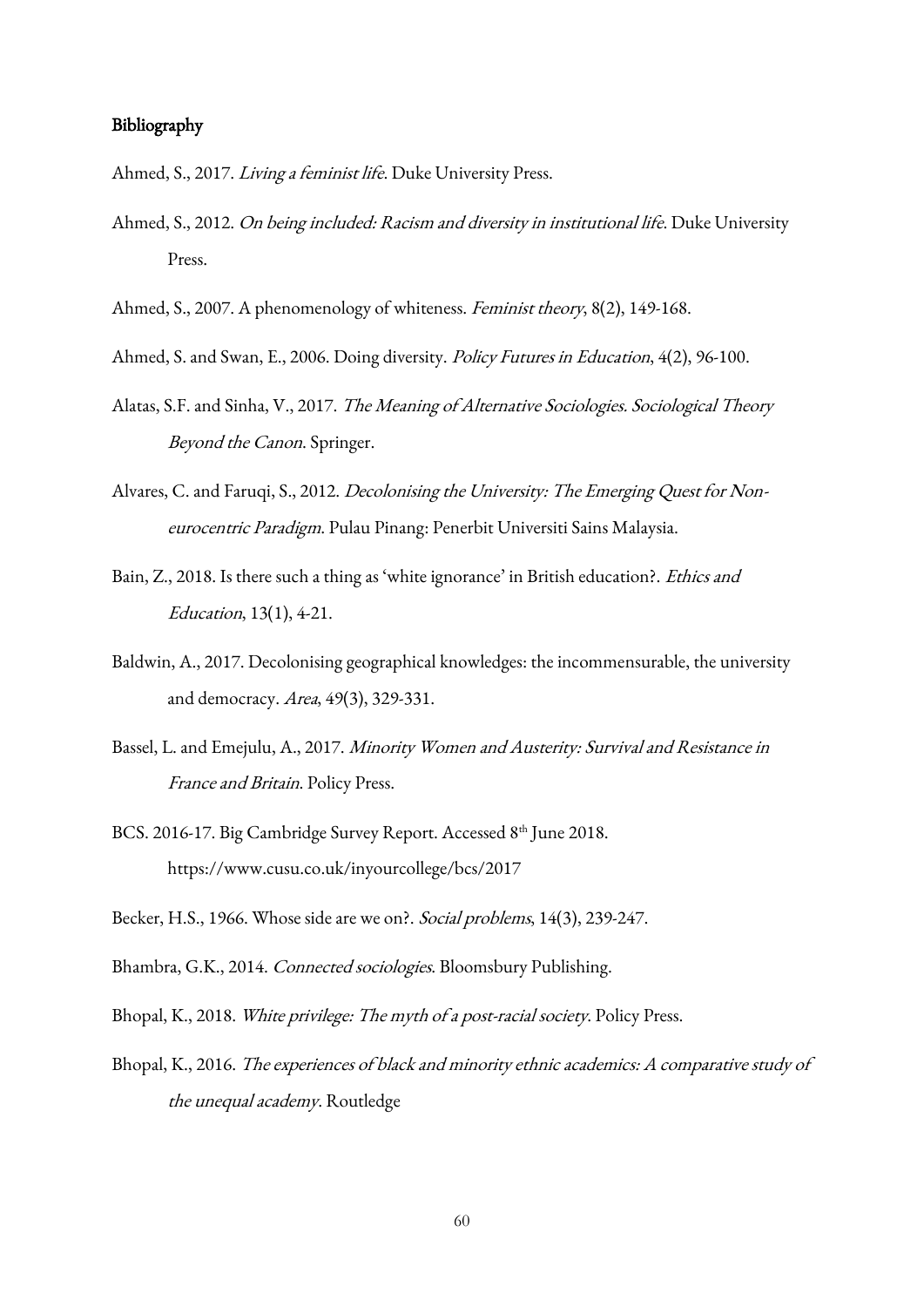## Bibliography

Ahmed, S., 2017. *Living a feminist life*. Duke University Press.

Ahmed, S., 2012. *On being included: Racism and diversity in institutional life*. Duke University Press.

Ahmed, S., 2007. A phenomenology of whiteness. *Feminist theory*, 8(2), 149-168.

Ahmed, S. and Swan, E., 2006. Doing diversity. *Policy Futures in Education*, 4(2), 96-100.

Alatas, S.F. and Sinha, V., 2017. *The Meaning of Alternative Sociologies. Sociological Theory Beyond the Canon*. Springer.

Alvares, C. and Faruqi, S., 2012. *Decolonising the University: The Emerging Quest for Non-eurocentric Paradigm*. Pulau Pinang: Penerbit Universiti Sains Malaysia.

Bain, Z., 2018. Is there such a thing as 'white ignorance' in British education?. *Ethics and Education*, 13(1), 4-21.

Baldwin, A., 2017. Decolonising geographical knowledges: the incommensurable, the university and democracy. *Area*, 49(3), 329-331.

Bassel, L. and Emejulu, A., 2017. *Minority Women and Austerity: Survival and Resistance in France and Britain*. Policy Press.

BCS. 2016-17. Big Cambridge Survey Report. Accessed 8th June 2018. https://www.cusu.co.uk/inyourcollege/bcs/2017

Becker, H.S., 1966. Whose side are we on?. *Social problems*, 14(3), 239-247.

Bhambra, G.K., 2014. *Connected sociologies*. Bloomsbury Publishing.

Bhopal, K., 2018. *White privilege: The myth of a post-racial society*. Policy Press.

Bhopal, K., 2016. *The experiences of black and minority ethnic academics: A comparative study of the unequal academy*. Routledge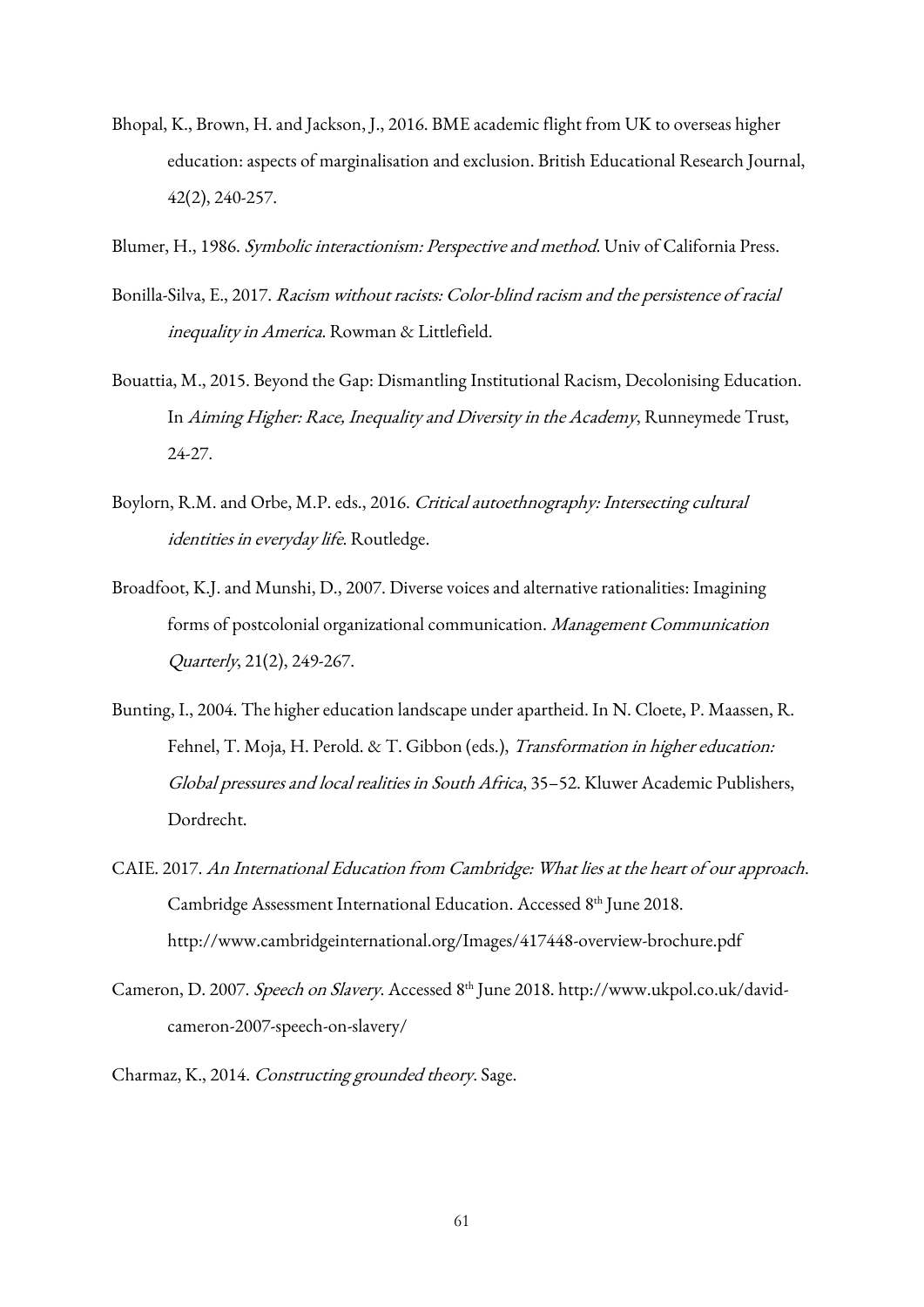Bhopal, K., Brown, H. and Jackson, J., 2016. BME academic flight from UK to overseas higher education: aspects of marginalisation and exclusion. British Educational Research Journal, 42(2), 240-257.

Blumer, H., 1986. *Symbolic interactionism: Perspective and method*. Univ of California Press.

Bonilla-Silva, E., 2017. *Racism without racists: Color-blind racism and the persistence of racial inequality in America*. Rowman & Littlefield.

Bouattia, M., 2015. Beyond the Gap: Dismantling Institutional Racism, Decolonising Education. In *Aiming Higher: Race, Inequality and Diversity in the Academy*, Runneymede Trust, 24-27.

Boylorn, R.M. and Orbe, M.P. eds., 2016. *Critical autoethnography: Intersecting cultural identities in everyday life*. Routledge.

Broadfoot, K.J. and Munshi, D., 2007. Diverse voices and alternative rationalities: Imagining forms of postcolonial organizational communication. *Management Communication Quarterly*, 21(2), 249-267.

Bunting, I., 2004. The higher education landscape under apartheid. In N. Cloete, P. Maassen, R. Fehnel, T. Moja, H. Perold. & T. Gibbon (eds.), *Transformation in higher education: Global pressures and local realities in South Africa*, 35–52. Kluwer Academic Publishers, Dordrecht.

CAIE. 2017. *An International Education from Cambridge: What lies at the heart of our approach*. Cambridge Assessment International Education. Accessed 8th June 2018. http://www.cambridgeinternational.org/Images/417448-overview-brochure.pdf

Cameron, D. 2007. *Speech on Slavery*. Accessed 8th June 2018. http://www.ukpol.co.uk/david-cameron-2007-speech-on-slavery/

Charmaz, K., 2014. *Constructing grounded theory*. Sage.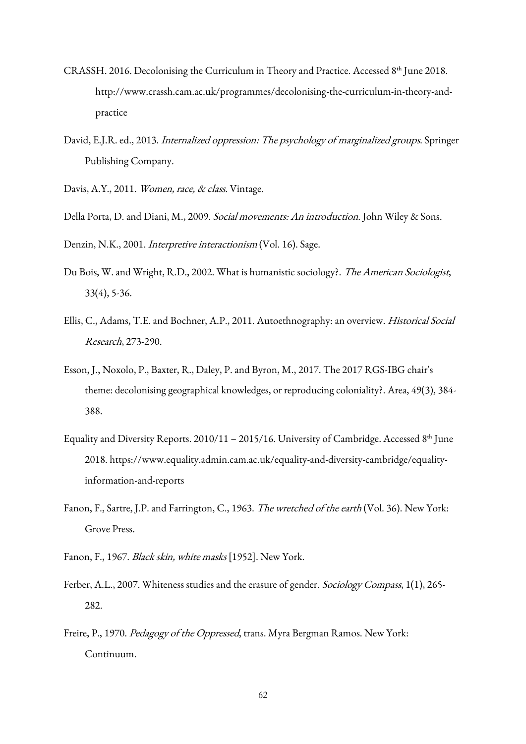CRASSH. 2016. Decolonising the Curriculum in Theory and Practice. Accessed 8th June 2018. http://www.crassh.cam.ac.uk/programmes/decolonising-the-curriculum-in-theory-and-practice

David, E.J.R. ed., 2013. *Internalized oppression: The psychology of marginalized groups*. Springer Publishing Company.

Davis, A.Y., 2011. *Women, race, & class*. Vintage.

Della Porta, D. and Diani, M., 2009. *Social movements: An introduction*. John Wiley & Sons.

Denzin, N.K., 2001. *Interpretive interactionism* (Vol. 16). Sage.

Du Bois, W. and Wright, R.D., 2002. What is humanistic sociology?. *The American Sociologist*, 33(4), 5-36.

Ellis, C., Adams, T.E. and Bochner, A.P., 2011. Autoethnography: an overview. *Historical Social Research*, 273-290.

Esson, J., Noxolo, P., Baxter, R., Daley, P. and Byron, M., 2017. The 2017 RGS-IBG chair's theme: decolonising geographical knowledges, or reproducing coloniality?. Area, 49(3), 384-388.

Equality and Diversity Reports. 2010/11 – 2015/16. University of Cambridge. Accessed 8th June 2018. https://www.equality.admin.cam.ac.uk/equality-and-diversity-cambridge/equality-information-and-reports

Fanon, F., Sartre, J.P. and Farrington, C., 1963. *The wretched of the earth* (Vol. 36). New York: Grove Press.

Fanon, F., 1967. *Black skin, white masks* [1952]. New York.

Ferber, A.L., 2007. Whiteness studies and the erasure of gender. *Sociology Compass*, 1(1), 265-282.

Freire, P., 1970. *Pedagogy of the Oppressed*, trans. Myra Bergman Ramos. New York: Continuum.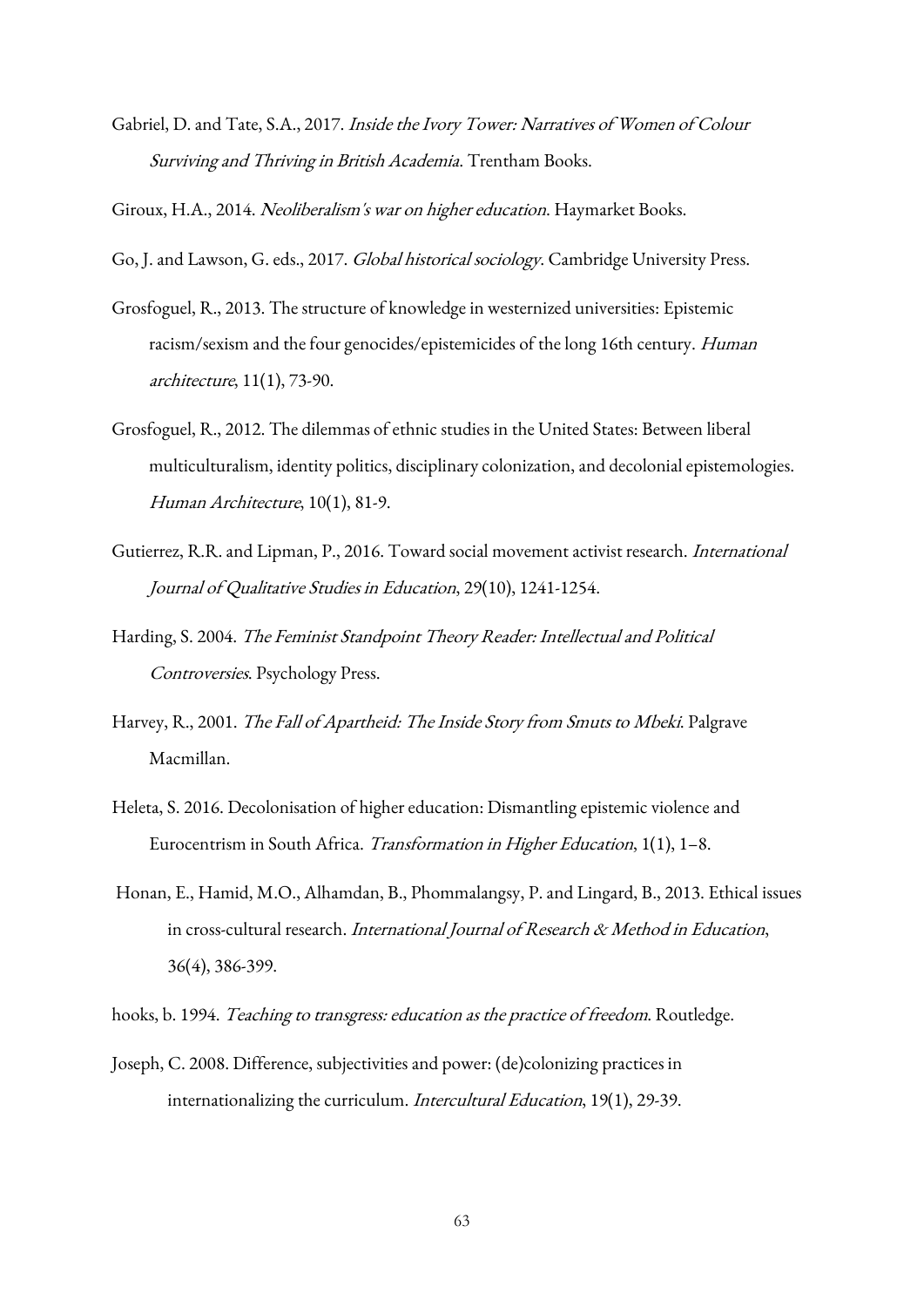Gabriel, D. and Tate, S.A., 2017. *Inside the Ivory Tower: Narratives of Women of Colour Surviving and Thriving in British Academia*. Trentham Books.

Giroux, H.A., 2014. *Neoliberalism's war on higher education*. Haymarket Books.

Go, J. and Lawson, G. eds., 2017. *Global historical sociology*. Cambridge University Press.

Grosfoguel, R., 2013. The structure of knowledge in westernized universities: Epistemic racism/sexism and the four genocides/epistemicides of the long 16th century. *Human architecture*, 11(1), 73-90.

Grosfoguel, R., 2012. The dilemmas of ethnic studies in the United States: Between liberal multiculturalism, identity politics, disciplinary colonization, and decolonial epistemologies. *Human Architecture*, 10(1), 81-9.

Gutierrez, R.R. and Lipman, P., 2016. Toward social movement activist research. *International Journal of Qualitative Studies in Education*, 29(10), 1241-1254.

Harding, S. 2004. *The Feminist Standpoint Theory Reader: Intellectual and Political Controversies*. Psychology Press.

Harvey, R., 2001. *The Fall of Apartheid: The Inside Story from Smuts to Mbeki*. Palgrave Macmillan.

Heleta, S. 2016. Decolonisation of higher education: Dismantling epistemic violence and Eurocentrism in South Africa. *Transformation in Higher Education*, 1(1), 1–8.

Honan, E., Hamid, M.O., Alhamdan, B., Phommalangsy, P. and Lingard, B., 2013. Ethical issues in cross-cultural research. *International Journal of Research & Method in Education*, 36(4), 386-399.

hooks, b. 1994. *Teaching to transgress: education as the practice of freedom*. Routledge.

Joseph, C. 2008. Difference, subjectivities and power: (de)colonizing practices in internationalizing the curriculum. *Intercultural Education*, 19(1), 29-39.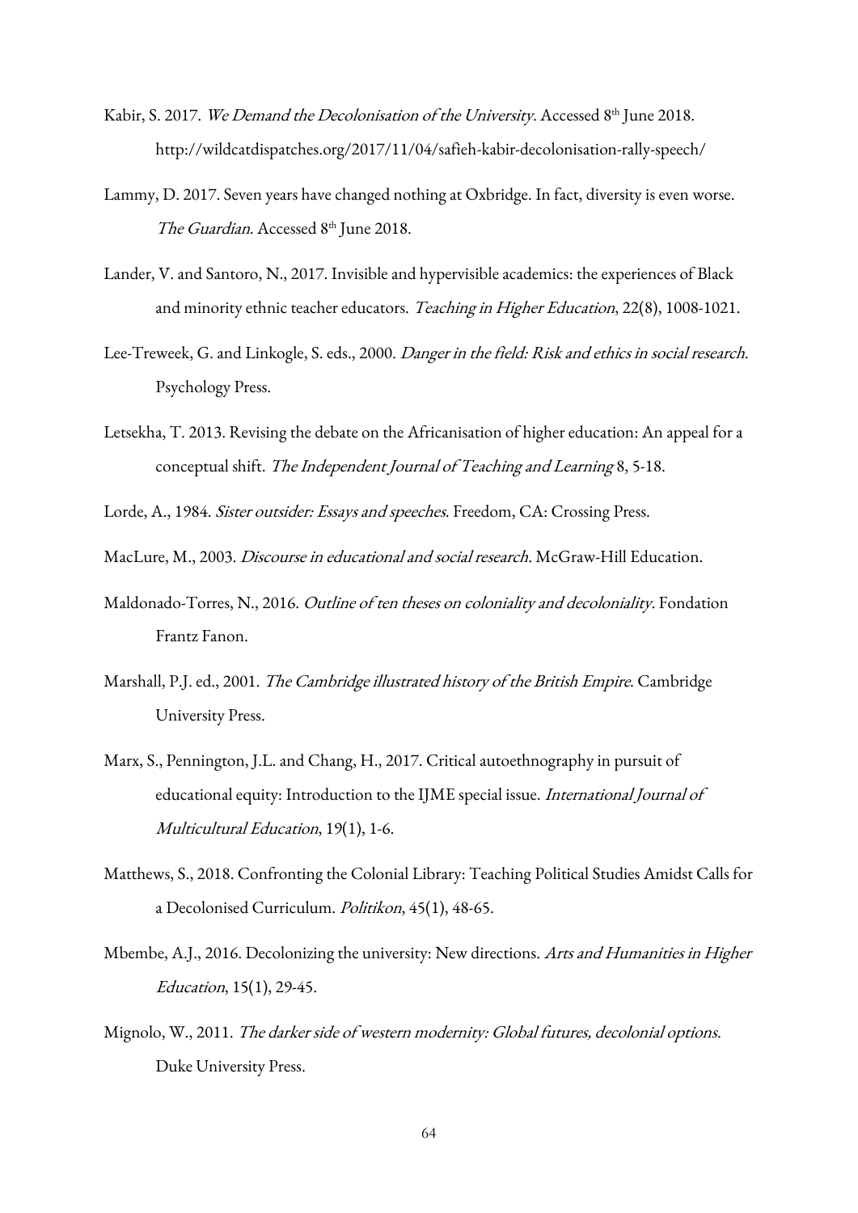Kabir, S. 2017. *We Demand the Decolonisation of the University*. Accessed 8th June 2018. http://wildcatdispatches.org/2017/11/04/safieh-kabir-decolonisation-rally-speech/

Lammy, D. 2017. Seven years have changed nothing at Oxbridge. In fact, diversity is even worse. *The Guardian*. Accessed 8th June 2018.

Lander, V. and Santoro, N., 2017. Invisible and hypervisible academics: the experiences of Black and minority ethnic teacher educators. *Teaching in Higher Education*, 22(8), 1008-1021.

Lee-Treweek, G. and Linkogle, S. eds., 2000. *Danger in the field: Risk and ethics in social research*. Psychology Press.

Letsekha, T. 2013. Revising the debate on the Africanisation of higher education: An appeal for a conceptual shift. *The Independent Journal of Teaching and Learning* 8, 5-18.

Lorde, A., 1984. *Sister outsider: Essays and speeches*. Freedom, CA: Crossing Press.

MacLure, M., 2003. *Discourse in educational and social research*. McGraw-Hill Education.

Maldonado-Torres, N., 2016. *Outline of ten theses on coloniality and decoloniality*. Fondation Frantz Fanon.

Marshall, P.J. ed., 2001. *The Cambridge illustrated history of the British Empire*. Cambridge University Press.

Marx, S., Pennington, J.L. and Chang, H., 2017. Critical autoethnography in pursuit of educational equity: Introduction to the IJME special issue. *International Journal of Multicultural Education*, 19(1), 1-6.

Matthews, S., 2018. Confronting the Colonial Library: Teaching Political Studies Amidst Calls for a Decolonised Curriculum. *Politikon*, 45(1), 48-65.

Mbembe, A.J., 2016. Decolonizing the university: New directions. *Arts and Humanities in Higher Education*, 15(1), 29-45.

Mignolo, W., 2011. *The darker side of western modernity: Global futures, decolonial options*. Duke University Press.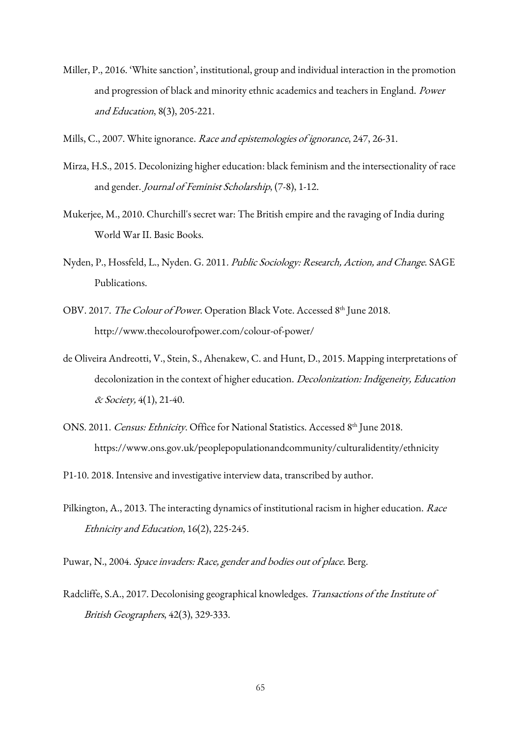Miller, P., 2016. 'White sanction', institutional, group and individual interaction in the promotion and progression of black and minority ethnic academics and teachers in England. *Power and Education*, 8(3), 205-221.

Mills, C., 2007. White ignorance. *Race and epistemologies of ignorance*, 247, 26-31.

Mirza, H.S., 2015. Decolonizing higher education: black feminism and the intersectionality of race and gender. *Journal of Feminist Scholarship*, (7-8), 1-12.

Mukerjee, M., 2010. Churchill's secret war: The British empire and the ravaging of India during World War II. Basic Books.

Nyden, P., Hossfeld, L., Nyden. G. 2011. *Public Sociology: Research, Action, and Change*. SAGE Publications.

OBV. 2017. *The Colour of Power*. Operation Black Vote. Accessed 8th June 2018. http://www.thecolourofpower.com/colour-of-power/

de Oliveira Andreotti, V., Stein, S., Ahenakew, C. and Hunt, D., 2015. Mapping interpretations of decolonization in the context of higher education. *Decolonization: Indigeneity, Education & Society,* 4(1), 21-40.

ONS. 2011. *Census: Ethnicity*. Office for National Statistics. Accessed 8th June 2018. https://www.ons.gov.uk/peoplepopulationandcommunity/culturalidentity/ethnicity

P1-10. 2018. Intensive and investigative interview data, transcribed by author.

Pilkington, A., 2013. The interacting dynamics of institutional racism in higher education. *Race Ethnicity and Education*, 16(2), 225-245.

Puwar, N., 2004. *Space invaders: Race, gender and bodies out of place*. Berg.

Radcliffe, S.A., 2017. Decolonising geographical knowledges. *Transactions of the Institute of British Geographers*, 42(3), 329-333.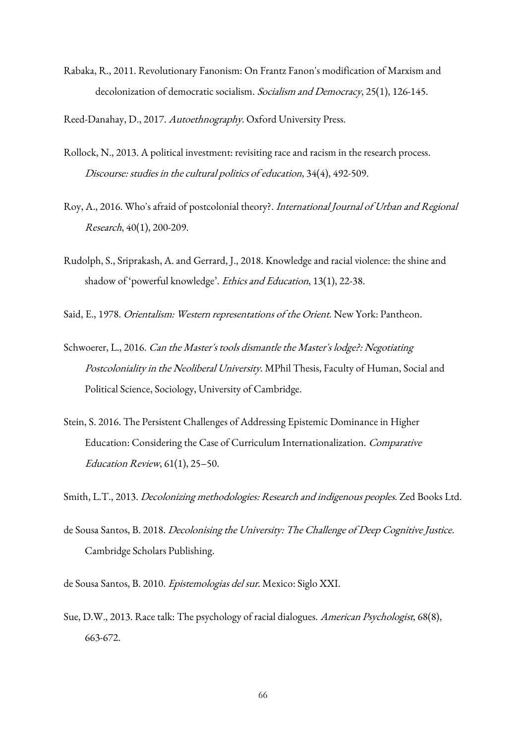Rabaka, R., 2011. Revolutionary Fanonism: On Frantz Fanon's modification of Marxism and decolonization of democratic socialism. *Socialism and Democracy*, 25(1), 126-145.

Reed-Danahay, D., 2017. *Autoethnography*. Oxford University Press.

Rollock, N., 2013. A political investment: revisiting race and racism in the research process. *Discourse: studies in the cultural politics of education*, 34(4), 492-509.

Roy, A., 2016. Who's afraid of postcolonial theory?. *International Journal of Urban and Regional Research*, 40(1), 200-209.

Rudolph, S., Sriprakash, A. and Gerrard, J., 2018. Knowledge and racial violence: the shine and shadow of 'powerful knowledge'. *Ethics and Education*, 13(1), 22-38.

Said, E., 1978. *Orientalism: Western representations of the Orient*. New York: Pantheon.

Schwoerer, L., 2016. *Can the Master's tools dismantle the Master's lodge?: Negotiating Postcoloniality in the Neoliberal University*. MPhil Thesis, Faculty of Human, Social and Political Science, Sociology, University of Cambridge.

Stein, S. 2016. The Persistent Challenges of Addressing Epistemic Dominance in Higher Education: Considering the Case of Curriculum Internationalization. *Comparative Education Review*, 61(1), 25–50.

Smith, L.T., 2013. *Decolonizing methodologies: Research and indigenous peoples*. Zed Books Ltd.

de Sousa Santos, B. 2018. *Decolonising the University: The Challenge of Deep Cognitive Justice*. Cambridge Scholars Publishing.

de Sousa Santos, B. 2010. *Epistemologias del sur*. Mexico: Siglo XXI.

Sue, D.W., 2013. Race talk: The psychology of racial dialogues. *American Psychologist*, 68(8), 663-672.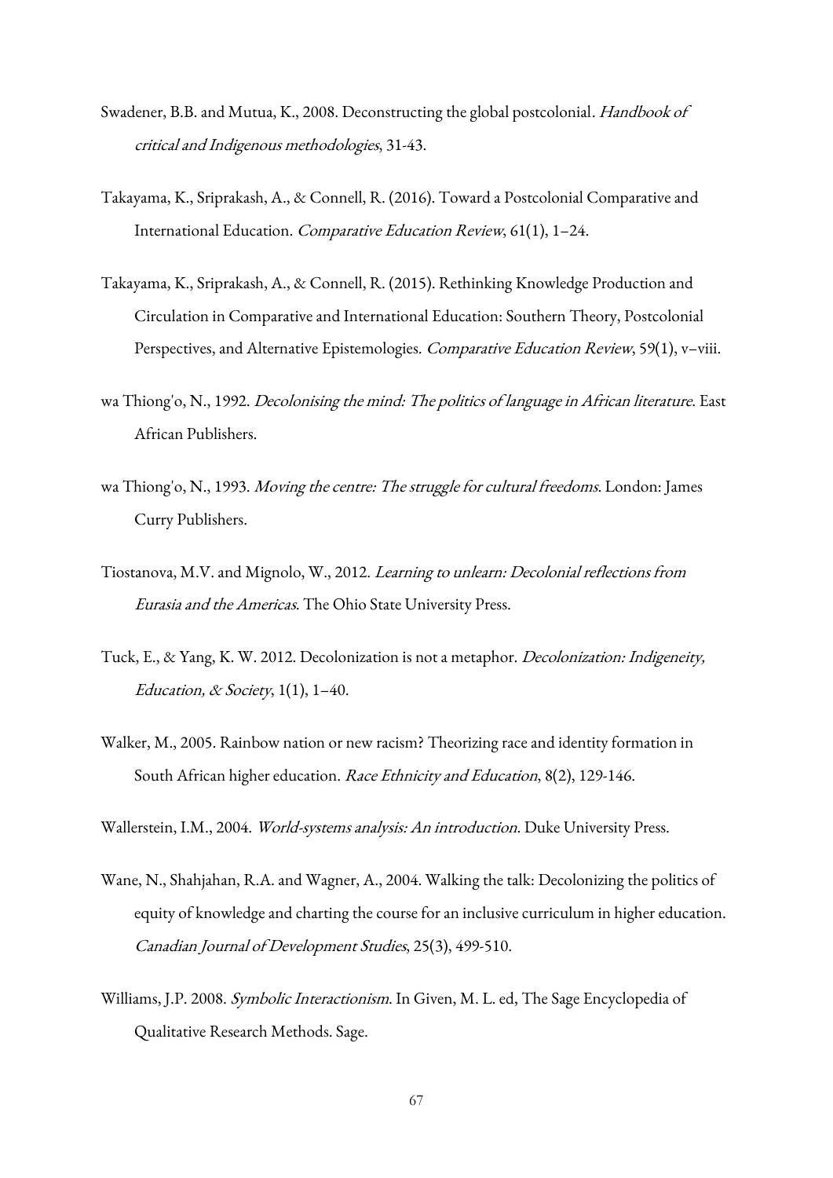Swadener, B.B. and Mutua, K., 2008. Deconstructing the global postcolonial. *Handbook of critical and Indigenous methodologies*, 31-43.

Takayama, K., Sriprakash, A., & Connell, R. (2016). Toward a Postcolonial Comparative and International Education. *Comparative Education Review*, 61(1), 1–24.

Takayama, K., Sriprakash, A., & Connell, R. (2015). Rethinking Knowledge Production and Circulation in Comparative and International Education: Southern Theory, Postcolonial Perspectives, and Alternative Epistemologies. *Comparative Education Review*, 59(1), v–viii.

wa Thiong'o, N., 1992. *Decolonising the mind: The politics of language in African literature*. East African Publishers.

wa Thiong'o, N., 1993. *Moving the centre: The struggle for cultural freedoms*. London: James Curry Publishers.

Tiostanova, M.V. and Mignolo, W., 2012. *Learning to unlearn: Decolonial reflections from Eurasia and the Americas*. The Ohio State University Press.

Tuck, E., & Yang, K. W. 2012. Decolonization is not a metaphor. *Decolonization: Indigeneity, Education, & Society*, 1(1), 1–40.

Walker, M., 2005. Rainbow nation or new racism? Theorizing race and identity formation in South African higher education. *Race Ethnicity and Education*, 8(2), 129-146.

Wallerstein, I.M., 2004. *World-systems analysis: An introduction*. Duke University Press.

Wane, N., Shahjahan, R.A. and Wagner, A., 2004. Walking the talk: Decolonizing the politics of equity of knowledge and charting the course for an inclusive curriculum in higher education. *Canadian Journal of Development Studies*, 25(3), 499-510.

Williams, J.P. 2008. *Symbolic Interactionism*. In Given, M. L. ed, The Sage Encyclopedia of Qualitative Research Methods. Sage.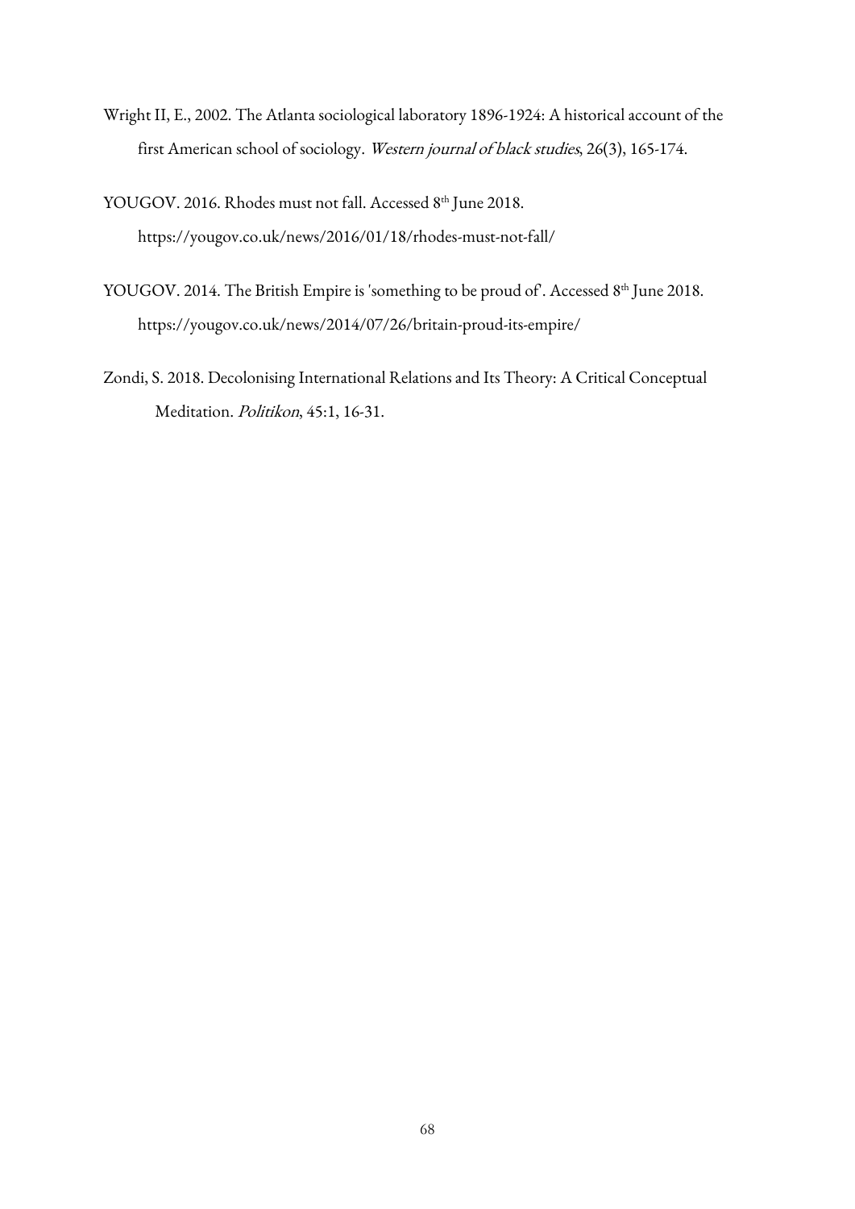Wright II, E., 2002. The Atlanta sociological laboratory 1896-1924: A historical account of the first American school of sociology. *Western journal of black studies*, 26(3), 165-174.

YOUGOV. 2016. Rhodes must not fall. Accessed 8th June 2018. https://yougov.co.uk/news/2016/01/18/rhodes-must-not-fall/

YOUGOV. 2014. The British Empire is 'something to be proud of'. Accessed 8th June 2018. https://yougov.co.uk/news/2014/07/26/britain-proud-its-empire/

Zondi, S. 2018. Decolonising International Relations and Its Theory: A Critical Conceptual Meditation. *Politikon*, 45:1, 16-31.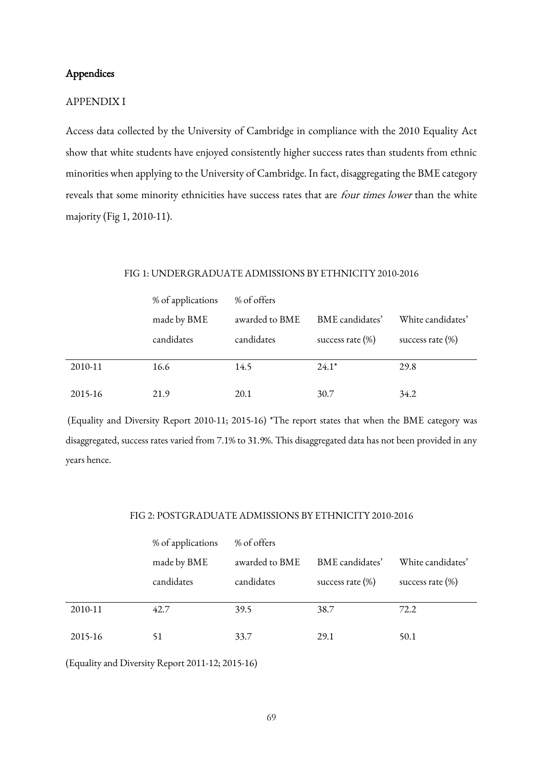## Appendices

### APPENDIX I

Access data collected by the University of Cambridge in compliance with the 2010 Equality Act show that white students have enjoyed consistently higher success rates than students from ethnic minorities when applying to the University of Cambridge. In fact, disaggregating the BME category reveals that some minority ethnicities have success rates that are *four times lower* than the white majority (Fig 1, 2010-11).

FIG 1: UNDERGRADUATE ADMISSIONS BY ETHNICITY 2010-2016

| | % of applications made by BME candidates | % of offers awarded to BME candidates | BME candidates' success rate (%) | White candidates' success rate (%) |
|---|---|---|---|---|
| 2010-11 | 16.6 | 14.5 | 24.1* | 29.8 |
| 2015-16 | 21.9 | 20.1 | 30.7 | 34.2 |

(Equality and Diversity Report 2010-11; 2015-16) *The report states that when the BME category was disaggregated, success rates varied from 7.1% to 31.9%. This disaggregated data has not been provided in any years hence.

FIG 2: POSTGRADUATE ADMISSIONS BY ETHNICITY 2010-2016

| | % of applications made by BME candidates | % of offers awarded to BME candidates | BME candidates' success rate (%) | White candidates' success rate (%) |
|---|---|---|---|---|
| 2010-11 | 42.7 | 39.5 | 38.7 | 72.2 |
| 2015-16 | 51 | 33.7 | 29.1 | 50.1 |

(Equality and Diversity Report 2011-12; 2015-16)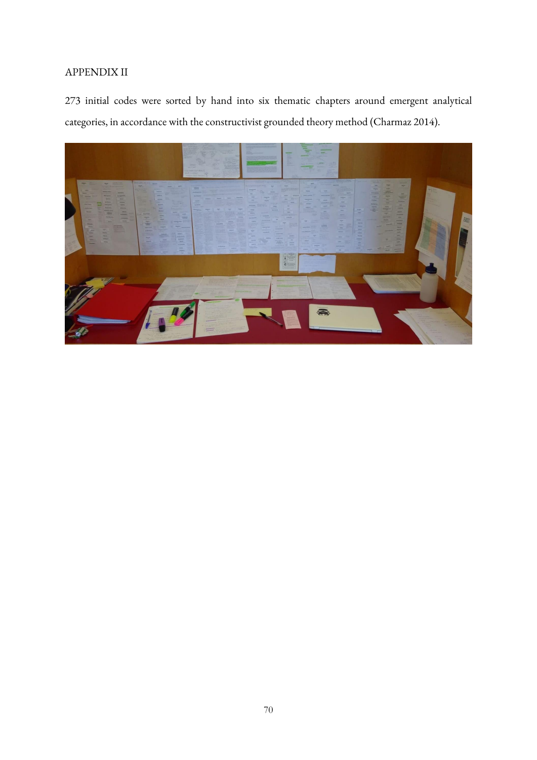APPENDIX II

273 initial codes were sorted by hand into six thematic chapters around emergent analytical categories, in accordance with the constructivist grounded theory method (Charmaz 2014).